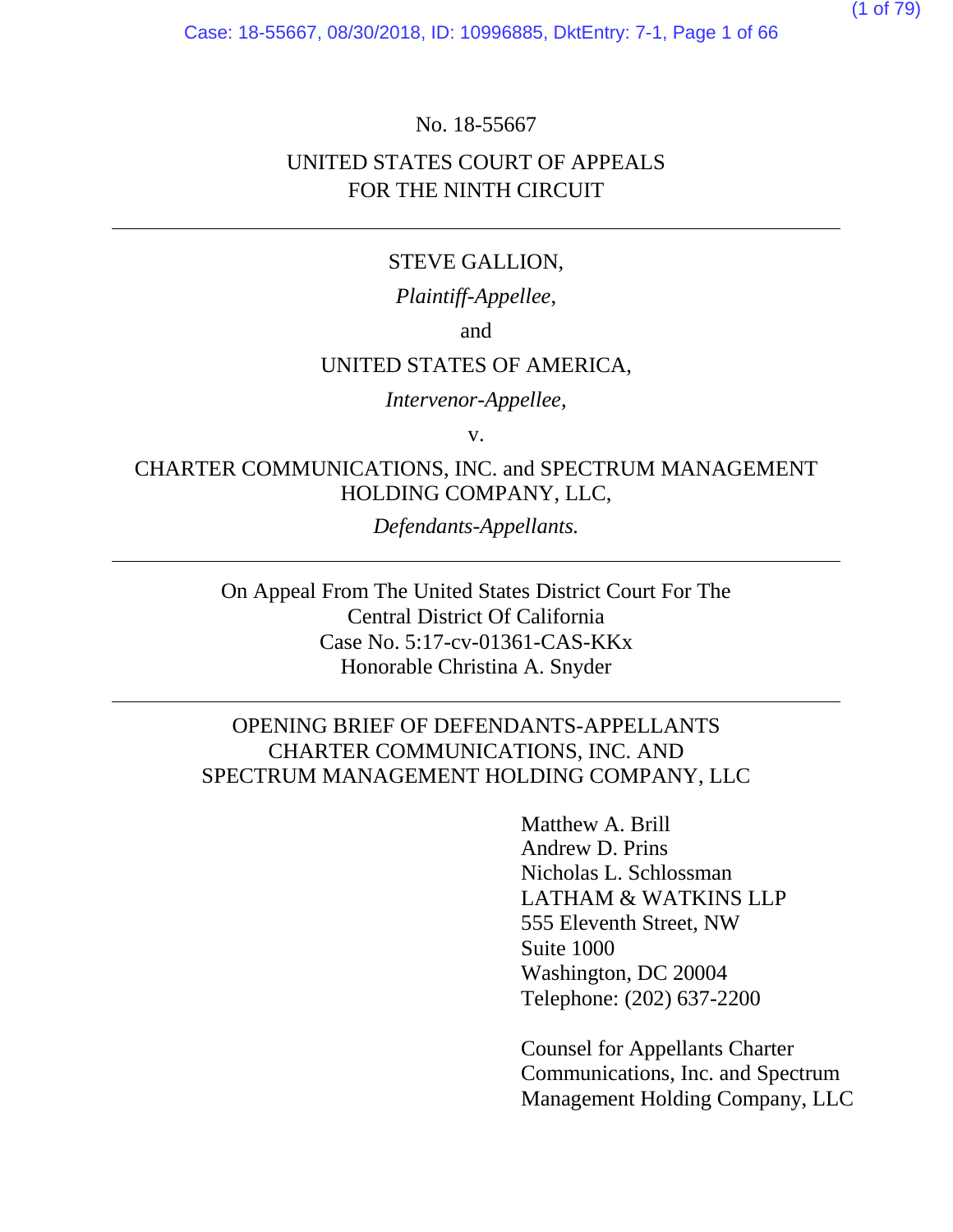No. 18-55667

UNITED STATES COURT OF APPEALS
FOR THE NINTH CIRCUIT

---

STEVE GALLION,

*Plaintiff-Appellee*,

and

UNITED STATES OF AMERICA,

*Intervenor-Appellee*,

v.

CHARTER COMMUNICATIONS, INC. and SPECTRUM MANAGEMENT HOLDING COMPANY, LLC,

*Defendants-Appellants.*

---

On Appeal From The United States District Court For The
Central District Of California
Case No. 5:17-cv-01361-CAS-KKx
Honorable Christina A. Snyder

---

OPENING BRIEF OF DEFENDANTS-APPELLANTS
CHARTER COMMUNICATIONS, INC. AND
SPECTRUM MANAGEMENT HOLDING COMPANY, LLC

Matthew A. Brill
Andrew D. Prins
Nicholas L. Schlossman
LATHAM & WATKINS LLP
555 Eleventh Street, NW
Suite 1000
Washington, DC 20004
Telephone: (202) 637-2200

Counsel for Appellants Charter Communications, Inc. and Spectrum Management Holding Company, LLC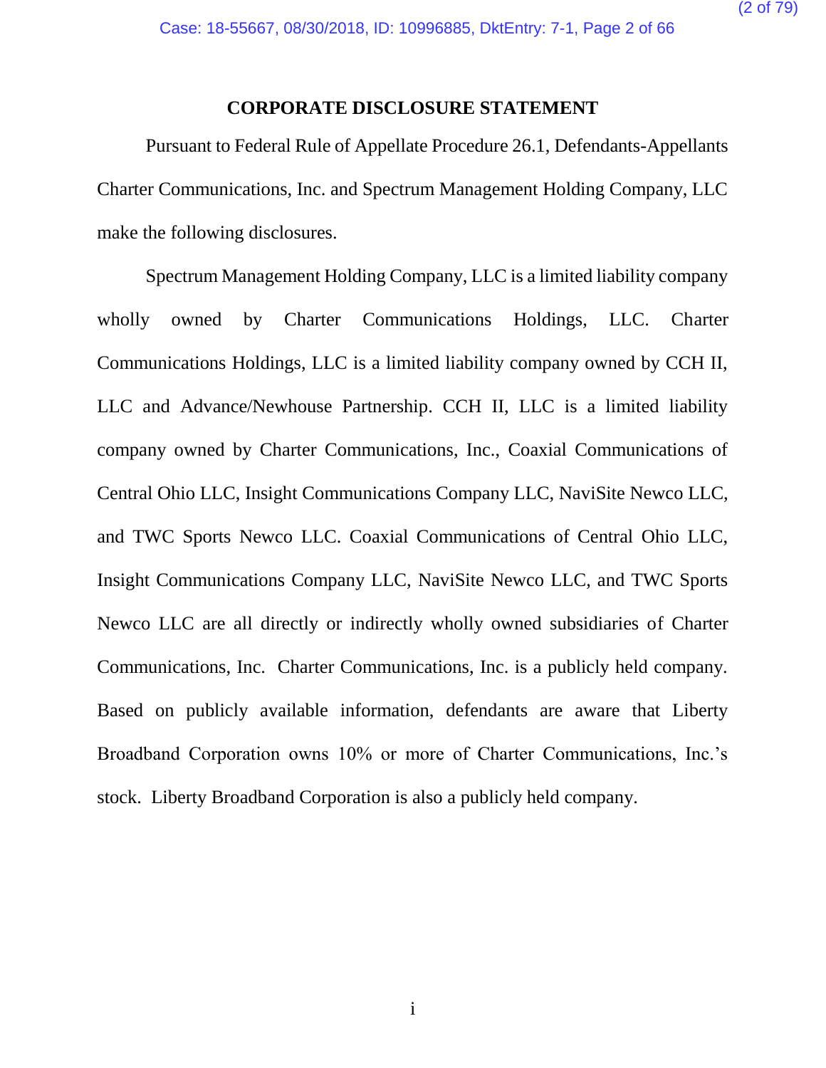## CORPORATE DISCLOSURE STATEMENT

Pursuant to Federal Rule of Appellate Procedure 26.1, Defendants-Appellants Charter Communications, Inc. and Spectrum Management Holding Company, LLC make the following disclosures.

Spectrum Management Holding Company, LLC is a limited liability company wholly owned by Charter Communications Holdings, LLC. Charter Communications Holdings, LLC is a limited liability company owned by CCH II, LLC and Advance/Newhouse Partnership. CCH II, LLC is a limited liability company owned by Charter Communications, Inc., Coaxial Communications of Central Ohio LLC, Insight Communications Company LLC, NaviSite Newco LLC, and TWC Sports Newco LLC. Coaxial Communications of Central Ohio LLC, Insight Communications Company LLC, NaviSite Newco LLC, and TWC Sports Newco LLC are all directly or indirectly wholly owned subsidiaries of Charter Communications, Inc. Charter Communications, Inc. is a publicly held company. Based on publicly available information, defendants are aware that Liberty Broadband Corporation owns 10% or more of Charter Communications, Inc.'s stock. Liberty Broadband Corporation is also a publicly held company.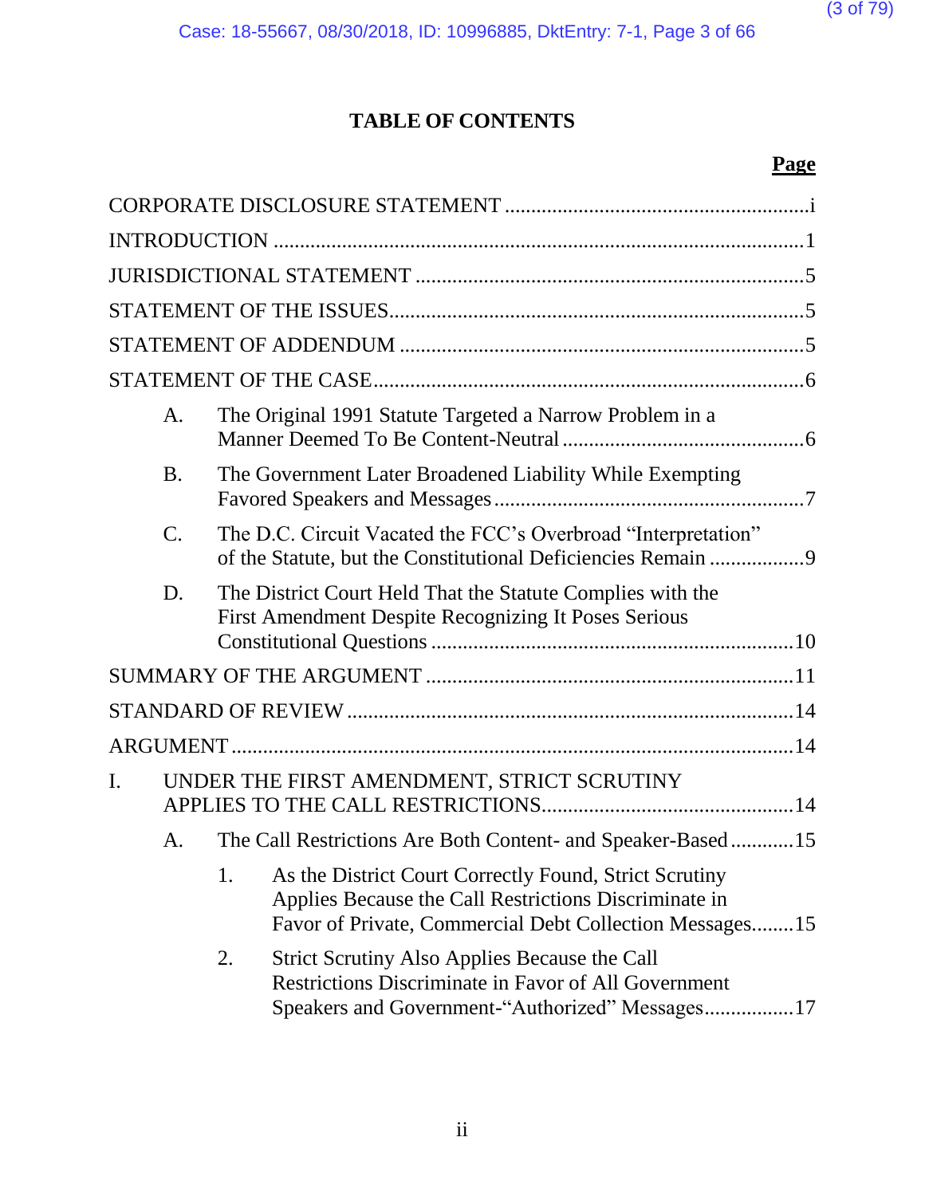# TABLE OF CONTENTS

**Page**

CORPORATE DISCLOSURE STATEMENT .......................................................... i

INTRODUCTION .................................................................................................. 1

JURISDICTIONAL STATEMENT ......................................................................... 5

STATEMENT OF THE ISSUES ............................................................................. 5

STATEMENT OF ADDENDUM ............................................................................ 5

STATEMENT OF THE CASE ................................................................................. 6

- A. The Original 1991 Statute Targeted a Narrow Problem in a Manner Deemed To Be Content-Neutral ............................................. 6
- B. The Government Later Broadened Liability While Exempting Favored Speakers and Messages .......................................................... 7
- C. The D.C. Circuit Vacated the FCC's Overbroad "Interpretation" of the Statute, but the Constitutional Deficiencies Remain .................. 9
- D. The District Court Held That the Statute Complies with the First Amendment Despite Recognizing It Poses Serious Constitutional Questions ..................................................................... 10

SUMMARY OF THE ARGUMENT ..................................................................... 11

STANDARD OF REVIEW .................................................................................... 14

ARGUMENT ......................................................................................................... 14

I. UNDER THE FIRST AMENDMENT, STRICT SCRUTINY APPLIES TO THE CALL RESTRICTIONS ................................................ 14
   - A. The Call Restrictions Are Both Content- and Speaker-Based ............ 15
     1. As the District Court Correctly Found, Strict Scrutiny Applies Because the Call Restrictions Discriminate in Favor of Private, Commercial Debt Collection Messages ........ 15
     2. Strict Scrutiny Also Applies Because the Call Restrictions Discriminate in Favor of All Government Speakers and Government-"Authorized" Messages ................. 17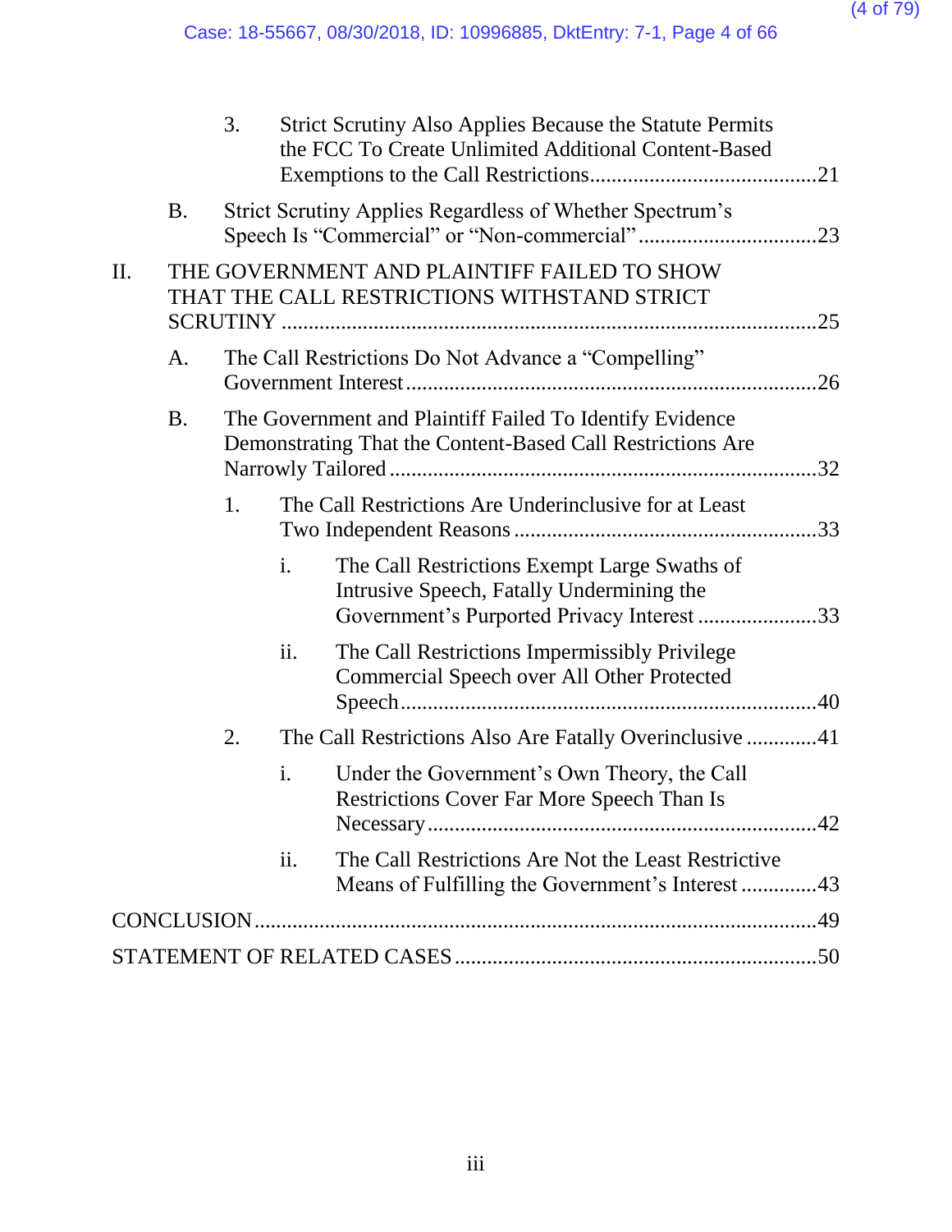3. Strict Scrutiny Also Applies Because the Statute Permits the FCC To Create Unlimited Additional Content-Based Exemptions to the Call Restrictions .......... 21

B. Strict Scrutiny Applies Regardless of Whether Spectrum's Speech Is "Commercial" or "Non-commercial" .......... 23

II. THE GOVERNMENT AND PLAINTIFF FAILED TO SHOW THAT THE CALL RESTRICTIONS WITHSTAND STRICT SCRUTINY .......... 25

A. The Call Restrictions Do Not Advance a "Compelling" Government Interest .......... 26

B. The Government and Plaintiff Failed To Identify Evidence Demonstrating That the Content-Based Call Restrictions Are Narrowly Tailored .......... 32

1. The Call Restrictions Are Underinclusive for at Least Two Independent Reasons .......... 33

i. The Call Restrictions Exempt Large Swaths of Intrusive Speech, Fatally Undermining the Government's Purported Privacy Interest .......... 33

ii. The Call Restrictions Impermissibly Privilege Commercial Speech over All Other Protected Speech .......... 40

2. The Call Restrictions Also Are Fatally Overinclusive .......... 41

i. Under the Government's Own Theory, the Call Restrictions Cover Far More Speech Than Is Necessary .......... 42

ii. The Call Restrictions Are Not the Least Restrictive Means of Fulfilling the Government's Interest .......... 43

CONCLUSION .......... 49

STATEMENT OF RELATED CASES .......... 50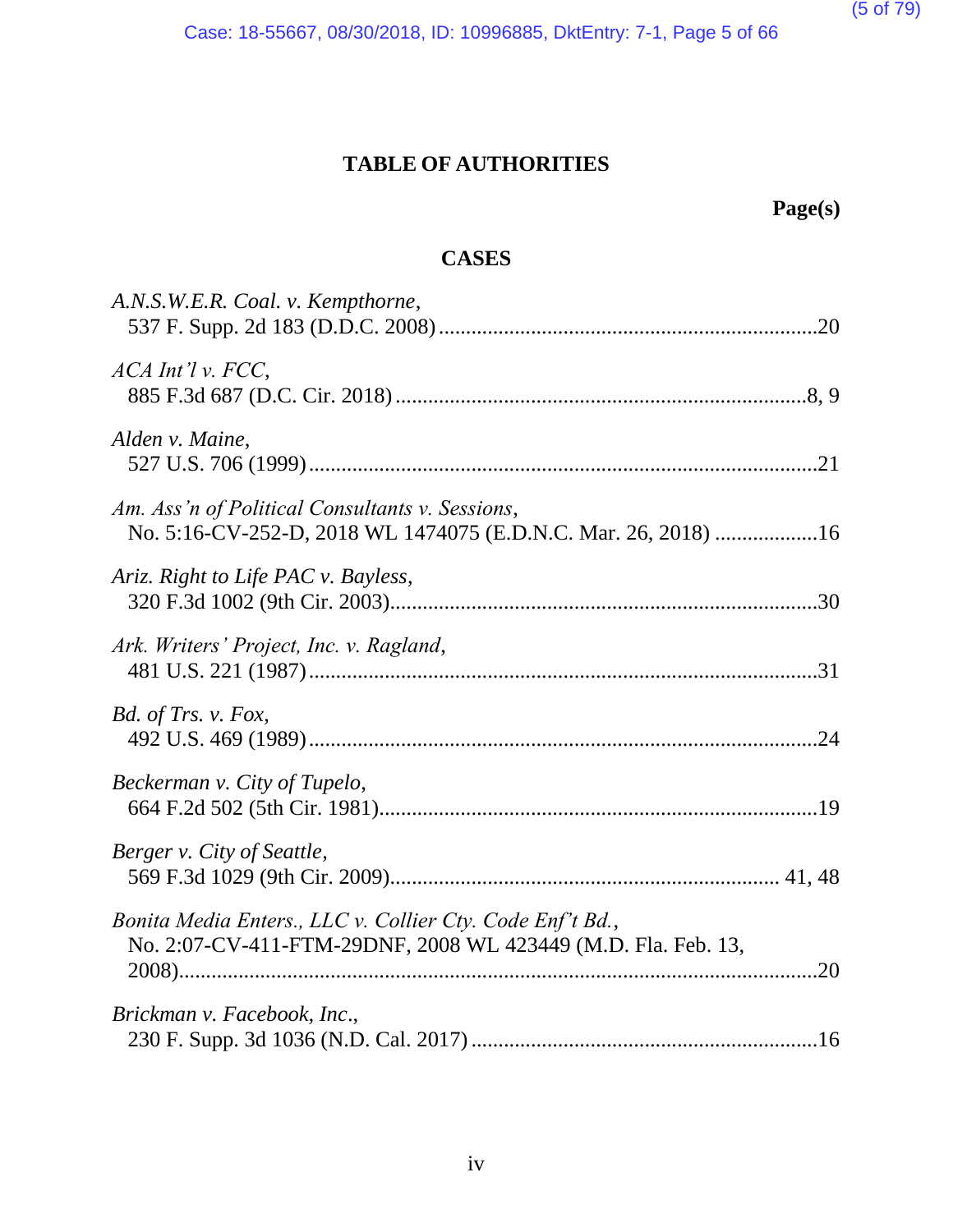# TABLE OF AUTHORITIES

**Page(s)**

## CASES

*A.N.S.W.E.R. Coal. v. Kempthorne*,
537 F. Supp. 2d 183 (D.D.C. 2008) ....................................................................20

*ACA Int'l v. FCC*,
885 F.3d 687 (D.C. Cir. 2018) ..........................................................................8, 9

*Alden v. Maine*,
527 U.S. 706 (1999) ............................................................................................21

*Am. Ass'n of Political Consultants v. Sessions*,
No. 5:16-CV-252-D, 2018 WL 1474075 (E.D.N.C. Mar. 26, 2018) ..................16

*Ariz. Right to Life PAC v. Bayless*,
320 F.3d 1002 (9th Cir. 2003).............................................................................30

*Ark. Writers' Project, Inc. v. Ragland*,
481 U.S. 221 (1987) ............................................................................................31

*Bd. of Trs. v. Fox*,
492 U.S. 469 (1989) ............................................................................................24

*Beckerman v. City of Tupelo*,
664 F.2d 502 (5th Cir. 1981)...............................................................................19

*Berger v. City of Seattle*,
569 F.3d 1029 (9th Cir. 2009)...................................................................... 41, 48

*Bonita Media Enters., LLC v. Collier Cty. Code Enf't Bd.*,
No. 2:07-CV-411-FTM-29DNF, 2008 WL 423449 (M.D. Fla. Feb. 13, 2008)..................................................................................................................20

*Brickman v. Facebook, Inc.*,
230 F. Supp. 3d 1036 (N.D. Cal. 2017) ...............................................................16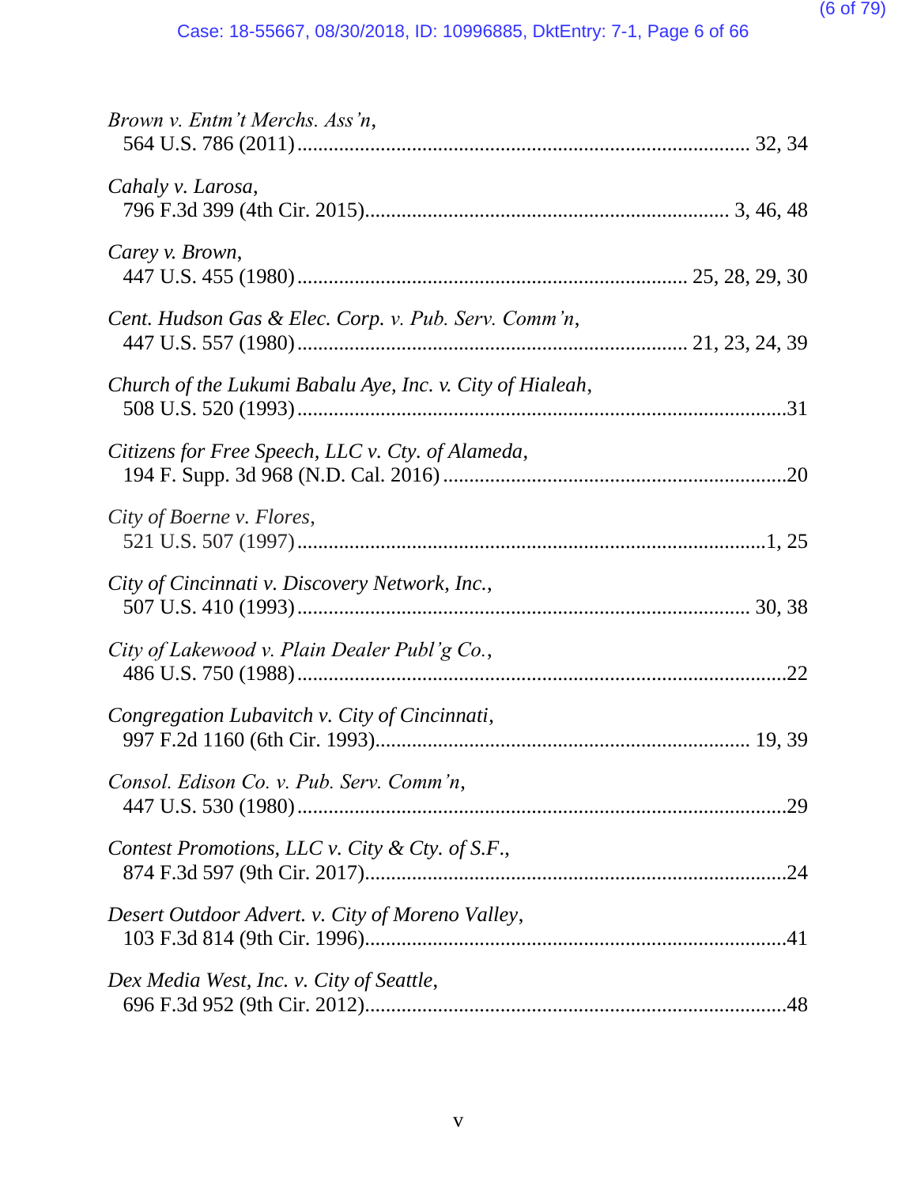*Brown v. Entm't Merchs. Ass'n*,
564 U.S. 786 (2011) ..................................................................................... 32, 34

*Cahaly v. Larosa*,
796 F.3d 399 (4th Cir. 2015) ..................................................................... 3, 46, 48

*Carey v. Brown*,
447 U.S. 455 (1980) ......................................................................... 25, 28, 29, 30

*Cent. Hudson Gas & Elec. Corp. v. Pub. Serv. Comm'n*,
447 U.S. 557 (1980) ......................................................................... 21, 23, 24, 39

*Church of the Lukumi Babalu Aye, Inc. v. City of Hialeah*,
508 U.S. 520 (1993) ..........................................................................................31

*Citizens for Free Speech, LLC v. Cty. of Alameda*,
194 F. Supp. 3d 968 (N.D. Cal. 2016) ..................................................................20

*City of Boerne v. Flores*,
521 U.S. 507 (1997) ........................................................................................1, 25

*City of Cincinnati v. Discovery Network, Inc.*,
507 U.S. 410 (1993) ..................................................................................... 30, 38

*City of Lakewood v. Plain Dealer Publ'g Co.*,
486 U.S. 750 (1988) ..........................................................................................22

*Congregation Lubavitch v. City of Cincinnati*,
997 F.2d 1160 (6th Cir. 1993) ......................................................................... 19, 39

*Consol. Edison Co. v. Pub. Serv. Comm'n*,
447 U.S. 530 (1980) ..........................................................................................29

*Contest Promotions, LLC v. City & Cty. of S.F.*,
874 F.3d 597 (9th Cir. 2017) ..................................................................................24

*Desert Outdoor Advert. v. City of Moreno Valley*,
103 F.3d 814 (9th Cir. 1996) ..................................................................................41

*Dex Media West, Inc. v. City of Seattle*,
696 F.3d 952 (9th Cir. 2012) ..................................................................................48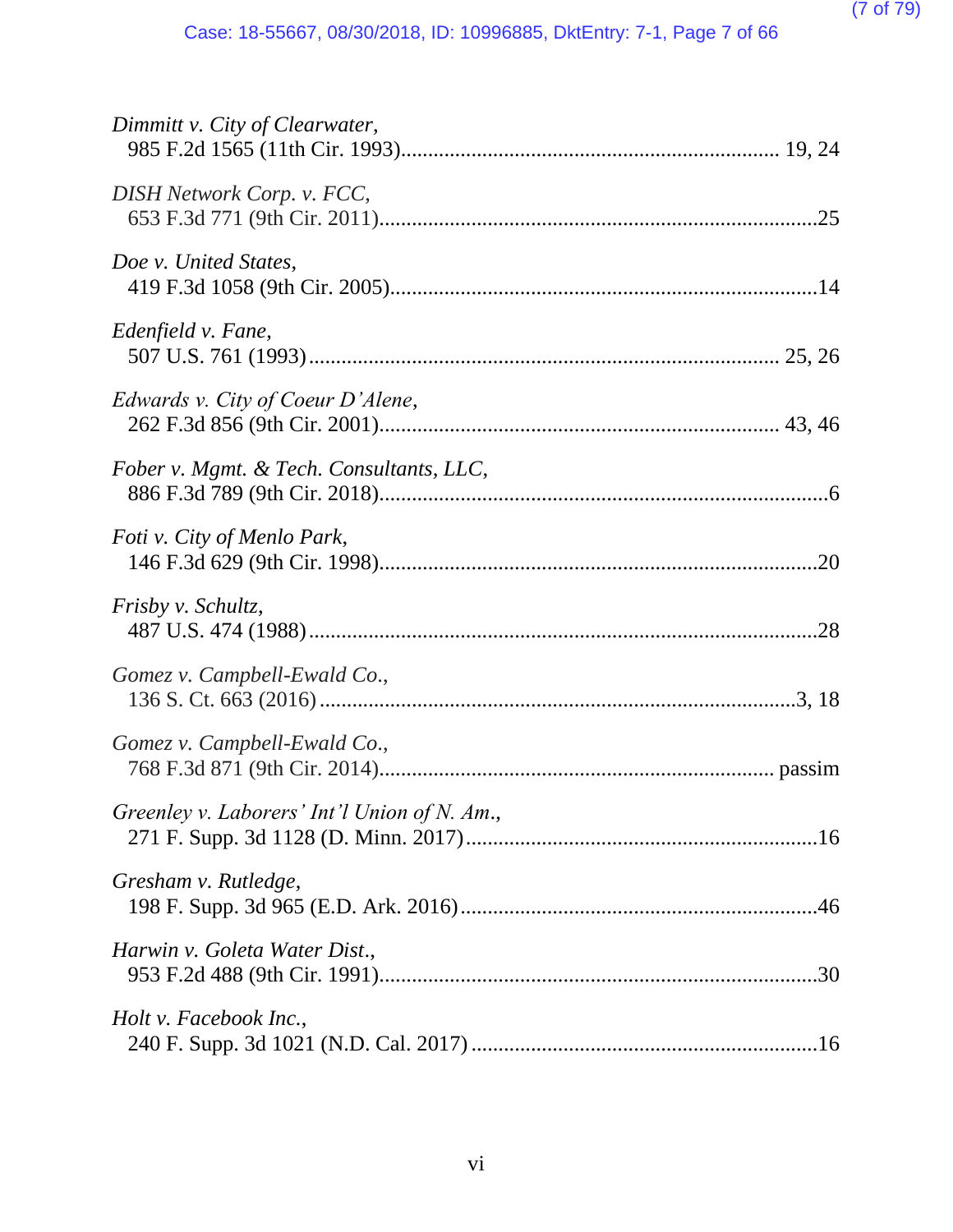*Dimmitt v. City of Clearwater*,
985 F.2d 1565 (11th Cir. 1993)........................................................................ 19, 24

*DISH Network Corp. v. FCC*,
653 F.3d 771 (9th Cir. 2011)................................................................................25

*Doe v. United States*,
419 F.3d 1058 (9th Cir. 2005)..............................................................................14

*Edenfield v. Fane*,
507 U.S. 761 (1993)..................................................................................... 25, 26

*Edwards v. City of Coeur D'Alene*,
262 F.3d 856 (9th Cir. 2001)......................................................................... 43, 46

*Fober v. Mgmt. & Tech. Consultants, LLC*,
886 F.3d 789 (9th Cir. 2018)..................................................................................6

*Foti v. City of Menlo Park*,
146 F.3d 629 (9th Cir. 1998)................................................................................20

*Frisby v. Schultz*,
487 U.S. 474 (1988)............................................................................................28

*Gomez v. Campbell-Ewald Co.*,
136 S. Ct. 663 (2016)........................................................................................3, 18

*Gomez v. Campbell-Ewald Co.*,
768 F.3d 871 (9th Cir. 2014)........................................................................ passim

*Greenley v. Laborers' Int'l Union of N. Am.*,
271 F. Supp. 3d 1128 (D. Minn. 2017)................................................................16

*Gresham v. Rutledge*,
198 F. Supp. 3d 965 (E.D. Ark. 2016).................................................................46

*Harwin v. Goleta Water Dist.*,
953 F.2d 488 (9th Cir. 1991)................................................................................30

*Holt v. Facebook Inc.*,
240 F. Supp. 3d 1021 (N.D. Cal. 2017)................................................................16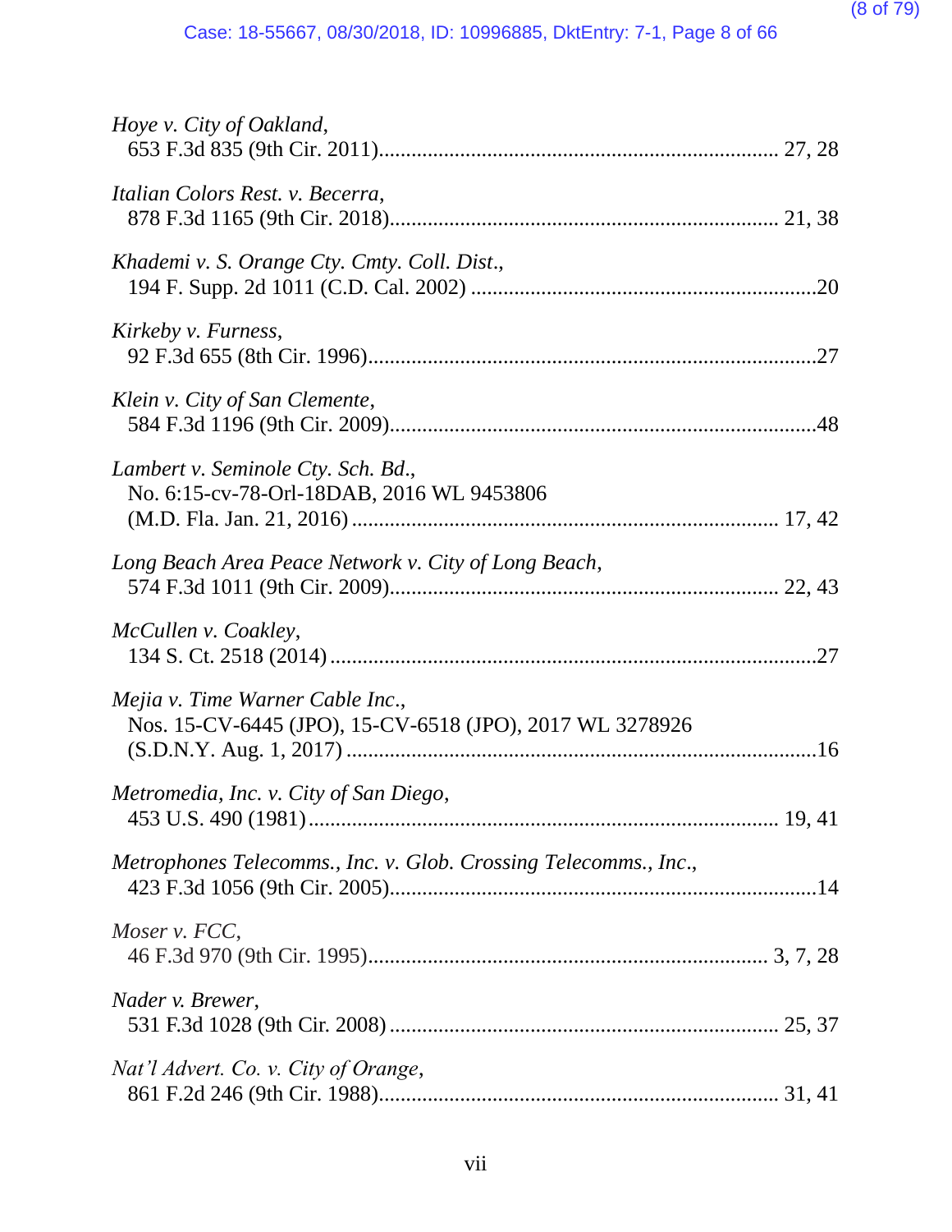*Hoye v. City of Oakland*,
653 F.3d 835 (9th Cir. 2011)........................................................................ 27, 28

*Italian Colors Rest. v. Becerra*,
878 F.3d 1165 (9th Cir. 2018)...................................................................... 21, 38

*Khademi v. S. Orange Cty. Cmty. Coll. Dist.*,
194 F. Supp. 2d 1011 (C.D. Cal. 2002) ...............................................................20

*Kirkeby v. Furness*,
92 F.3d 655 (8th Cir. 1996).................................................................................27

*Klein v. City of San Clemente*,
584 F.3d 1196 (9th Cir. 2009)..............................................................................48

*Lambert v. Seminole Cty. Sch. Bd.*,
No. 6:15-cv-78-Orl-18DAB, 2016 WL 9453806
(M.D. Fla. Jan. 21, 2016) ............................................................................. 17, 42

*Long Beach Area Peace Network v. City of Long Beach*,
574 F.3d 1011 (9th Cir. 2009)...................................................................... 22, 43

*McCullen v. Coakley*,
134 S. Ct. 2518 (2014) .........................................................................................27

*Mejia v. Time Warner Cable Inc.*,
Nos. 15-CV-6445 (JPO), 15-CV-6518 (JPO), 2017 WL 3278926
(S.D.N.Y. Aug. 1, 2017) ......................................................................................16

*Metromedia, Inc. v. City of San Diego*,
453 U.S. 490 (1981)...................................................................................... 19, 41

*Metrophones Telecomms., Inc. v. Glob. Crossing Telecomms., Inc.*,
423 F.3d 1056 (9th Cir. 2005)..............................................................................14

*Moser v. FCC*,
46 F.3d 970 (9th Cir. 1995)........................................................................ 3, 7, 28

*Nader v. Brewer*,
531 F.3d 1028 (9th Cir. 2008) ...................................................................... 25, 37

*Nat'l Advert. Co. v. City of Orange*,
861 F.2d 246 (9th Cir. 1988)........................................................................ 31, 41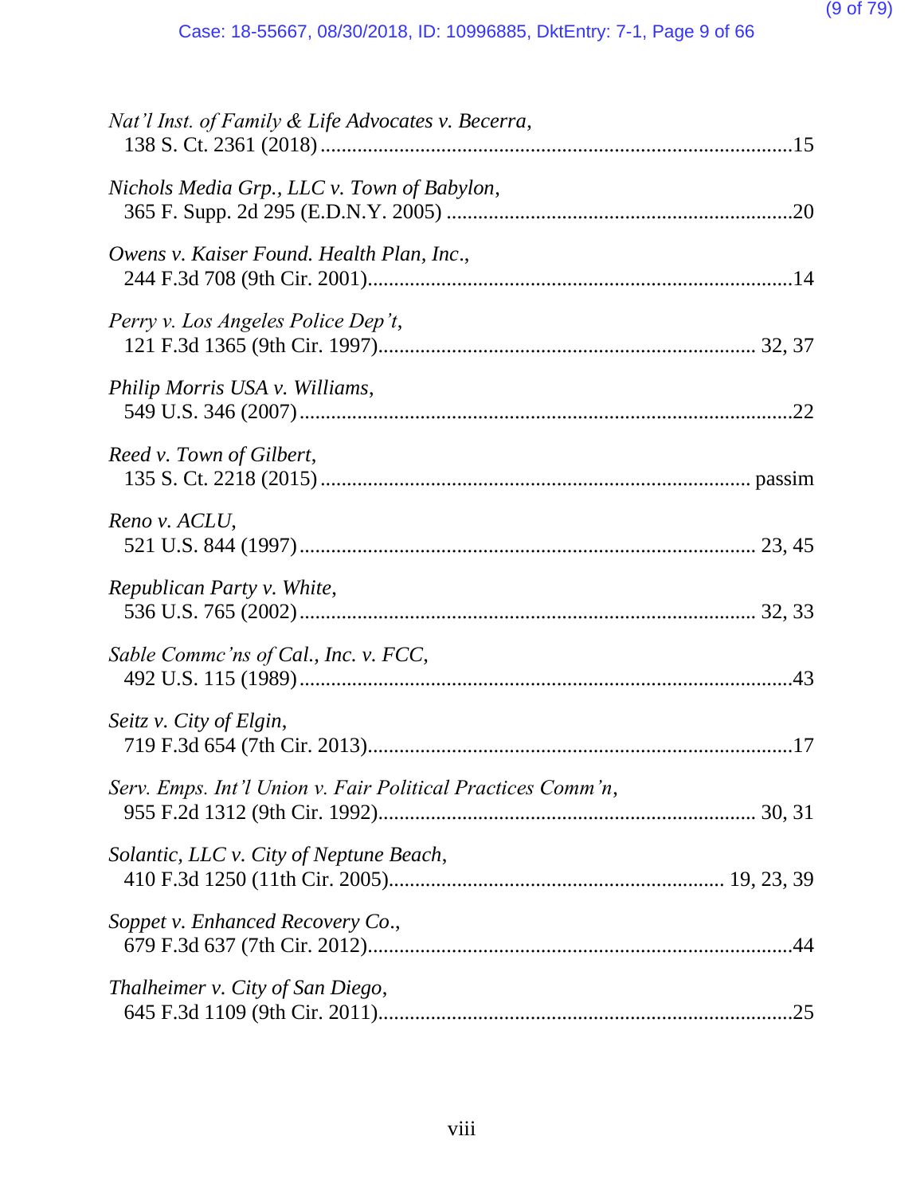*Nat'l Inst. of Family & Life Advocates v. Becerra*,
138 S. Ct. 2361 (2018) .......................................................................................15

*Nichols Media Grp., LLC v. Town of Babylon*,
365 F. Supp. 2d 295 (E.D.N.Y. 2005) .................................................................20

*Owens v. Kaiser Found. Health Plan, Inc*.,
244 F.3d 708 (9th Cir. 2001)................................................................................14

*Perry v. Los Angeles Police Dep't*,
121 F.3d 1365 (9th Cir. 1997).......................................................................32, 37

*Philip Morris USA v. Williams*,
549 U.S. 346 (2007) .............................................................................................22

*Reed v. Town of Gilbert*,
135 S. Ct. 2218 (2015) ..................................................................................passim

*Reno v. ACLU*,
521 U.S. 844 (1997) .......................................................................................23, 45

*Republican Party v. White*,
536 U.S. 765 (2002) .......................................................................................32, 33

*Sable Commc'ns of Cal., Inc. v. FCC*,
492 U.S. 115 (1989) .............................................................................................43

*Seitz v. City of Elgin*,
719 F.3d 654 (7th Cir. 2013)................................................................................17

*Serv. Emps. Int'l Union v. Fair Political Practices Comm'n*,
955 F.2d 1312 (9th Cir. 1992)........................................................................30, 31

*Solantic, LLC v. City of Neptune Beach*,
410 F.3d 1250 (11th Cir. 2005).................................................................19, 23, 39

*Soppet v. Enhanced Recovery Co*.,
679 F.3d 637 (7th Cir. 2012)................................................................................44

*Thalheimer v. City of San Diego*,
645 F.3d 1109 (9th Cir. 2011)..............................................................................25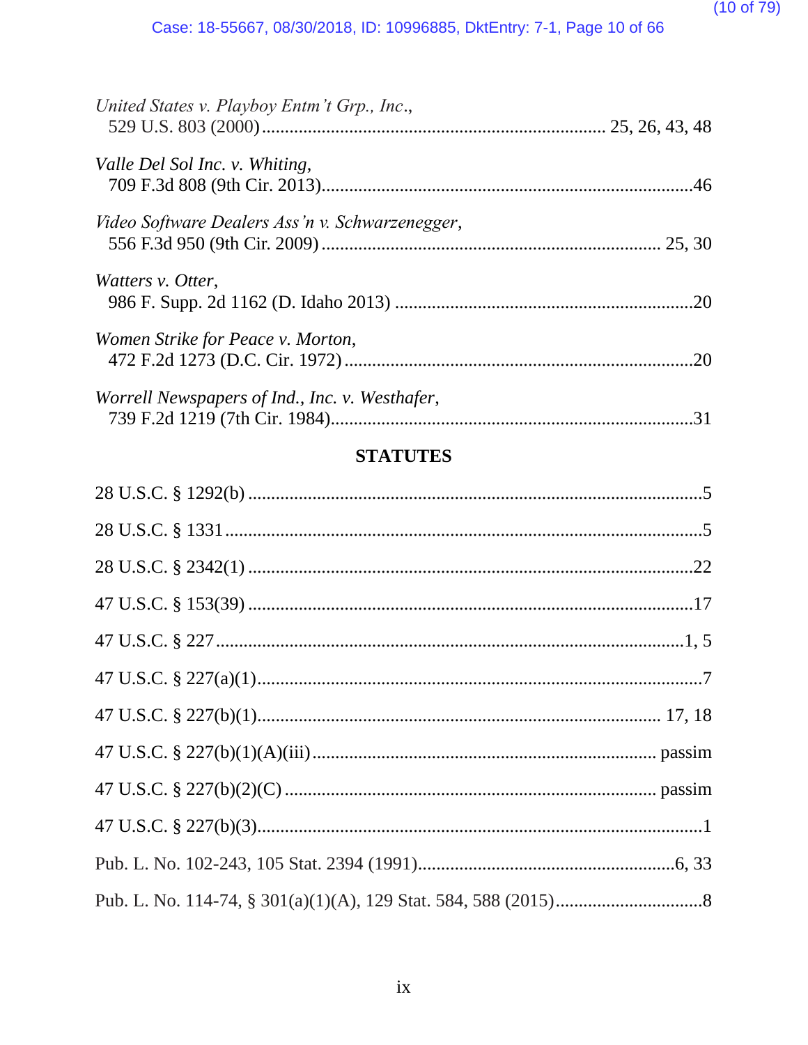*United States v. Playboy Entm't Grp., Inc.*,
529 U.S. 803 (2000)............................................................................ 25, 26, 43, 48

*Valle Del Sol Inc. v. Whiting*,
709 F.3d 808 (9th Cir. 2013)..................................................................................46

*Video Software Dealers Ass'n v. Schwarzenegger*,
556 F.3d 950 (9th Cir. 2009) ........................................................................... 25, 30

*Watters v. Otter*,
986 F. Supp. 2d 1162 (D. Idaho 2013) ..................................................................20

*Women Strike for Peace v. Morton*,
472 F.2d 1273 (D.C. Cir. 1972)..............................................................................20

*Worrell Newspapers of Ind., Inc. v. Westhafer*,
739 F.2d 1219 (7th Cir. 1984)................................................................................31

## STATUTES

28 U.S.C. § 1292(b) ....................................................................................................5

28 U.S.C. § 1331 ........................................................................................................5

28 U.S.C. § 2342(1) ..................................................................................................22

47 U.S.C. § 153(39) ..................................................................................................17

47 U.S.C. § 227......................................................................................................1, 5

47 U.S.C. § 227(a)(1)..................................................................................................7

47 U.S.C. § 227(b)(1)...................................................................................... 17, 18

47 U.S.C. § 227(b)(1)(A)(iii)........................................................................... passim

47 U.S.C. § 227(b)(2)(C) ................................................................................. passim

47 U.S.C. § 227(b)(3)..................................................................................................1

Pub. L. No. 102-243, 105 Stat. 2394 (1991)..........................................................6, 33

Pub. L. No. 114-74, § 301(a)(1)(A), 129 Stat. 584, 588 (2015)..................................8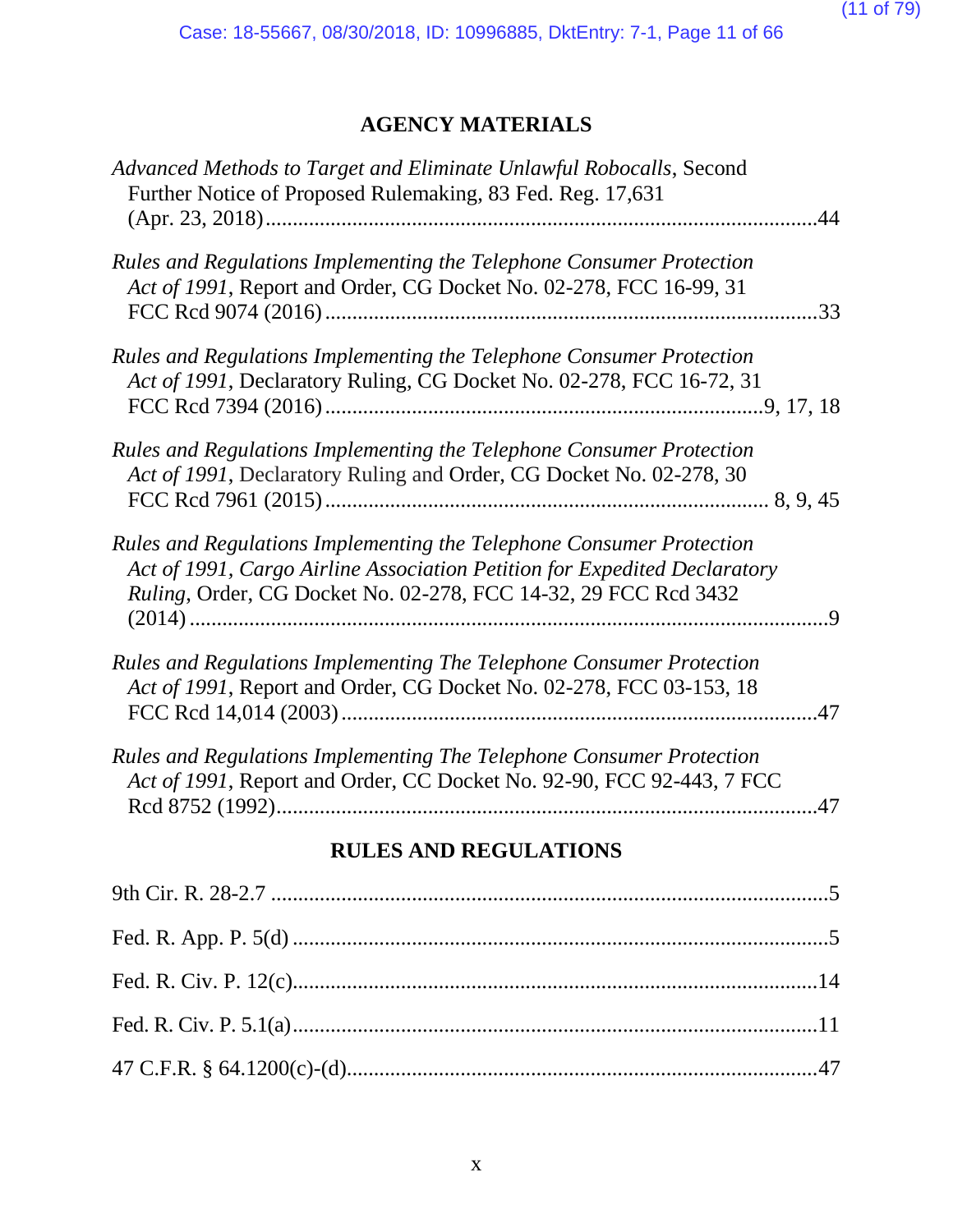## AGENCY MATERIALS

*Advanced Methods to Target and Eliminate Unlawful Robocalls*, Second Further Notice of Proposed Rulemaking, 83 Fed. Reg. 17,631 (Apr. 23, 2018)....................................................................................................44

*Rules and Regulations Implementing the Telephone Consumer Protection Act of 1991*, Report and Order, CG Docket No. 02-278, FCC 16-99, 31 FCC Rcd 9074 (2016)........................................................................................33

*Rules and Regulations Implementing the Telephone Consumer Protection Act of 1991*, Declaratory Ruling, CG Docket No. 02-278, FCC 16-72, 31 FCC Rcd 7394 (2016)...............................................................................9, 17, 18

*Rules and Regulations Implementing the Telephone Consumer Protection Act of 1991*, Declaratory Ruling and Order, CG Docket No. 02-278, 30 FCC Rcd 7961 (2015)............................................................................... 8, 9, 45

*Rules and Regulations Implementing the Telephone Consumer Protection Act of 1991*, *Cargo Airline Association Petition for Expedited Declaratory Ruling*, Order, CG Docket No. 02-278, FCC 14-32, 29 FCC Rcd 3432 (2014)...............................................................................................................9

*Rules and Regulations Implementing The Telephone Consumer Protection Act of 1991*, Report and Order, CG Docket No. 02-278, FCC 03-153, 18 FCC Rcd 14,014 (2003).......................................................................................47

*Rules and Regulations Implementing The Telephone Consumer Protection Act of 1991*, Report and Order, CC Docket No. 92-90, FCC 92-443, 7 FCC Rcd 8752 (1992)..................................................................................................47

## RULES AND REGULATIONS

9th Cir. R. 28-2.7 .....................................................................................................5

Fed. R. App. P. 5(d) .................................................................................................5

Fed. R. Civ. P. 12(c)...............................................................................................14

Fed. R. Civ. P. 5.1(a)...............................................................................................11

47 C.F.R. § 64.1200(c)-(d).....................................................................................47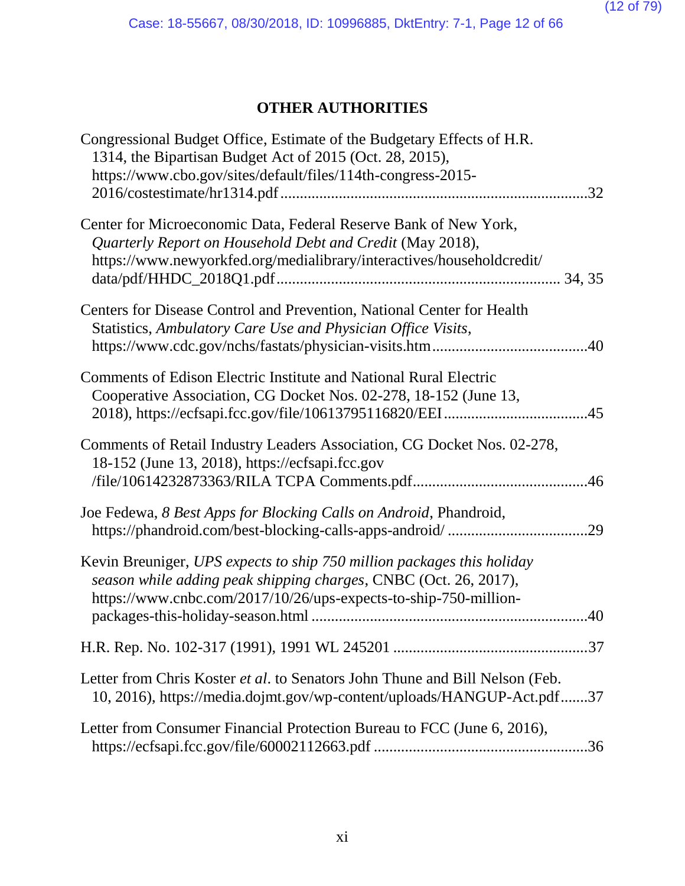## OTHER AUTHORITIES

Congressional Budget Office, Estimate of the Budgetary Effects of H.R. 1314, the Bipartisan Budget Act of 2015 (Oct. 28, 2015), https://www.cbo.gov/sites/default/files/114th-congress-2015-2016/costestimate/hr1314.pdf ............................................................................32

Center for Microeconomic Data, Federal Reserve Bank of New York, *Quarterly Report on Household Debt and Credit* (May 2018), https://www.newyorkfed.org/medialibrary/interactives/householdcredit/data/pdf/HHDC_2018Q1.pdf ...................................................................... 34, 35

Centers for Disease Control and Prevention, National Center for Health Statistics, *Ambulatory Care Use and Physician Office Visits*, https://www.cdc.gov/nchs/fastats/physician-visits.htm........................................40

Comments of Edison Electric Institute and National Rural Electric Cooperative Association, CG Docket Nos. 02-278, 18-152 (June 13, 2018), https://ecfsapi.fcc.gov/file/10613795116820/EEI.....................................45

Comments of Retail Industry Leaders Association, CG Docket Nos. 02-278, 18-152 (June 13, 2018), https://ecfsapi.fcc.gov/file/10614232873363/RILA TCPA Comments.pdf.............................................46

Joe Fedewa, *8 Best Apps for Blocking Calls on Android*, Phandroid, https://phandroid.com/best-blocking-calls-apps-android/ ....................................29

Kevin Breuniger, *UPS expects to ship 750 million packages this holiday season while adding peak shipping charges*, CNBC (Oct. 26, 2017), https://www.cnbc.com/2017/10/26/ups-expects-to-ship-750-million-packages-this-holiday-season.html ......................................................................40

H.R. Rep. No. 102-317 (1991), 1991 WL 245201 ..................................................37

Letter from Chris Koster *et al*. to Senators John Thune and Bill Nelson (Feb. 10, 2016), https://media.dojmt.gov/wp-content/uploads/HANGUP-Act.pdf.......37

Letter from Consumer Financial Protection Bureau to FCC (June 6, 2016), https://ecfsapi.fcc.gov/file/60002112663.pdf ......................................................36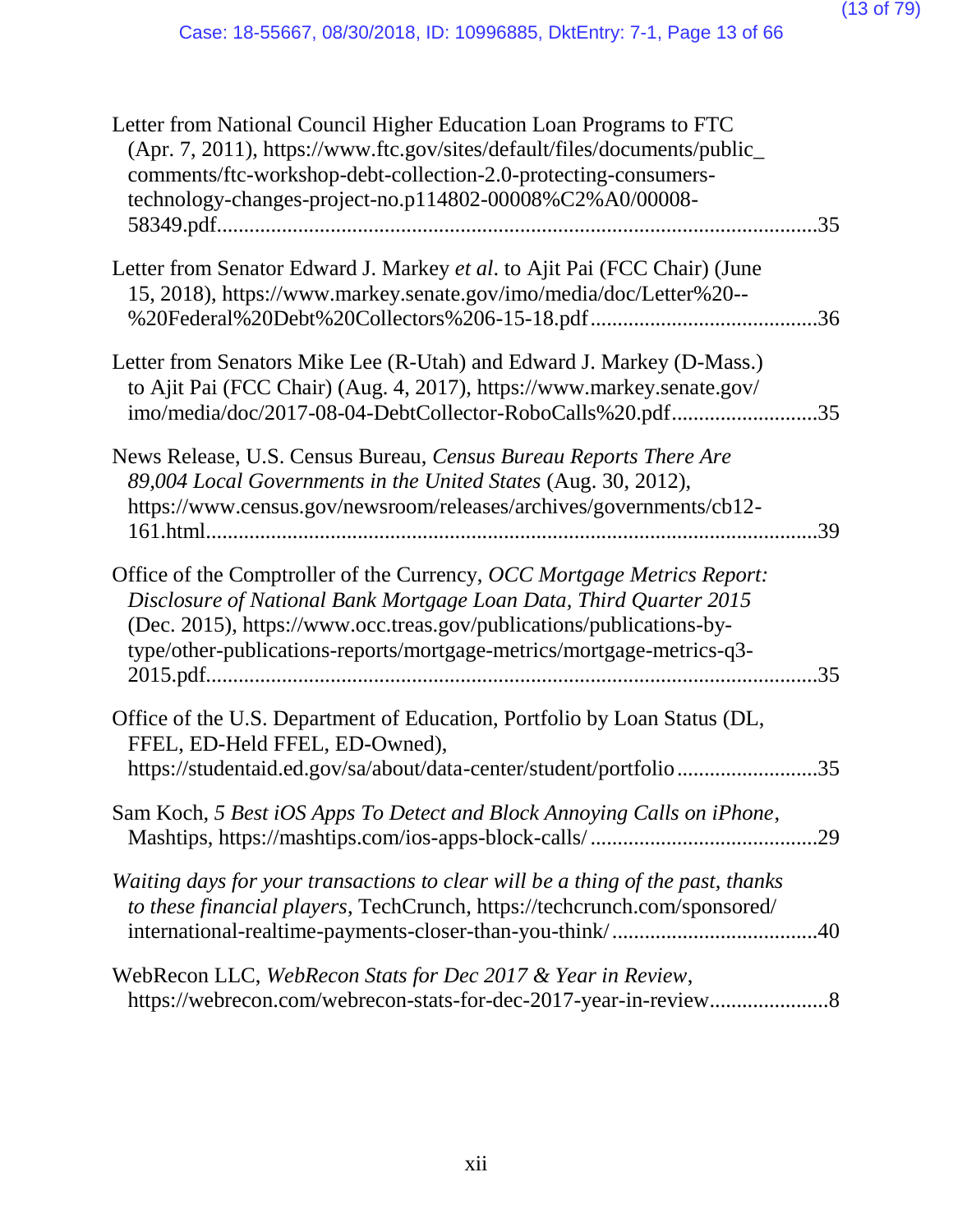Letter from National Council Higher Education Loan Programs to FTC (Apr. 7, 2011), https://www.ftc.gov/sites/default/files/documents/public_comments/ftc-workshop-debt-collection-2.0-protecting-consumers-technology-changes-project-no.p114802-00008%C2%A0/00008-58349.pdf ............................................................................................................35

Letter from Senator Edward J. Markey *et al*. to Ajit Pai (FCC Chair) (June 15, 2018), https://www.markey.senate.gov/imo/media/doc/Letter%20--%20Federal%20Debt%20Collectors%206-15-18.pdf ..........................................36

Letter from Senators Mike Lee (R-Utah) and Edward J. Markey (D-Mass.) to Ajit Pai (FCC Chair) (Aug. 4, 2017), https://www.markey.senate.gov/imo/media/doc/2017-08-04-DebtCollector-RoboCalls%20.pdf ...........................35

News Release, U.S. Census Bureau, *Census Bureau Reports There Are 89,004 Local Governments in the United States* (Aug. 30, 2012), https://www.census.gov/newsroom/releases/archives/governments/cb12-161.html ...............................................................................................................39

Office of the Comptroller of the Currency, *OCC Mortgage Metrics Report: Disclosure of National Bank Mortgage Loan Data, Third Quarter 2015* (Dec. 2015), https://www.occ.treas.gov/publications/publications-by-type/other-publications-reports/mortgage-metrics/mortgage-metrics-q3-2015.pdf ...............................................................................................................35

Office of the U.S. Department of Education, Portfolio by Loan Status (DL, FFEL, ED-Held FFEL, ED-Owned), https://studentaid.ed.gov/sa/about/data-center/student/portfolio ..........................35

Sam Koch, *5 Best iOS Apps To Detect and Block Annoying Calls on iPhone*, Mashtips, https://mashtips.com/ios-apps-block-calls/ ..........................................29

*Waiting days for your transactions to clear will be a thing of the past, thanks to these financial players*, TechCrunch, https://techcrunch.com/sponsored/international-realtime-payments-closer-than-you-think/ ......................................40

WebRecon LLC, *WebRecon Stats for Dec 2017 & Year in Review*, https://webrecon.com/webrecon-stats-for-dec-2017-year-in-review......................8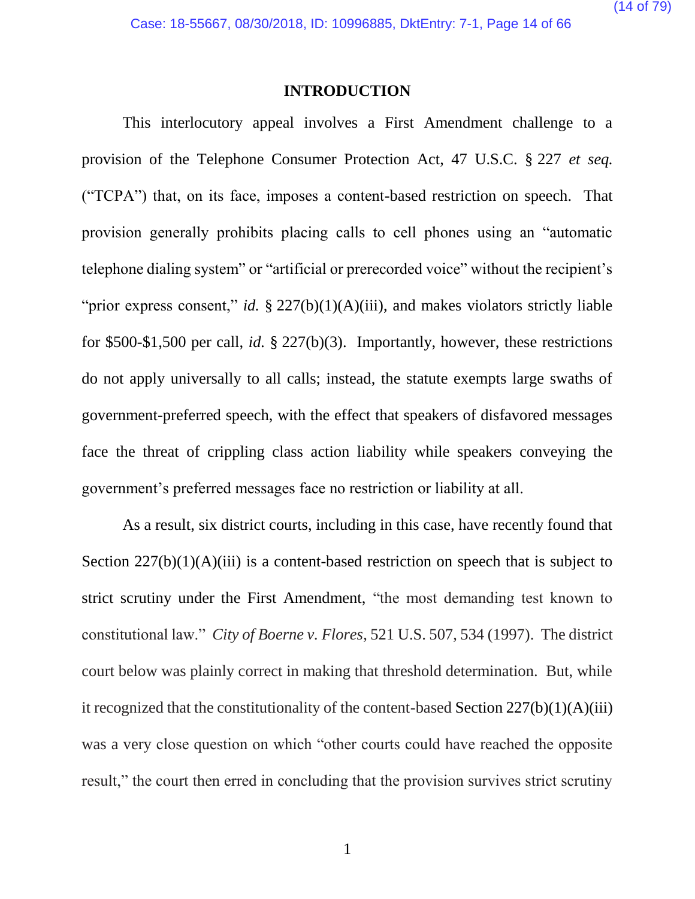## INTRODUCTION

This interlocutory appeal involves a First Amendment challenge to a provision of the Telephone Consumer Protection Act, 47 U.S.C. § 227 *et seq.* ("TCPA") that, on its face, imposes a content-based restriction on speech. That provision generally prohibits placing calls to cell phones using an "automatic telephone dialing system" or "artificial or prerecorded voice" without the recipient's "prior express consent," *id.* § 227(b)(1)(A)(iii), and makes violators strictly liable for $500-$1,500 per call, *id.* § 227(b)(3). Importantly, however, these restrictions do not apply universally to all calls; instead, the statute exempts large swaths of government-preferred speech, with the effect that speakers of disfavored messages face the threat of crippling class action liability while speakers conveying the government's preferred messages face no restriction or liability at all.

As a result, six district courts, including in this case, have recently found that Section 227(b)(1)(A)(iii) is a content-based restriction on speech that is subject to strict scrutiny under the First Amendment, "the most demanding test known to constitutional law." *City of Boerne v. Flores*, 521 U.S. 507, 534 (1997). The district court below was plainly correct in making that threshold determination. But, while it recognized that the constitutionality of the content-based Section 227(b)(1)(A)(iii) was a very close question on which "other courts could have reached the opposite result," the court then erred in concluding that the provision survives strict scrutiny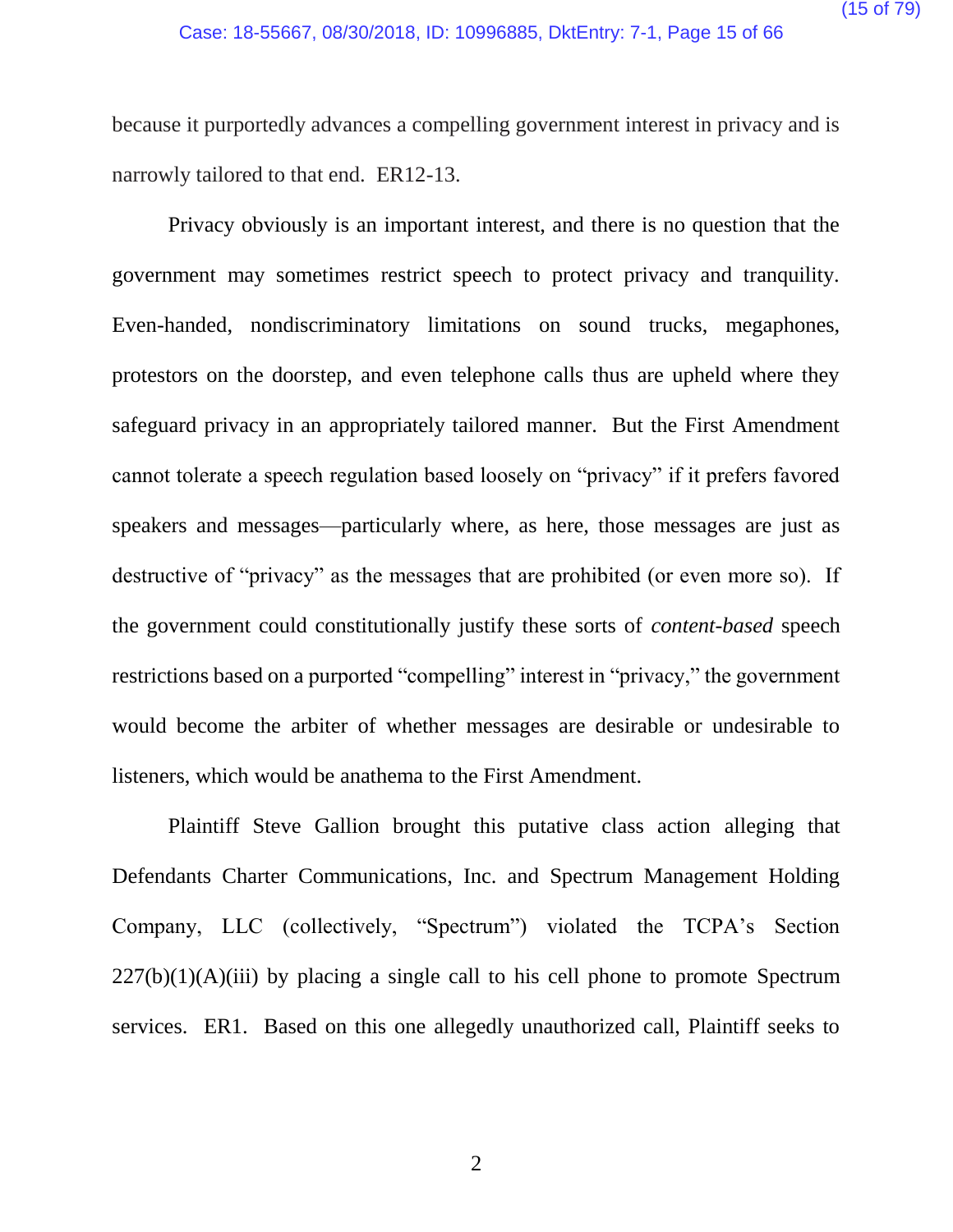because it purportedly advances a compelling government interest in privacy and is narrowly tailored to that end. ER12-13.

Privacy obviously is an important interest, and there is no question that the government may sometimes restrict speech to protect privacy and tranquility. Even-handed, nondiscriminatory limitations on sound trucks, megaphones, protestors on the doorstep, and even telephone calls thus are upheld where they safeguard privacy in an appropriately tailored manner. But the First Amendment cannot tolerate a speech regulation based loosely on "privacy" if it prefers favored speakers and messages—particularly where, as here, those messages are just as destructive of "privacy" as the messages that are prohibited (or even more so). If the government could constitutionally justify these sorts of *content-based* speech restrictions based on a purported "compelling" interest in "privacy," the government would become the arbiter of whether messages are desirable or undesirable to listeners, which would be anathema to the First Amendment.

Plaintiff Steve Gallion brought this putative class action alleging that Defendants Charter Communications, Inc. and Spectrum Management Holding Company, LLC (collectively, "Spectrum") violated the TCPA's Section 227(b)(1)(A)(iii) by placing a single call to his cell phone to promote Spectrum services. ER1. Based on this one allegedly unauthorized call, Plaintiff seeks to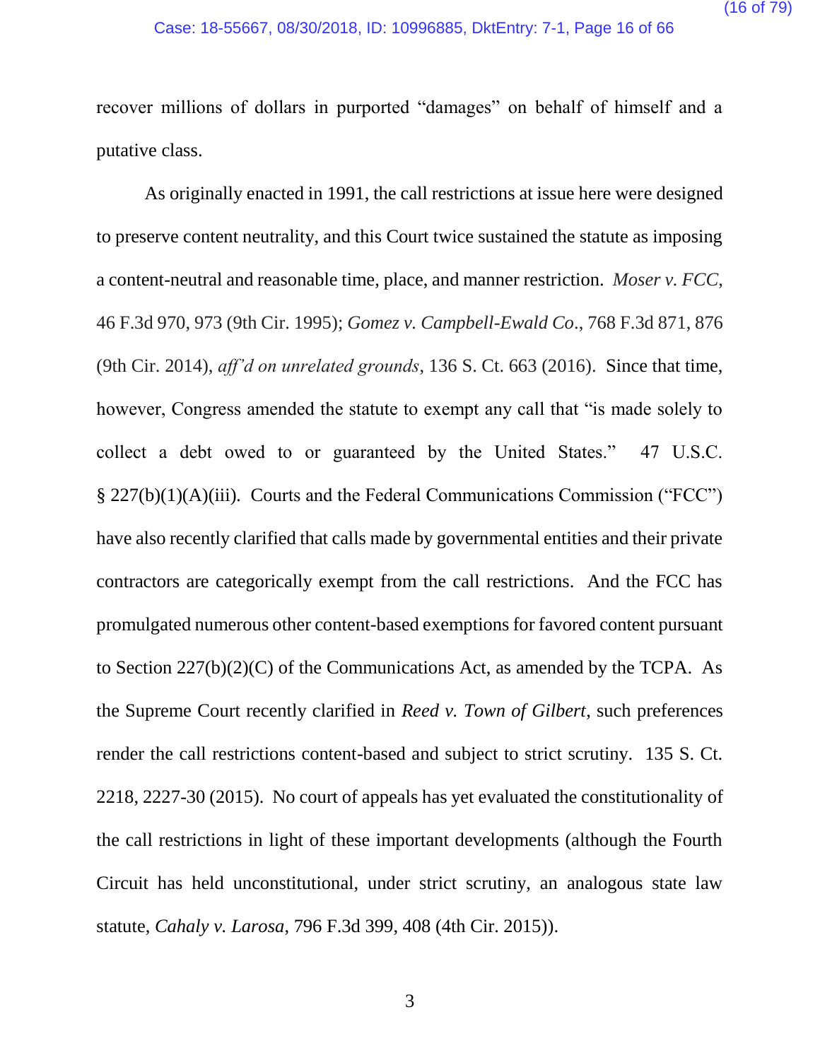recover millions of dollars in purported "damages" on behalf of himself and a putative class.

As originally enacted in 1991, the call restrictions at issue here were designed to preserve content neutrality, and this Court twice sustained the statute as imposing a content-neutral and reasonable time, place, and manner restriction. *Moser v. FCC*, 46 F.3d 970, 973 (9th Cir. 1995); *Gomez v. Campbell-Ewald Co.*, 768 F.3d 871, 876 (9th Cir. 2014), *aff'd on unrelated grounds*, 136 S. Ct. 663 (2016). Since that time, however, Congress amended the statute to exempt any call that "is made solely to collect a debt owed to or guaranteed by the United States." 47 U.S.C. § 227(b)(1)(A)(iii). Courts and the Federal Communications Commission ("FCC") have also recently clarified that calls made by governmental entities and their private contractors are categorically exempt from the call restrictions. And the FCC has promulgated numerous other content-based exemptions for favored content pursuant to Section 227(b)(2)(C) of the Communications Act, as amended by the TCPA. As the Supreme Court recently clarified in *Reed v. Town of Gilbert*, such preferences render the call restrictions content-based and subject to strict scrutiny. 135 S. Ct. 2218, 2227-30 (2015). No court of appeals has yet evaluated the constitutionality of the call restrictions in light of these important developments (although the Fourth Circuit has held unconstitutional, under strict scrutiny, an analogous state law statute, *Cahaly v. Larosa*, 796 F.3d 399, 408 (4th Cir. 2015)).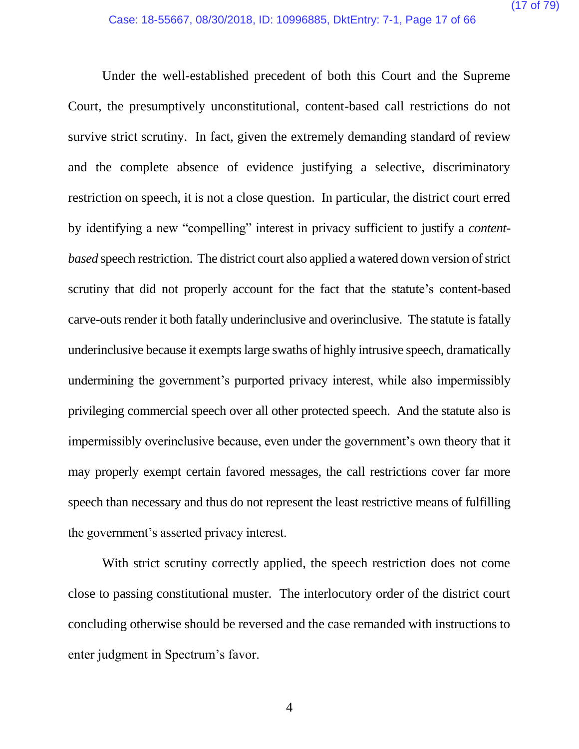Under the well-established precedent of both this Court and the Supreme Court, the presumptively unconstitutional, content-based call restrictions do not survive strict scrutiny. In fact, given the extremely demanding standard of review and the complete absence of evidence justifying a selective, discriminatory restriction on speech, it is not a close question. In particular, the district court erred by identifying a new "compelling" interest in privacy sufficient to justify a *content-based* speech restriction. The district court also applied a watered down version of strict scrutiny that did not properly account for the fact that the statute's content-based carve-outs render it both fatally underinclusive and overinclusive. The statute is fatally underinclusive because it exempts large swaths of highly intrusive speech, dramatically undermining the government's purported privacy interest, while also impermissibly privileging commercial speech over all other protected speech. And the statute also is impermissibly overinclusive because, even under the government's own theory that it may properly exempt certain favored messages, the call restrictions cover far more speech than necessary and thus do not represent the least restrictive means of fulfilling the government's asserted privacy interest.

With strict scrutiny correctly applied, the speech restriction does not come close to passing constitutional muster. The interlocutory order of the district court concluding otherwise should be reversed and the case remanded with instructions to enter judgment in Spectrum's favor.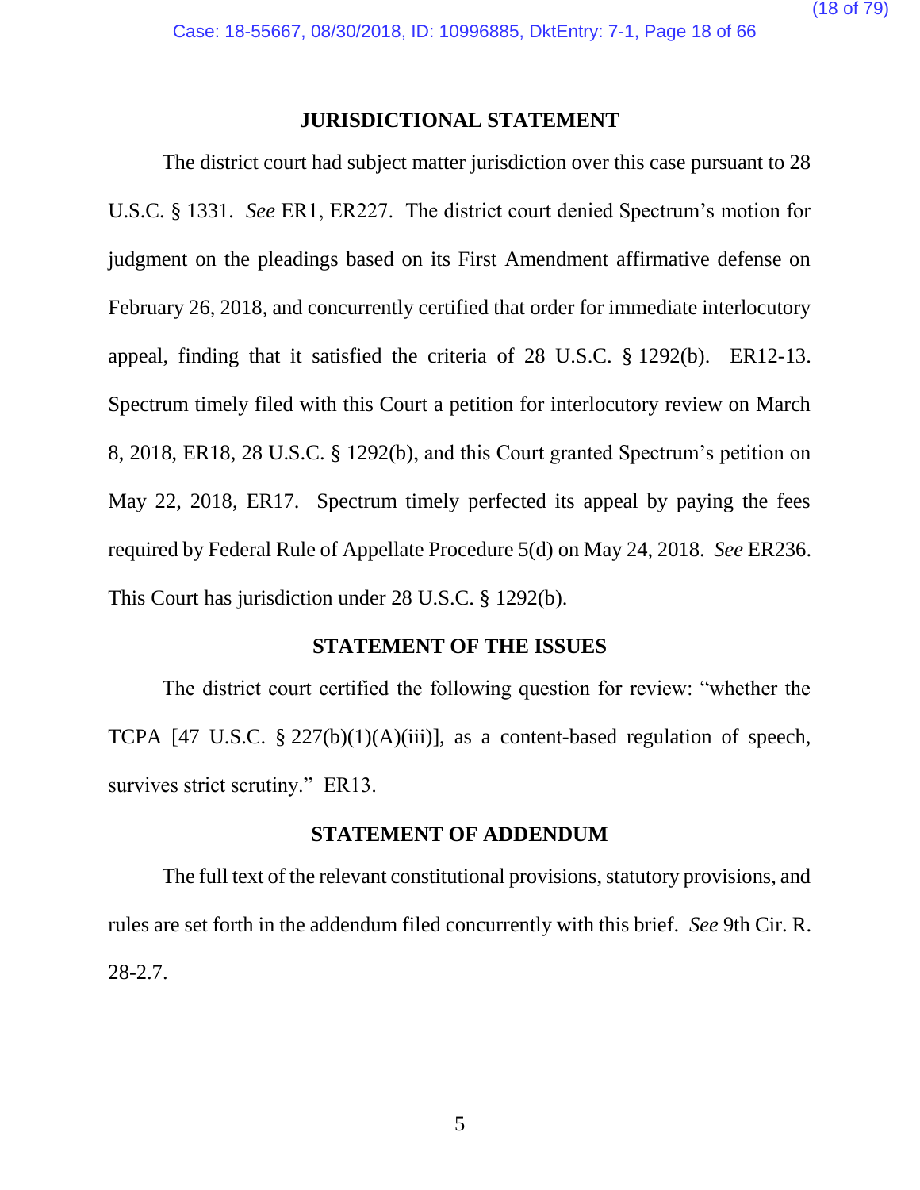## JURISDICTIONAL STATEMENT

The district court had subject matter jurisdiction over this case pursuant to 28 U.S.C. § 1331. *See* ER1, ER227. The district court denied Spectrum's motion for judgment on the pleadings based on its First Amendment affirmative defense on February 26, 2018, and concurrently certified that order for immediate interlocutory appeal, finding that it satisfied the criteria of 28 U.S.C. § 1292(b). ER12-13. Spectrum timely filed with this Court a petition for interlocutory review on March 8, 2018, ER18, 28 U.S.C. § 1292(b), and this Court granted Spectrum's petition on May 22, 2018, ER17. Spectrum timely perfected its appeal by paying the fees required by Federal Rule of Appellate Procedure 5(d) on May 24, 2018. *See* ER236. This Court has jurisdiction under 28 U.S.C. § 1292(b).

## STATEMENT OF THE ISSUES

The district court certified the following question for review: "whether the TCPA [47 U.S.C. § 227(b)(1)(A)(iii)], as a content-based regulation of speech, survives strict scrutiny." ER13.

## STATEMENT OF ADDENDUM

The full text of the relevant constitutional provisions, statutory provisions, and rules are set forth in the addendum filed concurrently with this brief. *See* 9th Cir. R. 28-2.7.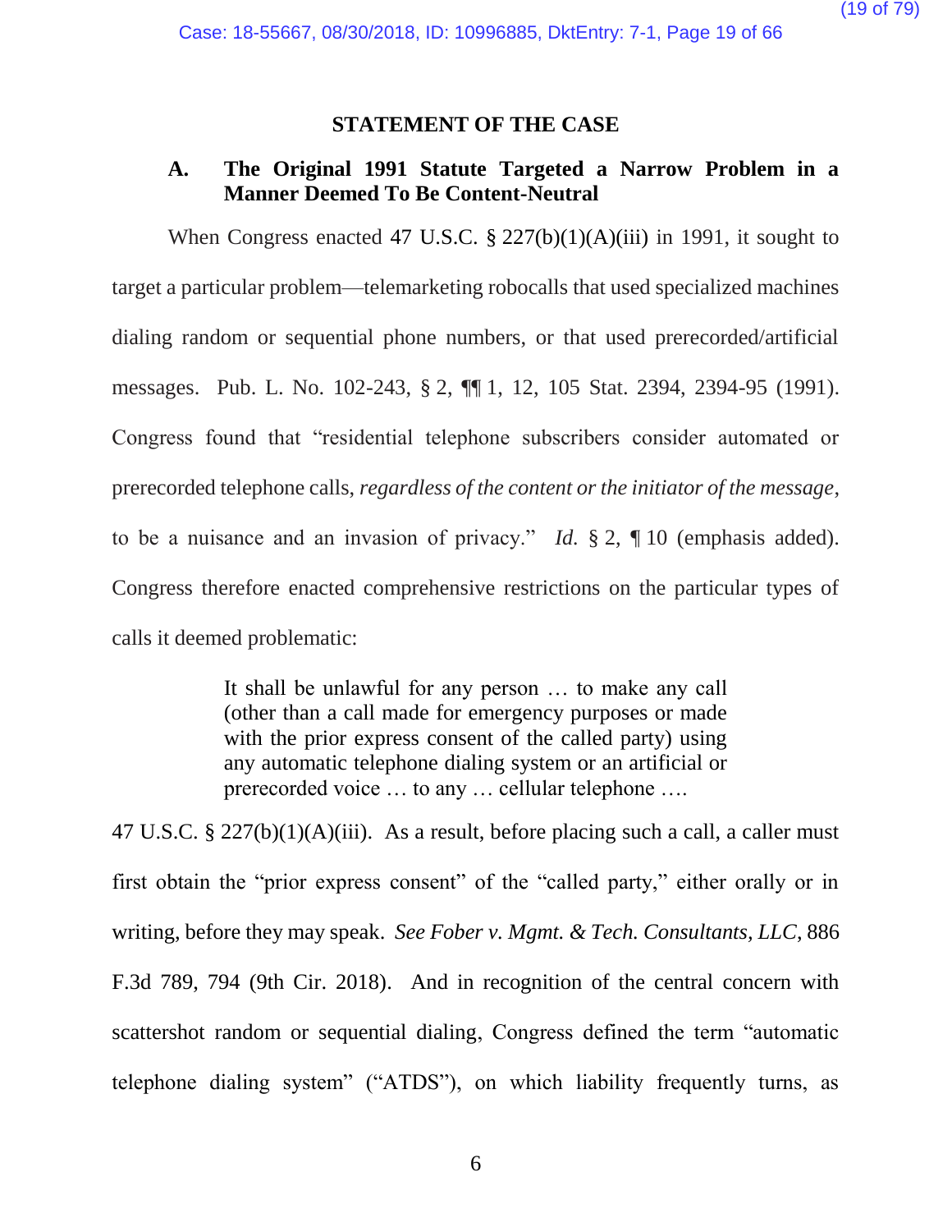## STATEMENT OF THE CASE

### A. The Original 1991 Statute Targeted a Narrow Problem in a Manner Deemed To Be Content-Neutral

When Congress enacted 47 U.S.C. § 227(b)(1)(A)(iii) in 1991, it sought to target a particular problem—telemarketing robocalls that used specialized machines dialing random or sequential phone numbers, or that used prerecorded/artificial messages. Pub. L. No. 102-243, § 2, ¶¶ 1, 12, 105 Stat. 2394, 2394-95 (1991). Congress found that "residential telephone subscribers consider automated or prerecorded telephone calls, *regardless of the content or the initiator of the message*, to be a nuisance and an invasion of privacy." *Id.* § 2, ¶ 10 (emphasis added). Congress therefore enacted comprehensive restrictions on the particular types of calls it deemed problematic:

> It shall be unlawful for any person … to make any call (other than a call made for emergency purposes or made with the prior express consent of the called party) using any automatic telephone dialing system or an artificial or prerecorded voice … to any … cellular telephone ….

47 U.S.C. § 227(b)(1)(A)(iii). As a result, before placing such a call, a caller must first obtain the "prior express consent" of the "called party," either orally or in writing, before they may speak. *See Fober v. Mgmt. & Tech. Consultants, LLC*, 886 F.3d 789, 794 (9th Cir. 2018). And in recognition of the central concern with scattershot random or sequential dialing, Congress defined the term "automatic telephone dialing system" ("ATDS"), on which liability frequently turns, as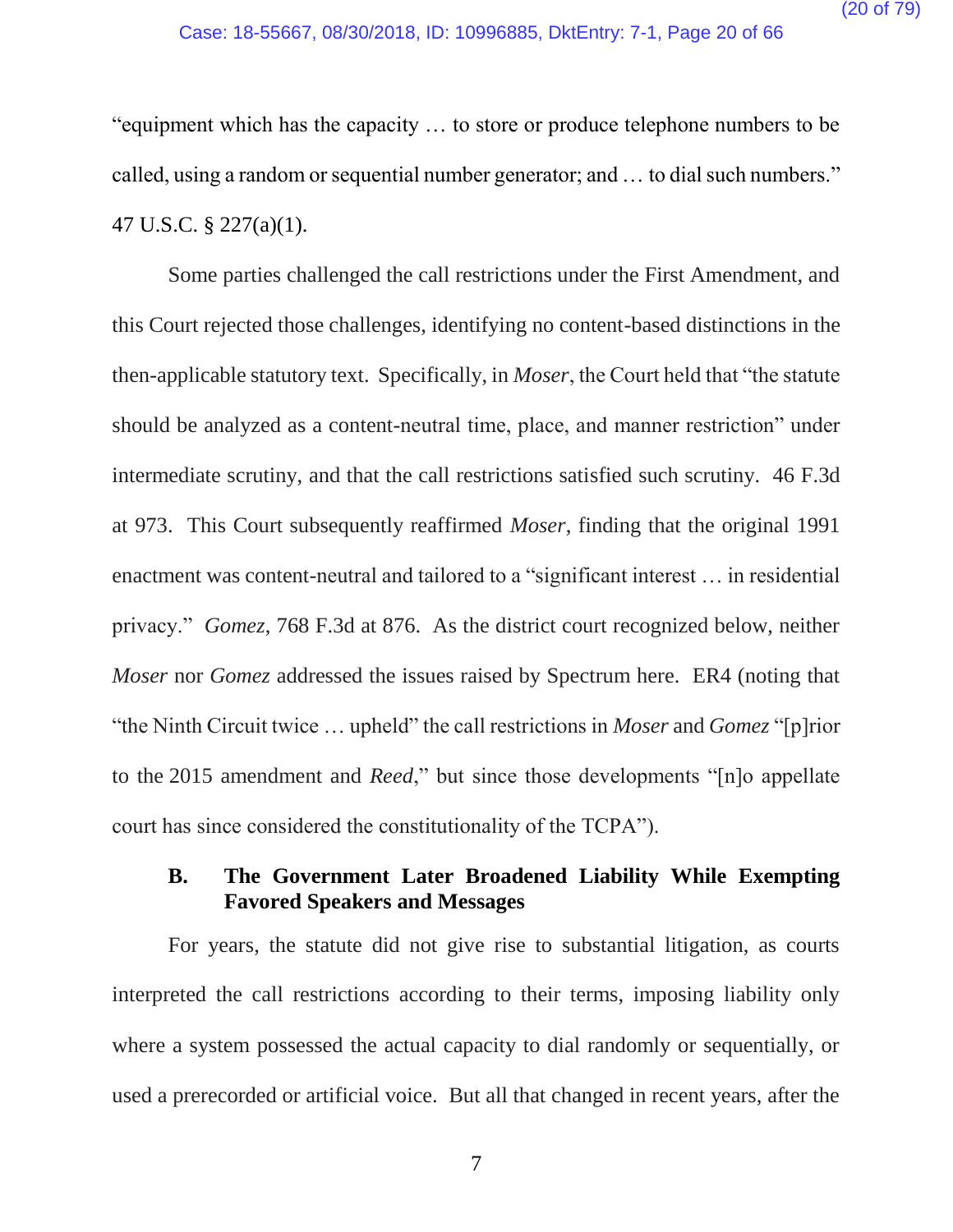"equipment which has the capacity … to store or produce telephone numbers to be called, using a random or sequential number generator; and … to dial such numbers." 47 U.S.C. § 227(a)(1).

Some parties challenged the call restrictions under the First Amendment, and this Court rejected those challenges, identifying no content-based distinctions in the then-applicable statutory text. Specifically, in *Moser*, the Court held that "the statute should be analyzed as a content-neutral time, place, and manner restriction" under intermediate scrutiny, and that the call restrictions satisfied such scrutiny. 46 F.3d at 973. This Court subsequently reaffirmed *Moser*, finding that the original 1991 enactment was content-neutral and tailored to a "significant interest … in residential privacy." *Gomez*, 768 F.3d at 876. As the district court recognized below, neither *Moser* nor *Gomez* addressed the issues raised by Spectrum here. ER4 (noting that "the Ninth Circuit twice … upheld" the call restrictions in *Moser* and *Gomez* "[p]rior to the 2015 amendment and *Reed*," but since those developments "[n]o appellate court has since considered the constitutionality of the TCPA").

### B. The Government Later Broadened Liability While Exempting Favored Speakers and Messages

For years, the statute did not give rise to substantial litigation, as courts interpreted the call restrictions according to their terms, imposing liability only where a system possessed the actual capacity to dial randomly or sequentially, or used a prerecorded or artificial voice. But all that changed in recent years, after the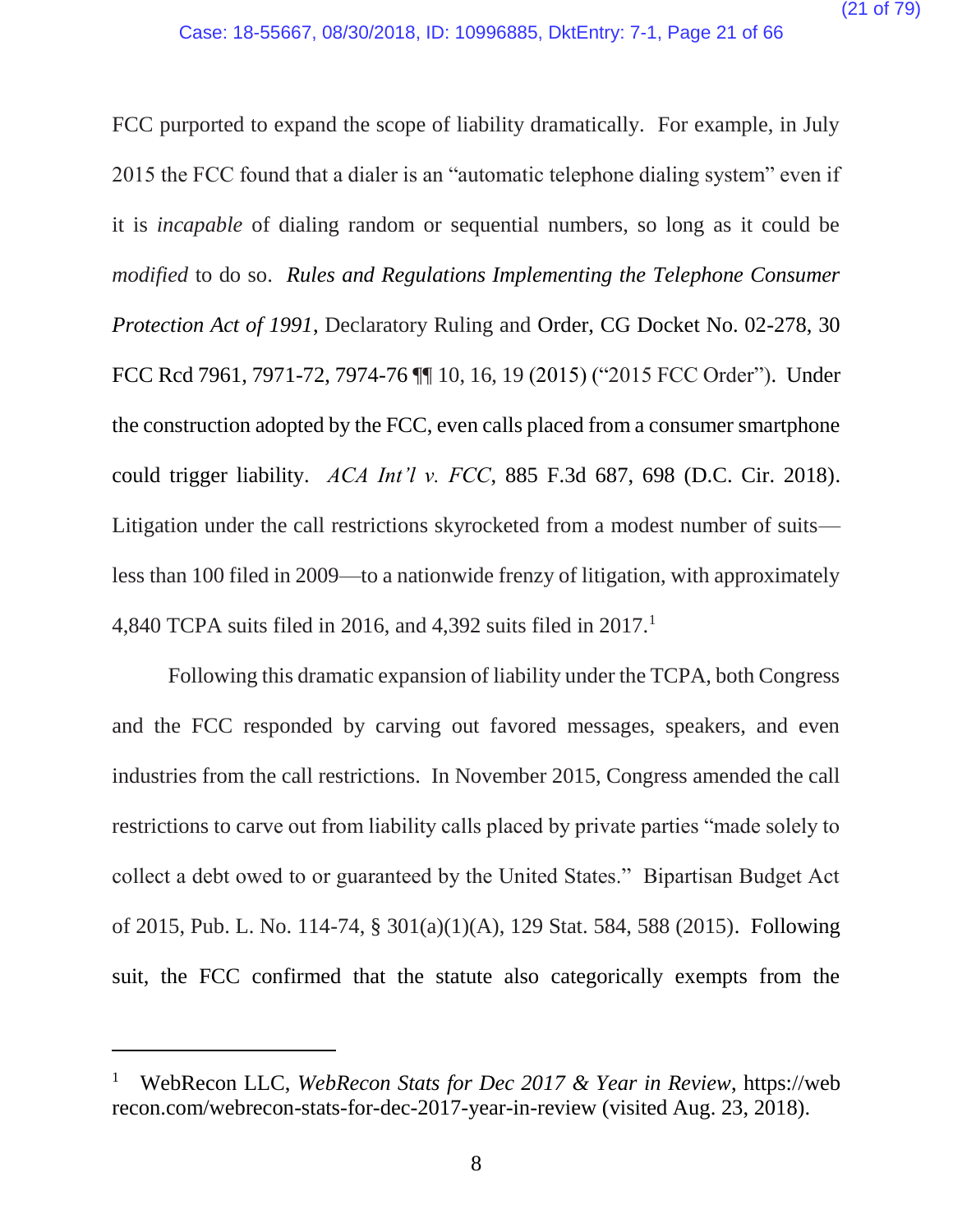FCC purported to expand the scope of liability dramatically. For example, in July 2015 the FCC found that a dialer is an "automatic telephone dialing system" even if it is *incapable* of dialing random or sequential numbers, so long as it could be *modified* to do so. *Rules and Regulations Implementing the Telephone Consumer Protection Act of 1991*, Declaratory Ruling and Order, CG Docket No. 02-278, 30 FCC Rcd 7961, 7971-72, 7974-76 ¶¶ 10, 16, 19 (2015) ("2015 FCC Order"). Under the construction adopted by the FCC, even calls placed from a consumer smartphone could trigger liability. *ACA Int'l v. FCC*, 885 F.3d 687, 698 (D.C. Cir. 2018). Litigation under the call restrictions skyrocketed from a modest number of suits—less than 100 filed in 2009—to a nationwide frenzy of litigation, with approximately 4,840 TCPA suits filed in 2016, and 4,392 suits filed in 2017.[1]

Following this dramatic expansion of liability under the TCPA, both Congress and the FCC responded by carving out favored messages, speakers, and even industries from the call restrictions. In November 2015, Congress amended the call restrictions to carve out from liability calls placed by private parties "made solely to collect a debt owed to or guaranteed by the United States." Bipartisan Budget Act of 2015, Pub. L. No. 114-74, § 301(a)(1)(A), 129 Stat. 584, 588 (2015). Following suit, the FCC confirmed that the statute also categorically exempts from the

---

[1] WebRecon LLC, *WebRecon Stats for Dec 2017 & Year in Review*, https://webrecon.com/webrecon-stats-for-dec-2017-year-in-review (visited Aug. 23, 2018).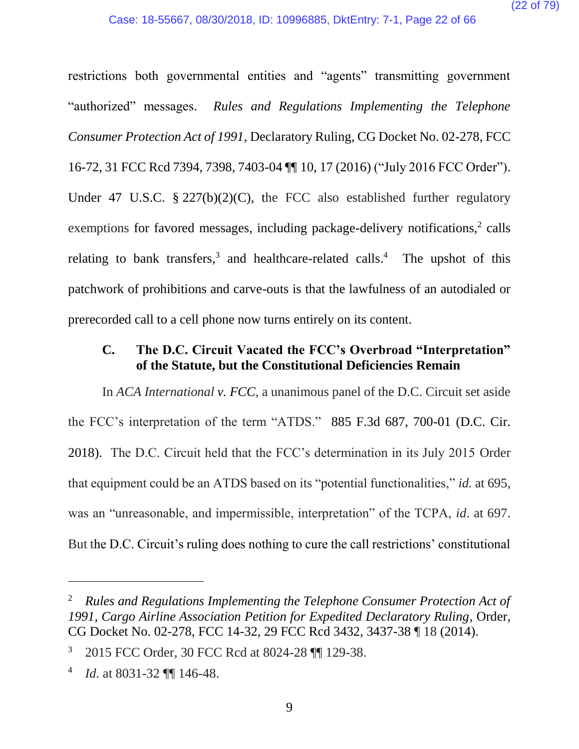restrictions both governmental entities and "agents" transmitting government "authorized" messages. *Rules and Regulations Implementing the Telephone Consumer Protection Act of 1991*, Declaratory Ruling, CG Docket No. 02-278, FCC 16-72, 31 FCC Rcd 7394, 7398, 7403-04 ¶¶ 10, 17 (2016) ("July 2016 FCC Order"). Under 47 U.S.C. § 227(b)(2)(C), the FCC also established further regulatory exemptions for favored messages, including package-delivery notifications,[2] calls relating to bank transfers,[3] and healthcare-related calls.[4] The upshot of this patchwork of prohibitions and carve-outs is that the lawfulness of an autodialed or prerecorded call to a cell phone now turns entirely on its content.

### C. The D.C. Circuit Vacated the FCC's Overbroad "Interpretation" of the Statute, but the Constitutional Deficiencies Remain

In *ACA International v. FCC*, a unanimous panel of the D.C. Circuit set aside the FCC's interpretation of the term "ATDS." 885 F.3d 687, 700-01 (D.C. Cir. 2018). The D.C. Circuit held that the FCC's determination in its July 2015 Order that equipment could be an ATDS based on its "potential functionalities," *id.* at 695, was an "unreasonable, and impermissible, interpretation" of the TCPA, *id*. at 697. But the D.C. Circuit's ruling does nothing to cure the call restrictions' constitutional

---

[2] *Rules and Regulations Implementing the Telephone Consumer Protection Act of 1991*, *Cargo Airline Association Petition for Expedited Declaratory Ruling*, Order, CG Docket No. 02-278, FCC 14-32, 29 FCC Rcd 3432, 3437-38 ¶ 18 (2014).

[3] 2015 FCC Order, 30 FCC Rcd at 8024-28 ¶¶ 129-38.

[4] *Id.* at 8031-32 ¶¶ 146-48.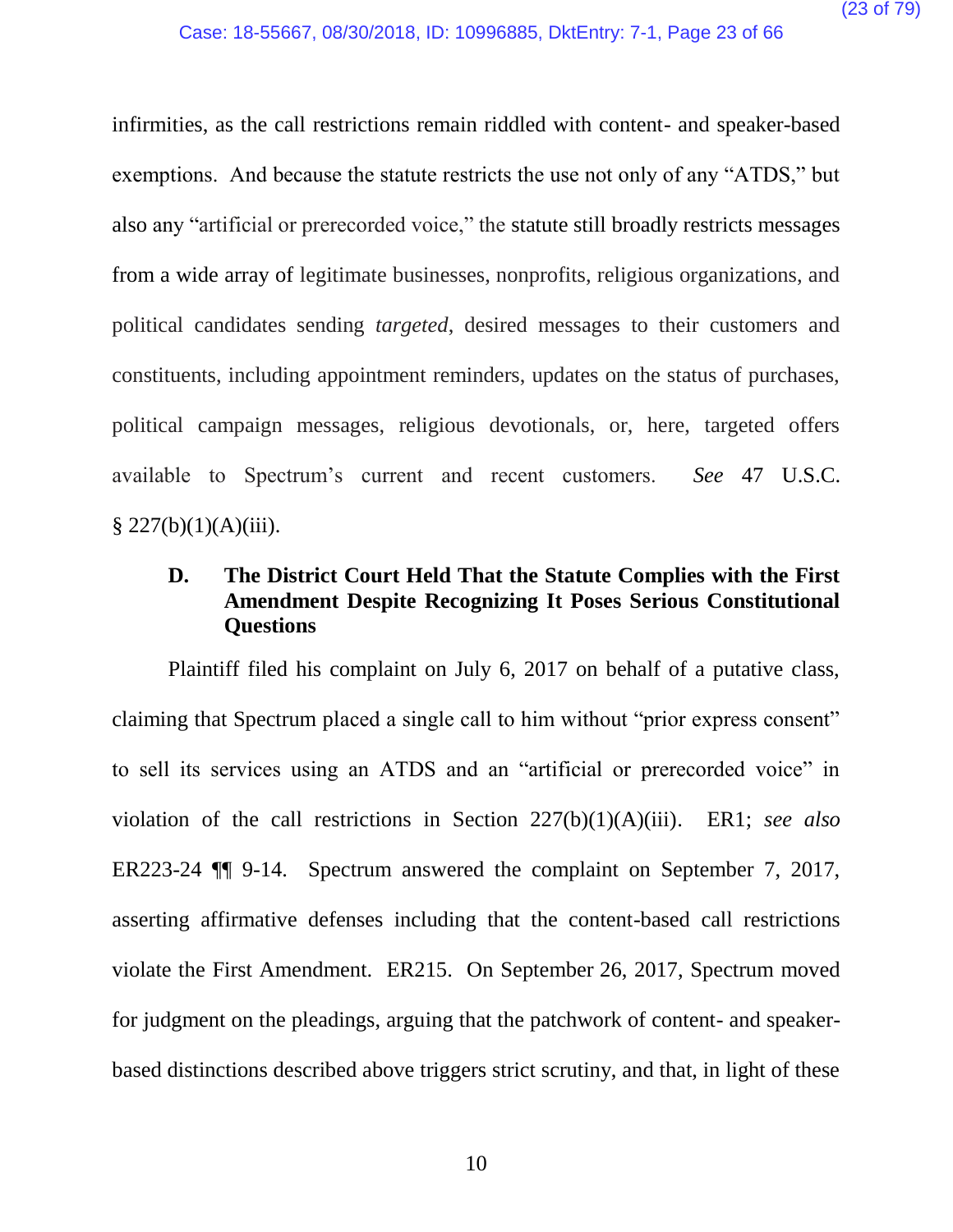infirmities, as the call restrictions remain riddled with content- and speaker-based exemptions. And because the statute restricts the use not only of any "ATDS," but also any "artificial or prerecorded voice," the statute still broadly restricts messages from a wide array of legitimate businesses, nonprofits, religious organizations, and political candidates sending *targeted*, desired messages to their customers and constituents, including appointment reminders, updates on the status of purchases, political campaign messages, religious devotionals, or, here, targeted offers available to Spectrum's current and recent customers. *See* 47 U.S.C. § 227(b)(1)(A)(iii).

### D. The District Court Held That the Statute Complies with the First Amendment Despite Recognizing It Poses Serious Constitutional Questions

Plaintiff filed his complaint on July 6, 2017 on behalf of a putative class, claiming that Spectrum placed a single call to him without "prior express consent" to sell its services using an ATDS and an "artificial or prerecorded voice" in violation of the call restrictions in Section 227(b)(1)(A)(iii). ER1; *see also* ER223-24 ¶¶ 9-14. Spectrum answered the complaint on September 7, 2017, asserting affirmative defenses including that the content-based call restrictions violate the First Amendment. ER215. On September 26, 2017, Spectrum moved for judgment on the pleadings, arguing that the patchwork of content- and speaker-based distinctions described above triggers strict scrutiny, and that, in light of these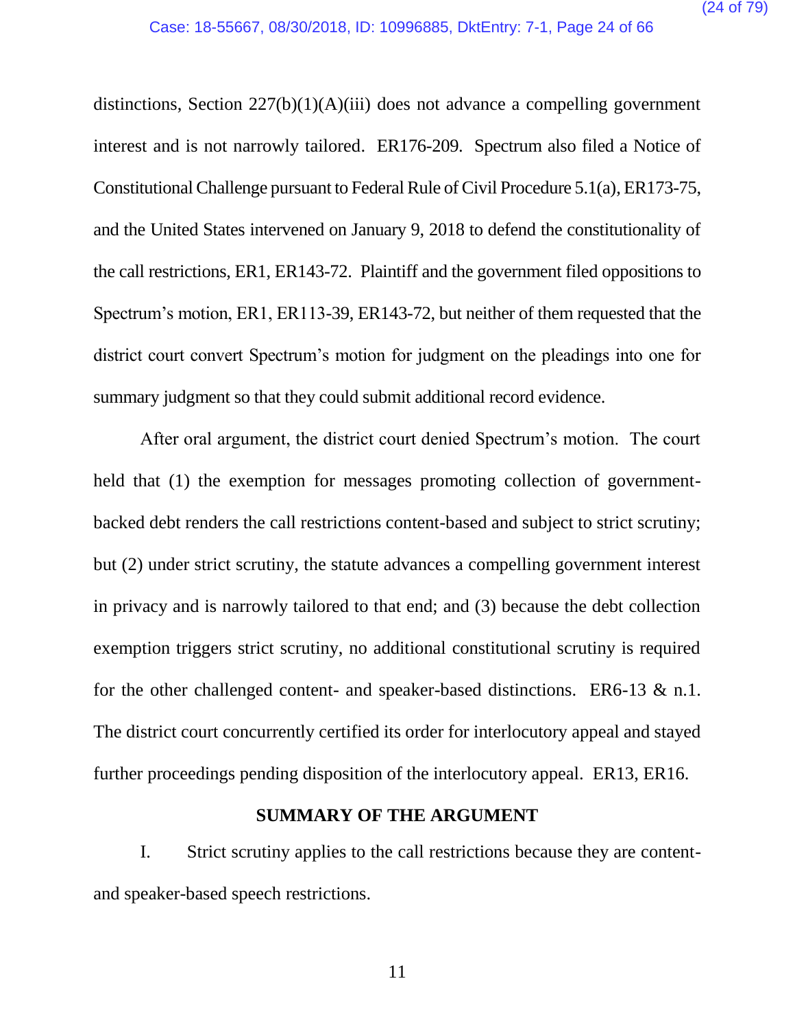distinctions, Section 227(b)(1)(A)(iii) does not advance a compelling government interest and is not narrowly tailored. ER176-209. Spectrum also filed a Notice of Constitutional Challenge pursuant to Federal Rule of Civil Procedure 5.1(a), ER173-75, and the United States intervened on January 9, 2018 to defend the constitutionality of the call restrictions, ER1, ER143-72. Plaintiff and the government filed oppositions to Spectrum's motion, ER1, ER113-39, ER143-72, but neither of them requested that the district court convert Spectrum's motion for judgment on the pleadings into one for summary judgment so that they could submit additional record evidence.

After oral argument, the district court denied Spectrum's motion. The court held that (1) the exemption for messages promoting collection of government-backed debt renders the call restrictions content-based and subject to strict scrutiny; but (2) under strict scrutiny, the statute advances a compelling government interest in privacy and is narrowly tailored to that end; and (3) because the debt collection exemption triggers strict scrutiny, no additional constitutional scrutiny is required for the other challenged content- and speaker-based distinctions. ER6-13 & n.1. The district court concurrently certified its order for interlocutory appeal and stayed further proceedings pending disposition of the interlocutory appeal. ER13, ER16.

## SUMMARY OF THE ARGUMENT

I. Strict scrutiny applies to the call restrictions because they are content- and speaker-based speech restrictions.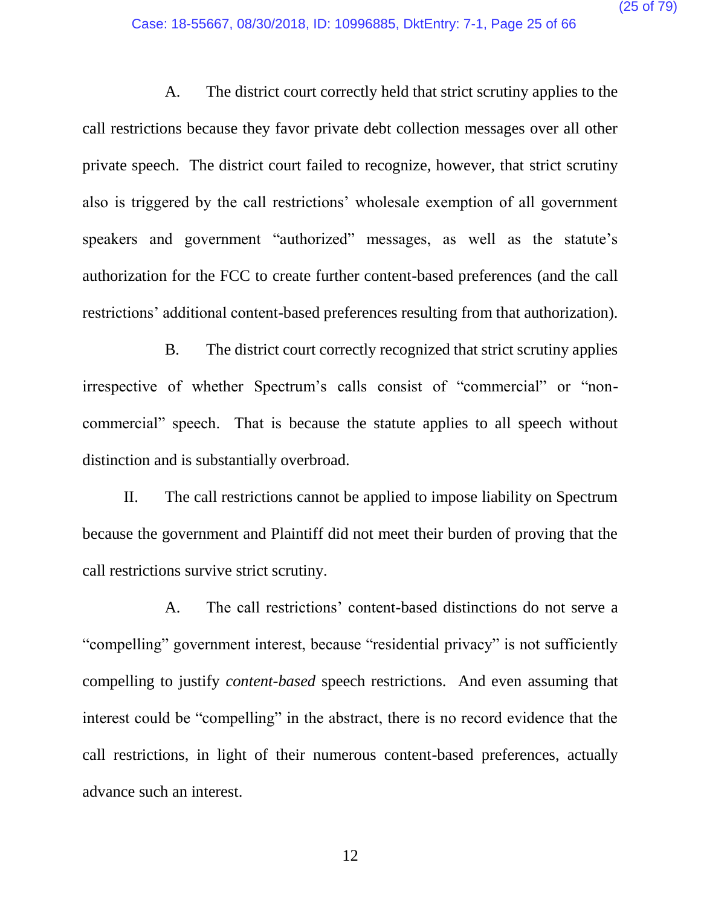A. The district court correctly held that strict scrutiny applies to the call restrictions because they favor private debt collection messages over all other private speech. The district court failed to recognize, however, that strict scrutiny also is triggered by the call restrictions' wholesale exemption of all government speakers and government "authorized" messages, as well as the statute's authorization for the FCC to create further content-based preferences (and the call restrictions' additional content-based preferences resulting from that authorization).

B. The district court correctly recognized that strict scrutiny applies irrespective of whether Spectrum's calls consist of "commercial" or "non-commercial" speech. That is because the statute applies to all speech without distinction and is substantially overbroad.

II. The call restrictions cannot be applied to impose liability on Spectrum because the government and Plaintiff did not meet their burden of proving that the call restrictions survive strict scrutiny.

A. The call restrictions' content-based distinctions do not serve a "compelling" government interest, because "residential privacy" is not sufficiently compelling to justify *content-based* speech restrictions. And even assuming that interest could be "compelling" in the abstract, there is no record evidence that the call restrictions, in light of their numerous content-based preferences, actually advance such an interest.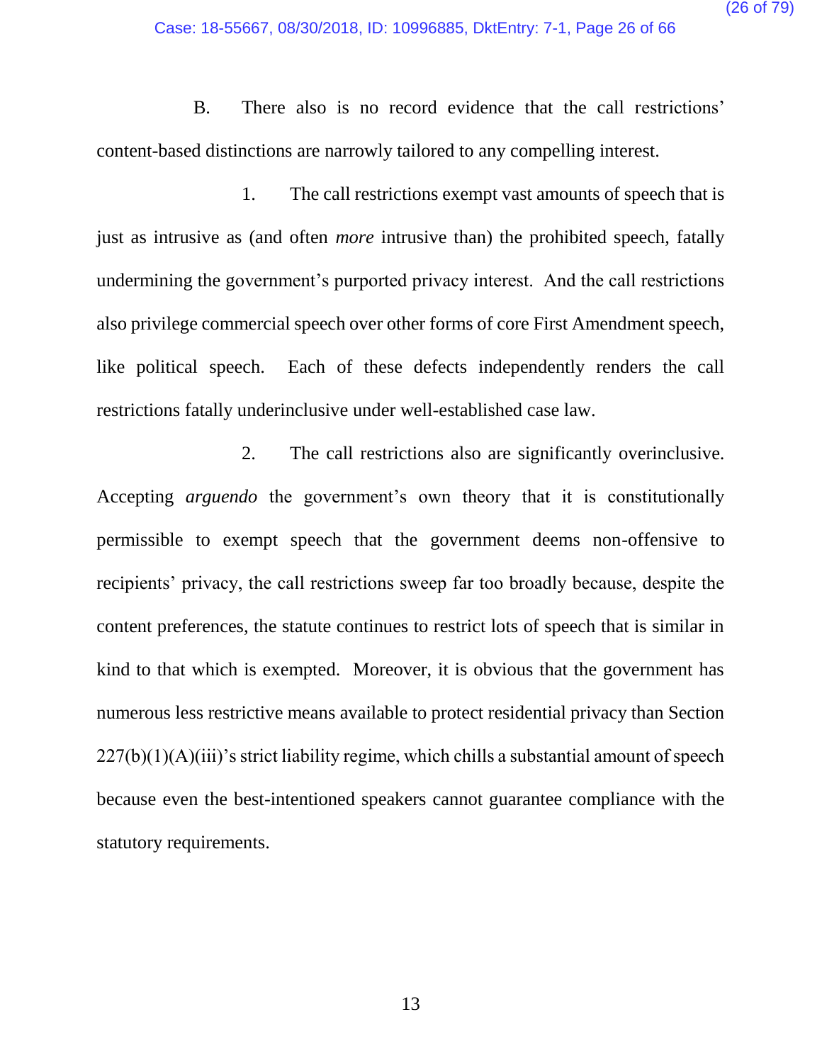B. There also is no record evidence that the call restrictions' content-based distinctions are narrowly tailored to any compelling interest.

1. The call restrictions exempt vast amounts of speech that is just as intrusive as (and often *more* intrusive than) the prohibited speech, fatally undermining the government's purported privacy interest. And the call restrictions also privilege commercial speech over other forms of core First Amendment speech, like political speech. Each of these defects independently renders the call restrictions fatally underinclusive under well-established case law.

2. The call restrictions also are significantly overinclusive. Accepting *arguendo* the government's own theory that it is constitutionally permissible to exempt speech that the government deems non-offensive to recipients' privacy, the call restrictions sweep far too broadly because, despite the content preferences, the statute continues to restrict lots of speech that is similar in kind to that which is exempted. Moreover, it is obvious that the government has numerous less restrictive means available to protect residential privacy than Section 227(b)(1)(A)(iii)'s strict liability regime, which chills a substantial amount of speech because even the best-intentioned speakers cannot guarantee compliance with the statutory requirements.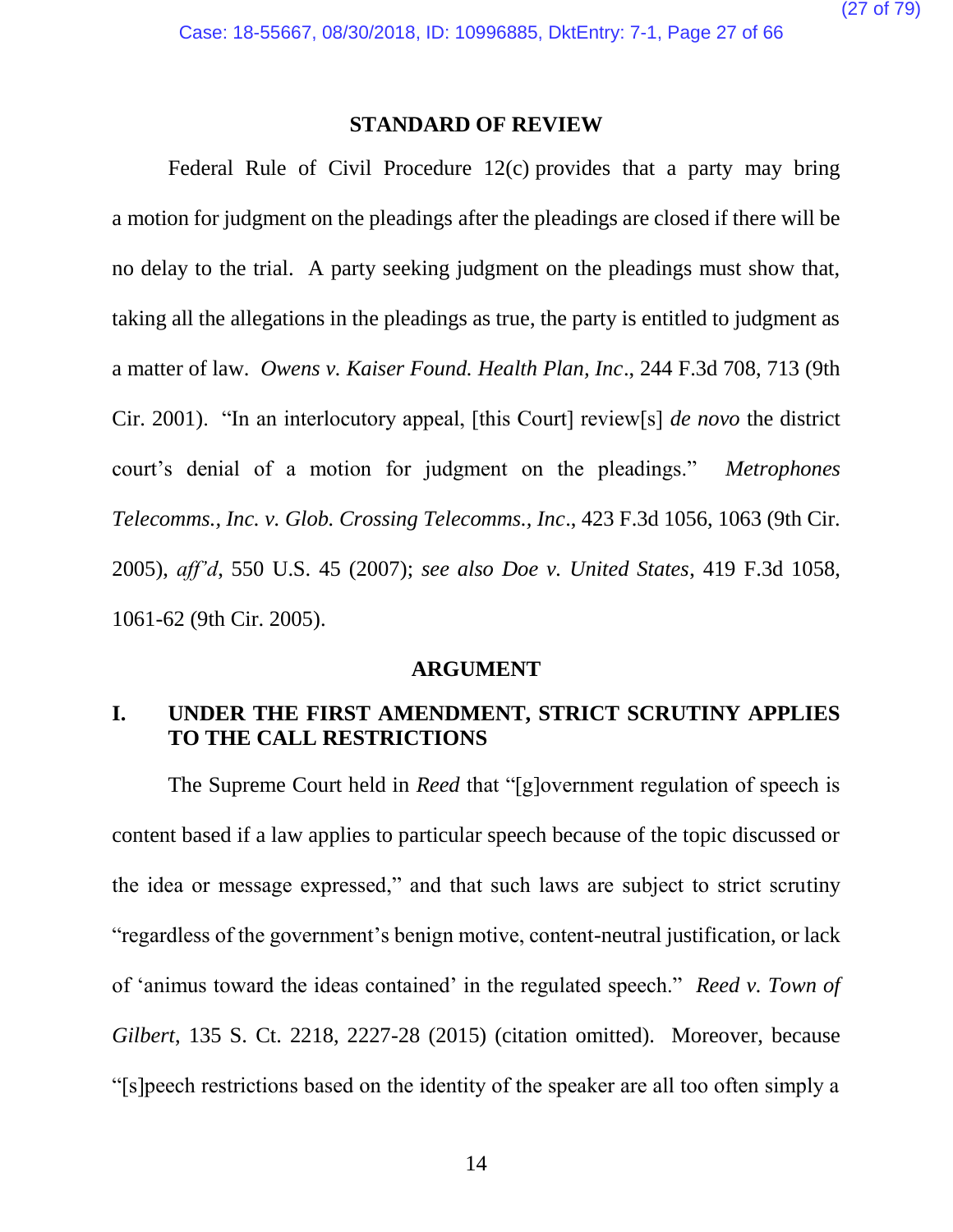## STANDARD OF REVIEW

Federal Rule of Civil Procedure 12(c) provides that a party may bring a motion for judgment on the pleadings after the pleadings are closed if there will be no delay to the trial. A party seeking judgment on the pleadings must show that, taking all the allegations in the pleadings as true, the party is entitled to judgment as a matter of law. *Owens v. Kaiser Found. Health Plan, Inc*., 244 F.3d 708, 713 (9th Cir. 2001). "In an interlocutory appeal, [this Court] review[s] *de novo* the district court's denial of a motion for judgment on the pleadings." *Metrophones Telecomms., Inc. v. Glob. Crossing Telecomms., Inc*., 423 F.3d 1056, 1063 (9th Cir. 2005), *aff'd*, 550 U.S. 45 (2007); *see also Doe v. United States*, 419 F.3d 1058, 1061-62 (9th Cir. 2005).

## ARGUMENT

### I. UNDER THE FIRST AMENDMENT, STRICT SCRUTINY APPLIES TO THE CALL RESTRICTIONS

The Supreme Court held in *Reed* that "[g]overnment regulation of speech is content based if a law applies to particular speech because of the topic discussed or the idea or message expressed," and that such laws are subject to strict scrutiny "regardless of the government's benign motive, content-neutral justification, or lack of 'animus toward the ideas contained' in the regulated speech." *Reed v. Town of Gilbert*, 135 S. Ct. 2218, 2227-28 (2015) (citation omitted). Moreover, because "[s]peech restrictions based on the identity of the speaker are all too often simply a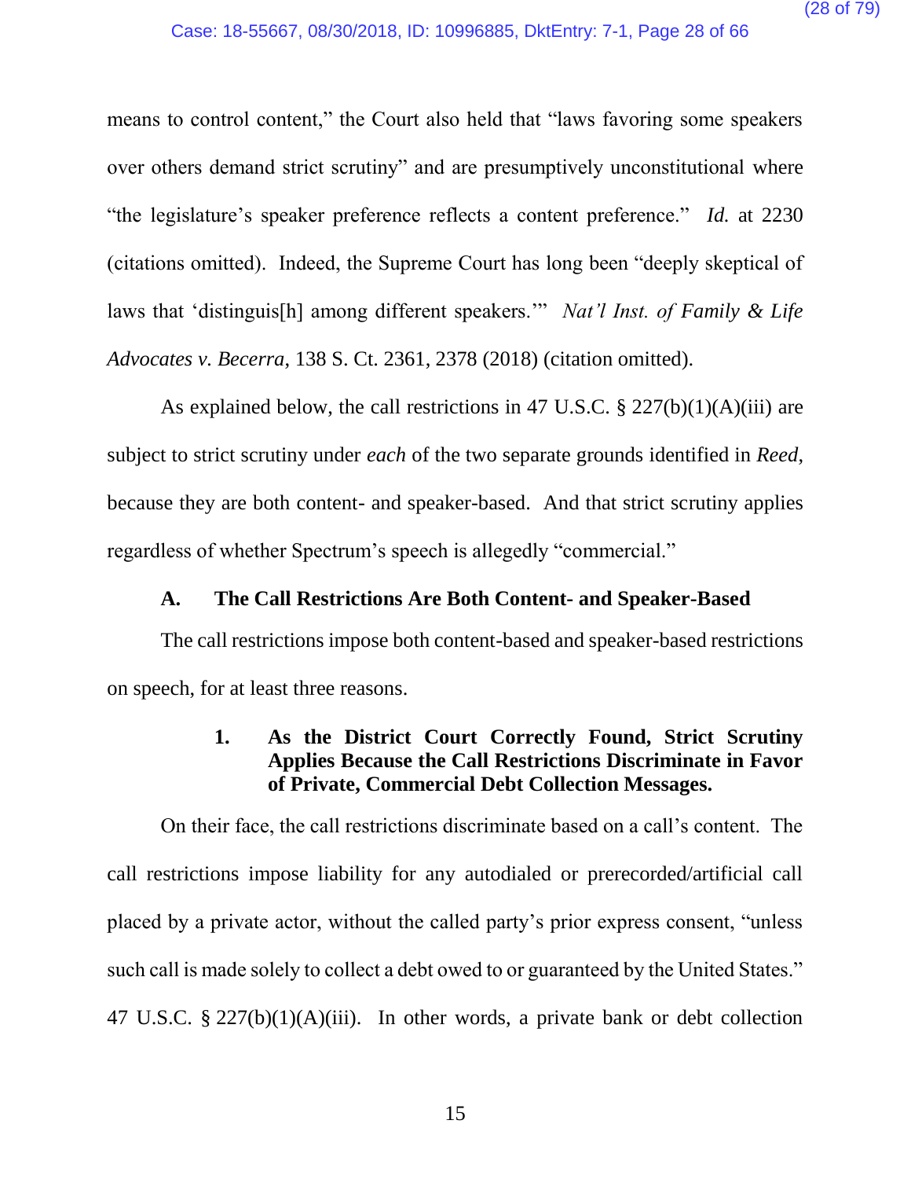means to control content," the Court also held that "laws favoring some speakers over others demand strict scrutiny" and are presumptively unconstitutional where "the legislature's speaker preference reflects a content preference." *Id.* at 2230 (citations omitted). Indeed, the Supreme Court has long been "deeply skeptical of laws that 'distinguis[h] among different speakers.'" *Nat'l Inst. of Family & Life Advocates v. Becerra*, 138 S. Ct. 2361, 2378 (2018) (citation omitted).

As explained below, the call restrictions in 47 U.S.C. § 227(b)(1)(A)(iii) are subject to strict scrutiny under *each* of the two separate grounds identified in *Reed*, because they are both content- and speaker-based. And that strict scrutiny applies regardless of whether Spectrum's speech is allegedly "commercial."

### A. The Call Restrictions Are Both Content- and Speaker-Based

The call restrictions impose both content-based and speaker-based restrictions on speech, for at least three reasons.

#### 1. As the District Court Correctly Found, Strict Scrutiny Applies Because the Call Restrictions Discriminate in Favor of Private, Commercial Debt Collection Messages.

On their face, the call restrictions discriminate based on a call's content. The call restrictions impose liability for any autodialed or prerecorded/artificial call placed by a private actor, without the called party's prior express consent, "unless such call is made solely to collect a debt owed to or guaranteed by the United States." 47 U.S.C. § 227(b)(1)(A)(iii). In other words, a private bank or debt collection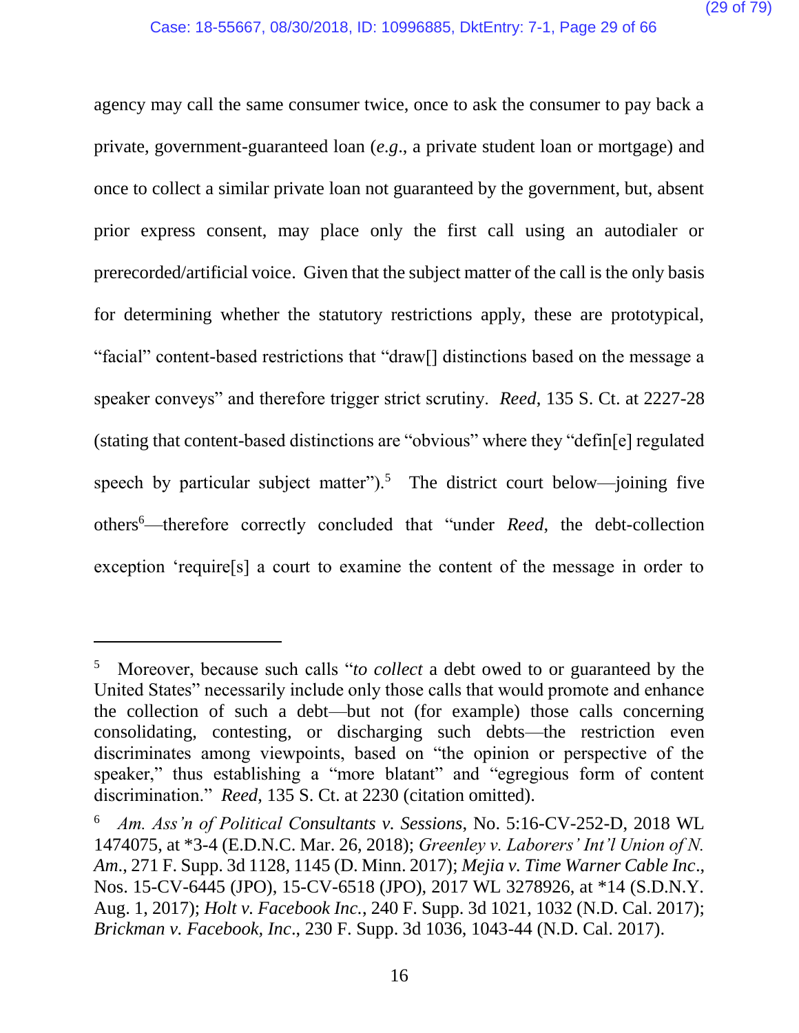agency may call the same consumer twice, once to ask the consumer to pay back a private, government-guaranteed loan (*e.g.*, a private student loan or mortgage) and once to collect a similar private loan not guaranteed by the government, but, absent prior express consent, may place only the first call using an autodialer or prerecorded/artificial voice. Given that the subject matter of the call is the only basis for determining whether the statutory restrictions apply, these are prototypical, "facial" content-based restrictions that "draw[] distinctions based on the message a speaker conveys" and therefore trigger strict scrutiny. *Reed*, 135 S. Ct. at 2227-28 (stating that content-based distinctions are "obvious" where they "defin[e] regulated speech by particular subject matter").[5] The district court below—joining five others[6]—therefore correctly concluded that "under *Reed*, the debt-collection exception 'require[s] a court to examine the content of the message in order to

---

[5] Moreover, because such calls "*to collect* a debt owed to or guaranteed by the United States" necessarily include only those calls that would promote and enhance the collection of such a debt—but not (for example) those calls concerning consolidating, contesting, or discharging such debts—the restriction even discriminates among viewpoints, based on "the opinion or perspective of the speaker," thus establishing a "more blatant" and "egregious form of content discrimination." *Reed*, 135 S. Ct. at 2230 (citation omitted).

[6] *Am. Ass'n of Political Consultants v. Sessions*, No. 5:16-CV-252-D, 2018 WL 1474075, at *3-4 (E.D.N.C. Mar. 26, 2018); *Greenley v. Laborers' Int'l Union of N. Am.*, 271 F. Supp. 3d 1128, 1145 (D. Minn. 2017); *Mejia v. Time Warner Cable Inc.*, Nos. 15-CV-6445 (JPO), 15-CV-6518 (JPO), 2017 WL 3278926, at *14 (S.D.N.Y. Aug. 1, 2017); *Holt v. Facebook Inc.*, 240 F. Supp. 3d 1021, 1032 (N.D. Cal. 2017); *Brickman v. Facebook, Inc.*, 230 F. Supp. 3d 1036, 1043-44 (N.D. Cal. 2017).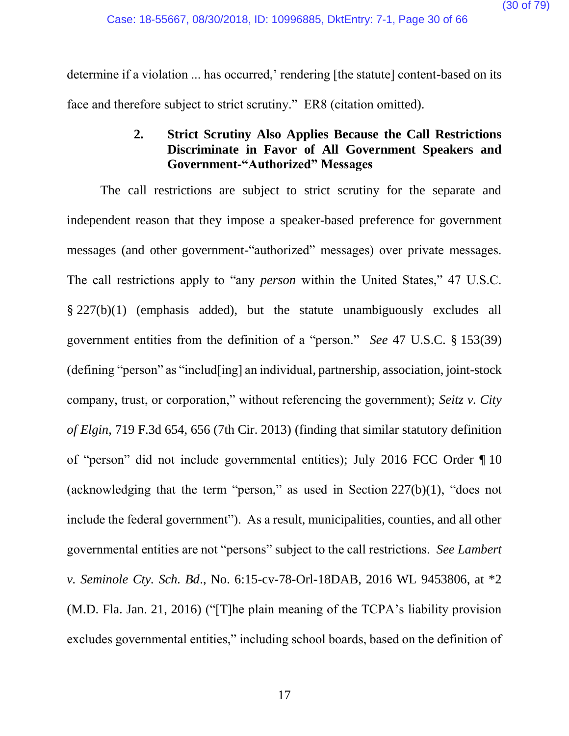determine if a violation ... has occurred,' rendering [the statute] content-based on its face and therefore subject to strict scrutiny." ER8 (citation omitted).

### 2. Strict Scrutiny Also Applies Because the Call Restrictions Discriminate in Favor of All Government Speakers and Government-"Authorized" Messages

The call restrictions are subject to strict scrutiny for the separate and independent reason that they impose a speaker-based preference for government messages (and other government-"authorized" messages) over private messages. The call restrictions apply to "any *person* within the United States," 47 U.S.C. § 227(b)(1) (emphasis added), but the statute unambiguously excludes all government entities from the definition of a "person." *See* 47 U.S.C. § 153(39) (defining "person" as "includ[ing] an individual, partnership, association, joint-stock company, trust, or corporation," without referencing the government); *Seitz v. City of Elgin*, 719 F.3d 654, 656 (7th Cir. 2013) (finding that similar statutory definition of "person" did not include governmental entities); July 2016 FCC Order ¶ 10 (acknowledging that the term "person," as used in Section 227(b)(1), "does not include the federal government"). As a result, municipalities, counties, and all other governmental entities are not "persons" subject to the call restrictions. *See Lambert v. Seminole Cty. Sch. Bd.*, No. 6:15-cv-78-Orl-18DAB, 2016 WL 9453806, at *2 (M.D. Fla. Jan. 21, 2016) ("[T]he plain meaning of the TCPA's liability provision excludes governmental entities," including school boards, based on the definition of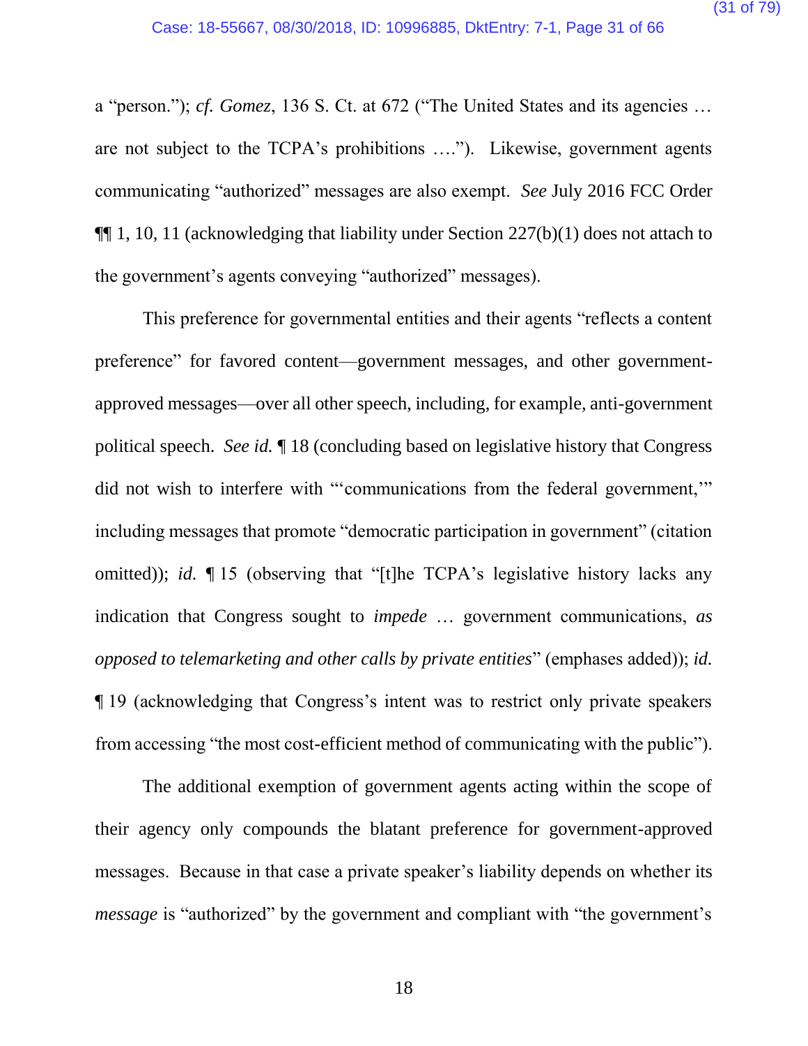a "person."); *cf. Gomez*, 136 S. Ct. at 672 ("The United States and its agencies … are not subject to the TCPA's prohibitions …."). Likewise, government agents communicating "authorized" messages are also exempt. *See* July 2016 FCC Order ¶¶ 1, 10, 11 (acknowledging that liability under Section 227(b)(1) does not attach to the government's agents conveying "authorized" messages).

This preference for governmental entities and their agents "reflects a content preference" for favored content—government messages, and other government-approved messages—over all other speech, including, for example, anti-government political speech. *See id.* ¶ 18 (concluding based on legislative history that Congress did not wish to interfere with "'communications from the federal government,'" including messages that promote "democratic participation in government" (citation omitted)); *id.* ¶ 15 (observing that "[t]he TCPA's legislative history lacks any indication that Congress sought to *impede* … government communications, *as opposed to telemarketing and other calls by private entities*" (emphases added)); *id.* ¶ 19 (acknowledging that Congress's intent was to restrict only private speakers from accessing "the most cost-efficient method of communicating with the public").

The additional exemption of government agents acting within the scope of their agency only compounds the blatant preference for government-approved messages. Because in that case a private speaker's liability depends on whether its *message* is "authorized" by the government and compliant with "the government's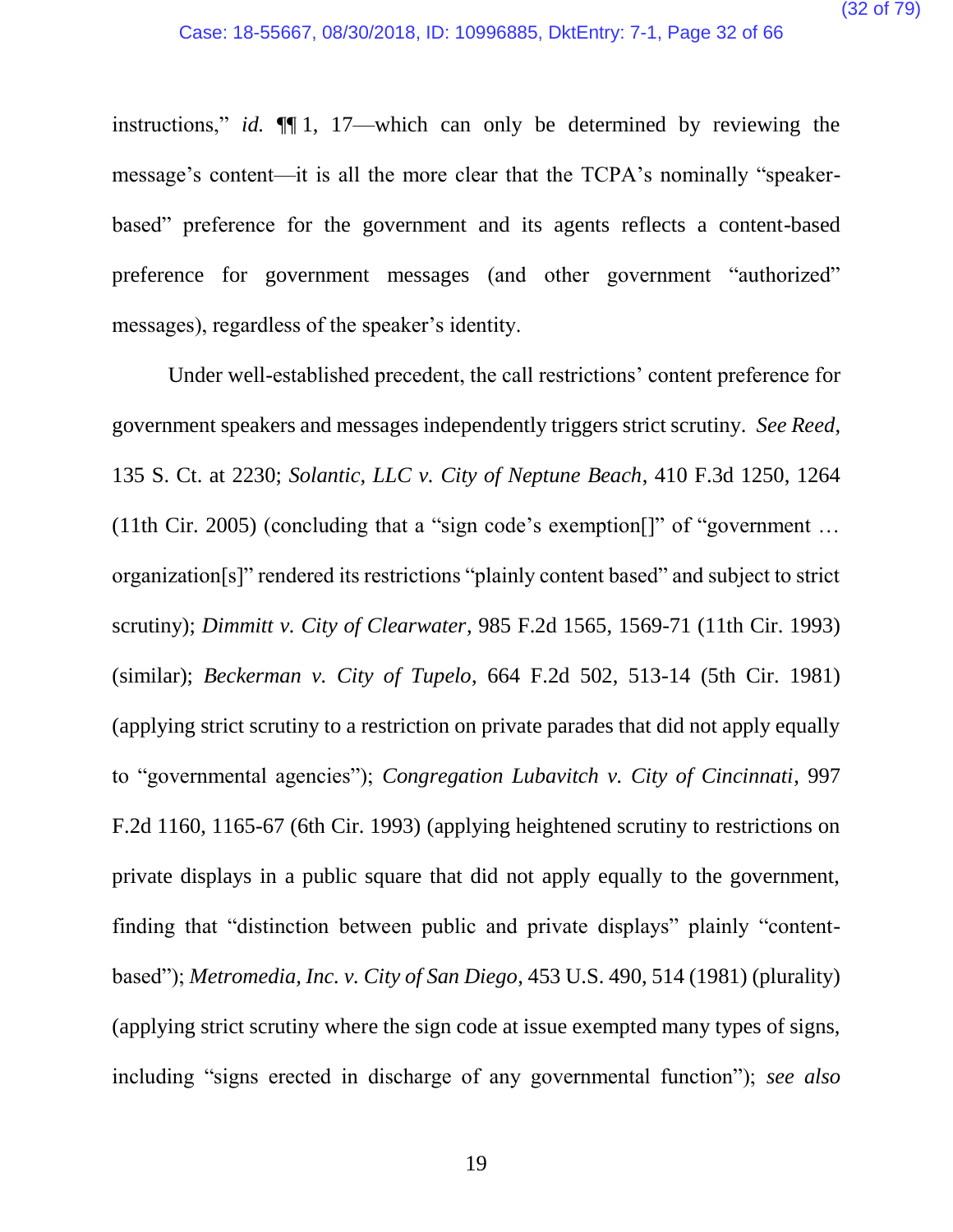instructions," *id.* ¶¶ 1, 17—which can only be determined by reviewing the message's content—it is all the more clear that the TCPA's nominally "speaker-based" preference for the government and its agents reflects a content-based preference for government messages (and other government "authorized" messages), regardless of the speaker's identity.

Under well-established precedent, the call restrictions' content preference for government speakers and messages independently triggers strict scrutiny. *See Reed*, 135 S. Ct. at 2230; *Solantic, LLC v. City of Neptune Beach*, 410 F.3d 1250, 1264 (11th Cir. 2005) (concluding that a "sign code's exemption[]" of "government … organization[s]" rendered its restrictions "plainly content based" and subject to strict scrutiny); *Dimmitt v. City of Clearwater*, 985 F.2d 1565, 1569-71 (11th Cir. 1993) (similar); *Beckerman v. City of Tupelo*, 664 F.2d 502, 513-14 (5th Cir. 1981) (applying strict scrutiny to a restriction on private parades that did not apply equally to "governmental agencies"); *Congregation Lubavitch v. City of Cincinnati*, 997 F.2d 1160, 1165-67 (6th Cir. 1993) (applying heightened scrutiny to restrictions on private displays in a public square that did not apply equally to the government, finding that "distinction between public and private displays" plainly "content-based"); *Metromedia, Inc. v. City of San Diego*, 453 U.S. 490, 514 (1981) (plurality) (applying strict scrutiny where the sign code at issue exempted many types of signs, including "signs erected in discharge of any governmental function"); *see also*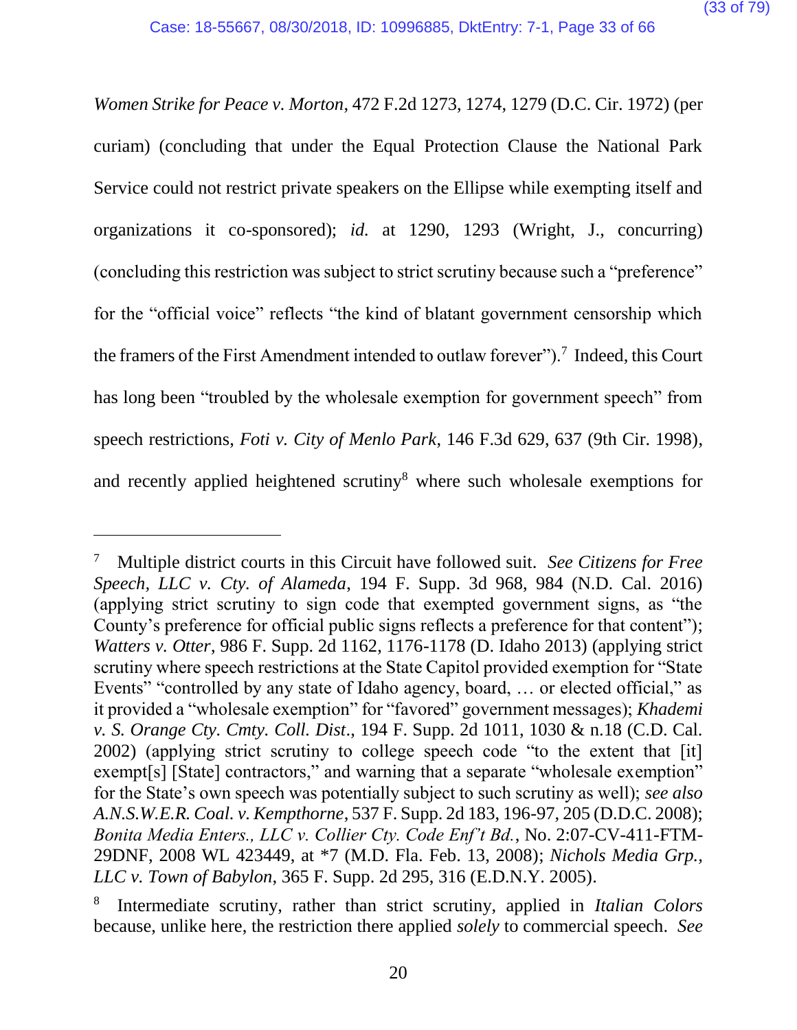*Women Strike for Peace v. Morton*, 472 F.2d 1273, 1274, 1279 (D.C. Cir. 1972) (per curiam) (concluding that under the Equal Protection Clause the National Park Service could not restrict private speakers on the Ellipse while exempting itself and organizations it co-sponsored); *id.* at 1290, 1293 (Wright, J., concurring) (concluding this restriction was subject to strict scrutiny because such a "preference" for the "official voice" reflects "the kind of blatant government censorship which the framers of the First Amendment intended to outlaw forever").[7] Indeed, this Court has long been "troubled by the wholesale exemption for government speech" from speech restrictions, *Foti v. City of Menlo Park*, 146 F.3d 629, 637 (9th Cir. 1998), and recently applied heightened scrutiny[8] where such wholesale exemptions for

---

[7] Multiple district courts in this Circuit have followed suit. *See Citizens for Free Speech, LLC v. Cty. of Alameda*, 194 F. Supp. 3d 968, 984 (N.D. Cal. 2016) (applying strict scrutiny to sign code that exempted government signs, as "the County's preference for official public signs reflects a preference for that content"); *Watters v. Otter*, 986 F. Supp. 2d 1162, 1176-1178 (D. Idaho 2013) (applying strict scrutiny where speech restrictions at the State Capitol provided exemption for "State Events" "controlled by any state of Idaho agency, board, … or elected official," as it provided a "wholesale exemption" for "favored" government messages); *Khademi v. S. Orange Cty. Cmty. Coll. Dist.*, 194 F. Supp. 2d 1011, 1030 & n.18 (C.D. Cal. 2002) (applying strict scrutiny to college speech code "to the extent that [it] exempt[s] [State] contractors," and warning that a separate "wholesale exemption" for the State's own speech was potentially subject to such scrutiny as well); *see also A.N.S.W.E.R. Coal. v. Kempthorne*, 537 F. Supp. 2d 183, 196-97, 205 (D.D.C. 2008); *Bonita Media Enters., LLC v. Collier Cty. Code Enf't Bd.*, No. 2:07-CV-411-FTM-29DNF, 2008 WL 423449, at *7 (M.D. Fla. Feb. 13, 2008); *Nichols Media Grp., LLC v. Town of Babylon*, 365 F. Supp. 2d 295, 316 (E.D.N.Y. 2005).

[8] Intermediate scrutiny, rather than strict scrutiny, applied in *Italian Colors* because, unlike here, the restriction there applied *solely* to commercial speech. *See*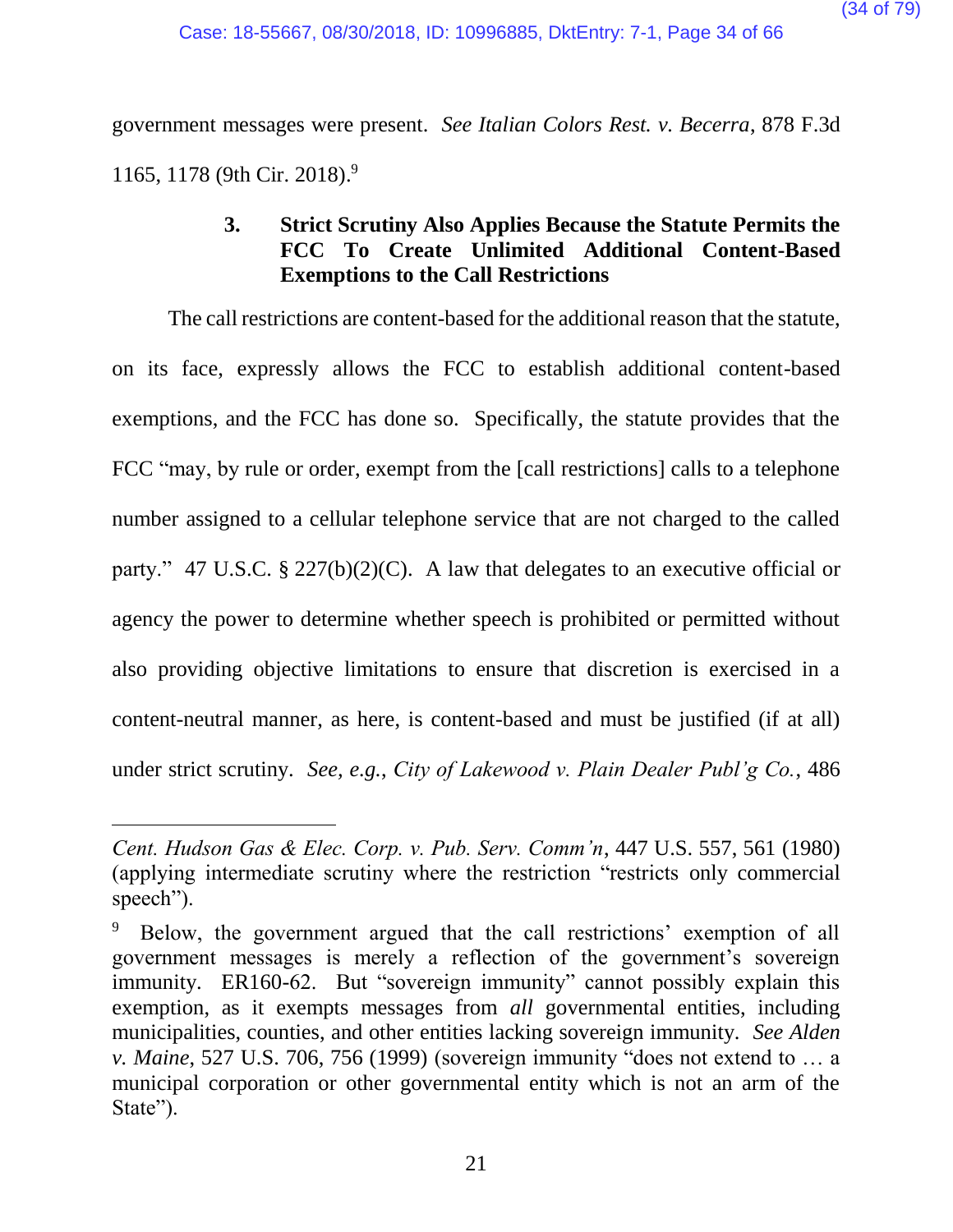government messages were present. *See Italian Colors Rest. v. Becerra*, 878 F.3d 1165, 1178 (9th Cir. 2018).[9]

### 3. Strict Scrutiny Also Applies Because the Statute Permits the FCC To Create Unlimited Additional Content-Based Exemptions to the Call Restrictions

The call restrictions are content-based for the additional reason that the statute, on its face, expressly allows the FCC to establish additional content-based exemptions, and the FCC has done so. Specifically, the statute provides that the FCC "may, by rule or order, exempt from the [call restrictions] calls to a telephone number assigned to a cellular telephone service that are not charged to the called party." 47 U.S.C. § 227(b)(2)(C). A law that delegates to an executive official or agency the power to determine whether speech is prohibited or permitted without also providing objective limitations to ensure that discretion is exercised in a content-neutral manner, as here, is content-based and must be justified (if at all) under strict scrutiny. *See, e.g.*, *City of Lakewood v. Plain Dealer Publ'g Co.*, 486

---

*Cent. Hudson Gas & Elec. Corp. v. Pub. Serv. Comm'n*, 447 U.S. 557, 561 (1980) (applying intermediate scrutiny where the restriction "restricts only commercial speech").

[9] Below, the government argued that the call restrictions' exemption of all government messages is merely a reflection of the government's sovereign immunity. ER160-62. But "sovereign immunity" cannot possibly explain this exemption, as it exempts messages from *all* governmental entities, including municipalities, counties, and other entities lacking sovereign immunity. *See Alden v. Maine*, 527 U.S. 706, 756 (1999) (sovereign immunity "does not extend to … a municipal corporation or other governmental entity which is not an arm of the State").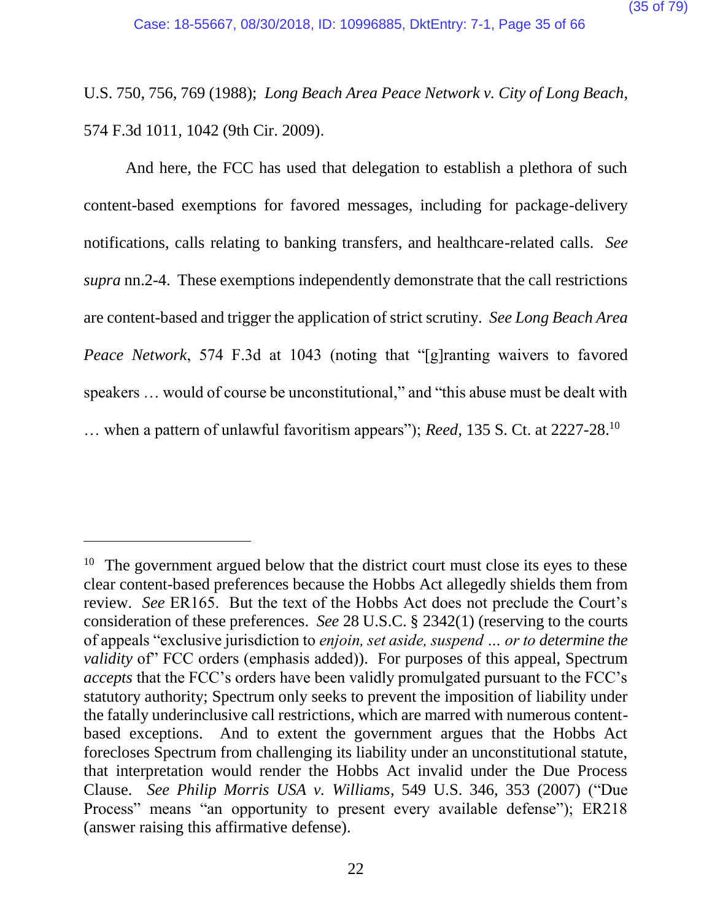U.S. 750, 756, 769 (1988); *Long Beach Area Peace Network v. City of Long Beach*, 574 F.3d 1011, 1042 (9th Cir. 2009).

And here, the FCC has used that delegation to establish a plethora of such content-based exemptions for favored messages, including for package-delivery notifications, calls relating to banking transfers, and healthcare-related calls. *See supra* nn.2-4. These exemptions independently demonstrate that the call restrictions are content-based and trigger the application of strict scrutiny. *See Long Beach Area Peace Network*, 574 F.3d at 1043 (noting that "[g]ranting waivers to favored speakers … would of course be unconstitutional," and "this abuse must be dealt with … when a pattern of unlawful favoritism appears"); *Reed*, 135 S. Ct. at 2227-28.[10]

---

[10] The government argued below that the district court must close its eyes to these clear content-based preferences because the Hobbs Act allegedly shields them from review. *See* ER165. But the text of the Hobbs Act does not preclude the Court's consideration of these preferences. *See* 28 U.S.C. § 2342(1) (reserving to the courts of appeals "exclusive jurisdiction to *enjoin, set aside, suspend … or to determine the validity* of" FCC orders (emphasis added)). For purposes of this appeal, Spectrum *accepts* that the FCC's orders have been validly promulgated pursuant to the FCC's statutory authority; Spectrum only seeks to prevent the imposition of liability under the fatally underinclusive call restrictions, which are marred with numerous content-based exceptions. And to extent the government argues that the Hobbs Act forecloses Spectrum from challenging its liability under an unconstitutional statute, that interpretation would render the Hobbs Act invalid under the Due Process Clause. *See Philip Morris USA v. Williams*, 549 U.S. 346, 353 (2007) ("Due Process" means "an opportunity to present every available defense"); ER218 (answer raising this affirmative defense).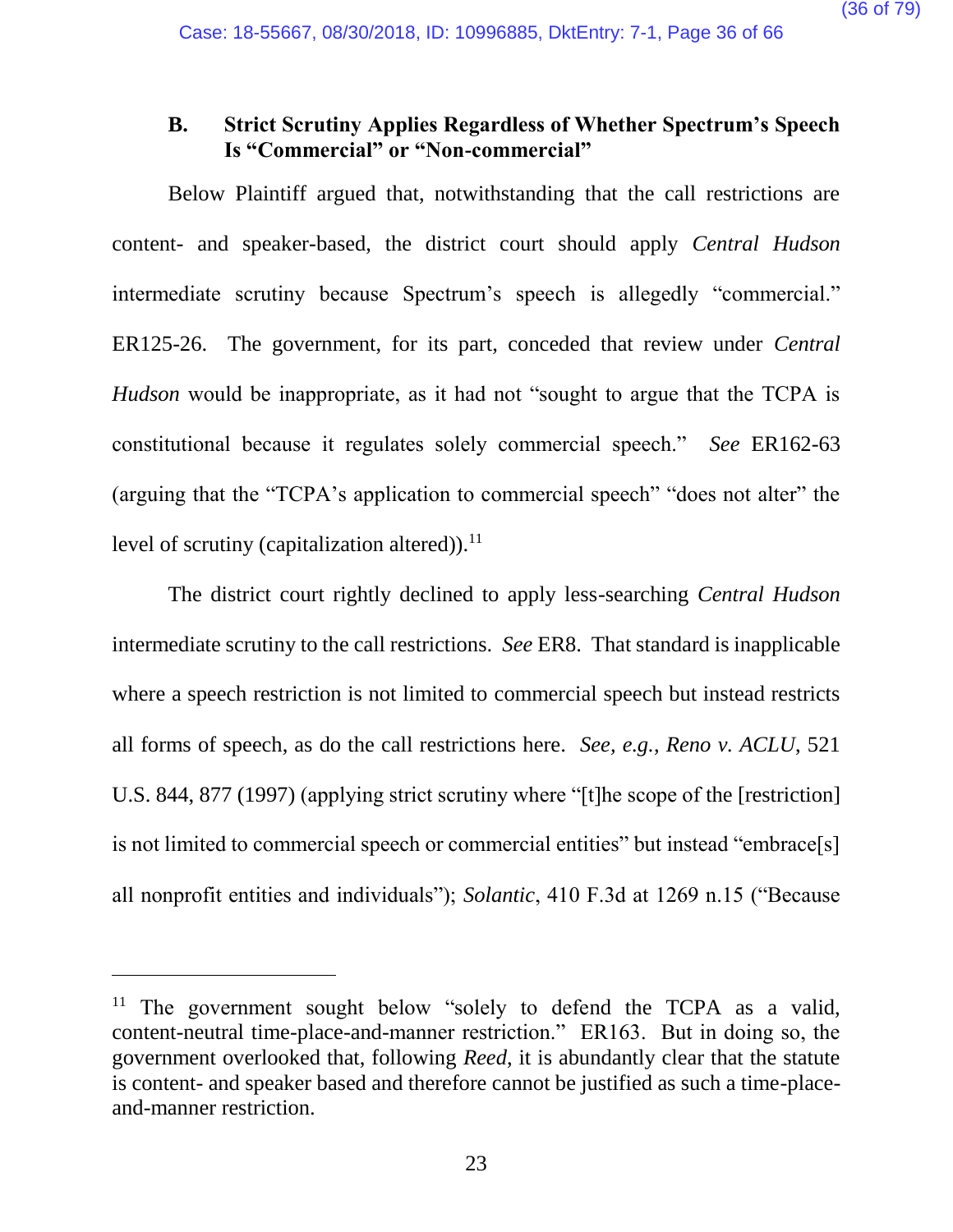### B. Strict Scrutiny Applies Regardless of Whether Spectrum's Speech Is "Commercial" or "Non-commercial"

Below Plaintiff argued that, notwithstanding that the call restrictions are content- and speaker-based, the district court should apply *Central Hudson* intermediate scrutiny because Spectrum's speech is allegedly "commercial." ER125-26. The government, for its part, conceded that review under *Central Hudson* would be inappropriate, as it had not "sought to argue that the TCPA is constitutional because it regulates solely commercial speech." *See* ER162-63 (arguing that the "TCPA's application to commercial speech" "does not alter" the level of scrutiny (capitalization altered)).[11]

The district court rightly declined to apply less-searching *Central Hudson* intermediate scrutiny to the call restrictions. *See* ER8. That standard is inapplicable where a speech restriction is not limited to commercial speech but instead restricts all forms of speech, as do the call restrictions here. *See, e.g.*, *Reno v. ACLU*, 521 U.S. 844, 877 (1997) (applying strict scrutiny where "[t]he scope of the [restriction] is not limited to commercial speech or commercial entities" but instead "embrace[s] all nonprofit entities and individuals"); *Solantic*, 410 F.3d at 1269 n.15 ("Because

---

[11] The government sought below "solely to defend the TCPA as a valid, content-neutral time-place-and-manner restriction." ER163. But in doing so, the government overlooked that, following *Reed*, it is abundantly clear that the statute is content- and speaker based and therefore cannot be justified as such a time-place-and-manner restriction.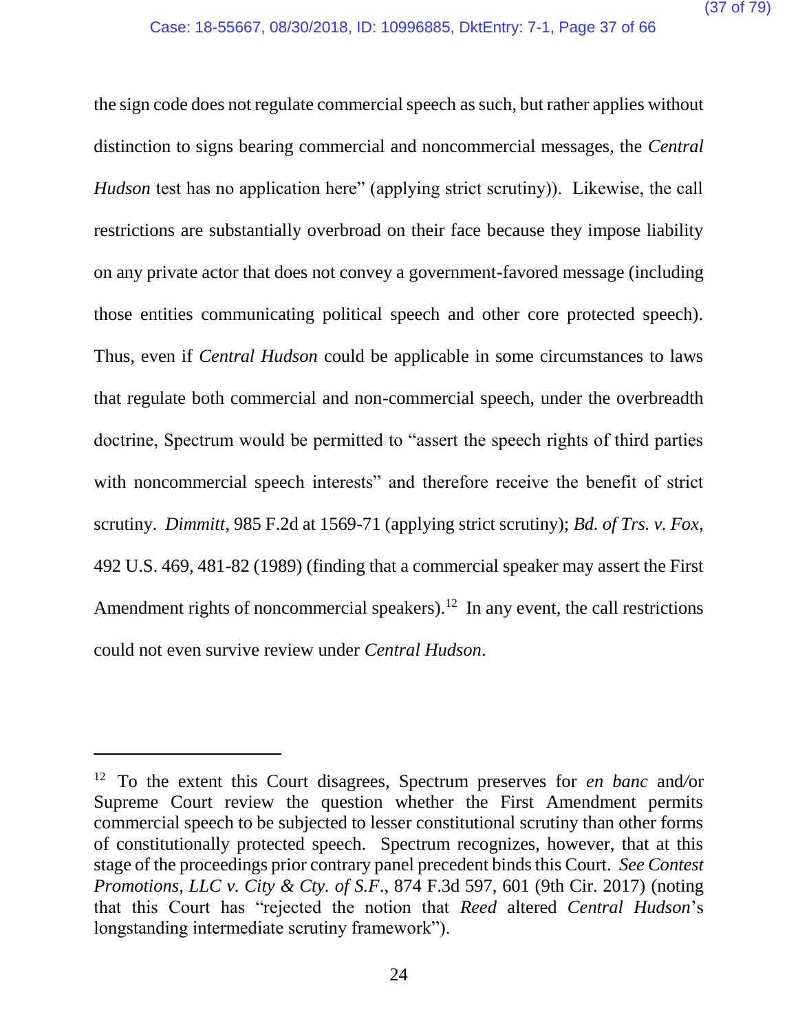the sign code does not regulate commercial speech as such, but rather applies without distinction to signs bearing commercial and noncommercial messages, the *Central Hudson* test has no application here" (applying strict scrutiny)). Likewise, the call restrictions are substantially overbroad on their face because they impose liability on any private actor that does not convey a government-favored message (including those entities communicating political speech and other core protected speech). Thus, even if *Central Hudson* could be applicable in some circumstances to laws that regulate both commercial and non-commercial speech, under the overbreadth doctrine, Spectrum would be permitted to "assert the speech rights of third parties with noncommercial speech interests" and therefore receive the benefit of strict scrutiny. *Dimmitt*, 985 F.2d at 1569-71 (applying strict scrutiny); *Bd. of Trs. v. Fox*, 492 U.S. 469, 481-82 (1989) (finding that a commercial speaker may assert the First Amendment rights of noncommercial speakers).[12] In any event, the call restrictions could not even survive review under *Central Hudson*.

---

[12] To the extent this Court disagrees, Spectrum preserves for *en banc* and/or Supreme Court review the question whether the First Amendment permits commercial speech to be subjected to lesser constitutional scrutiny than other forms of constitutionally protected speech. Spectrum recognizes, however, that at this stage of the proceedings prior contrary panel precedent binds this Court. *See Contest Promotions, LLC v. City & Cty. of S.F.*, 874 F.3d 597, 601 (9th Cir. 2017) (noting that this Court has "rejected the notion that *Reed* altered *Central Hudson*'s longstanding intermediate scrutiny framework").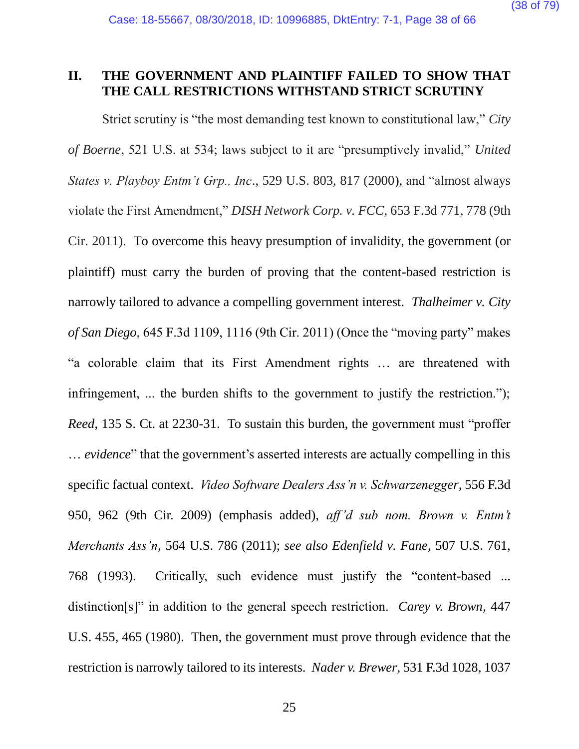## II. THE GOVERNMENT AND PLAINTIFF FAILED TO SHOW THAT THE CALL RESTRICTIONS WITHSTAND STRICT SCRUTINY

Strict scrutiny is "the most demanding test known to constitutional law," *City of Boerne*, 521 U.S. at 534; laws subject to it are "presumptively invalid," *United States v. Playboy Entm't Grp., Inc.*, 529 U.S. 803, 817 (2000), and "almost always violate the First Amendment," *DISH Network Corp. v. FCC*, 653 F.3d 771, 778 (9th Cir. 2011). To overcome this heavy presumption of invalidity, the government (or plaintiff) must carry the burden of proving that the content-based restriction is narrowly tailored to advance a compelling government interest. *Thalheimer v. City of San Diego*, 645 F.3d 1109, 1116 (9th Cir. 2011) (Once the "moving party" makes "a colorable claim that its First Amendment rights … are threatened with infringement, ... the burden shifts to the government to justify the restriction."); *Reed*, 135 S. Ct. at 2230-31. To sustain this burden, the government must "proffer … *evidence*" that the government's asserted interests are actually compelling in this specific factual context. *Video Software Dealers Ass'n v. Schwarzenegger*, 556 F.3d 950, 962 (9th Cir. 2009) (emphasis added), *aff'd sub nom. Brown v. Entm't Merchants Ass'n*, 564 U.S. 786 (2011); *see also Edenfield v. Fane*, 507 U.S. 761, 768 (1993). Critically, such evidence must justify the "content-based ... distinction[s]" in addition to the general speech restriction. *Carey v. Brown*, 447 U.S. 455, 465 (1980). Then, the government must prove through evidence that the restriction is narrowly tailored to its interests. *Nader v. Brewer*, 531 F.3d 1028, 1037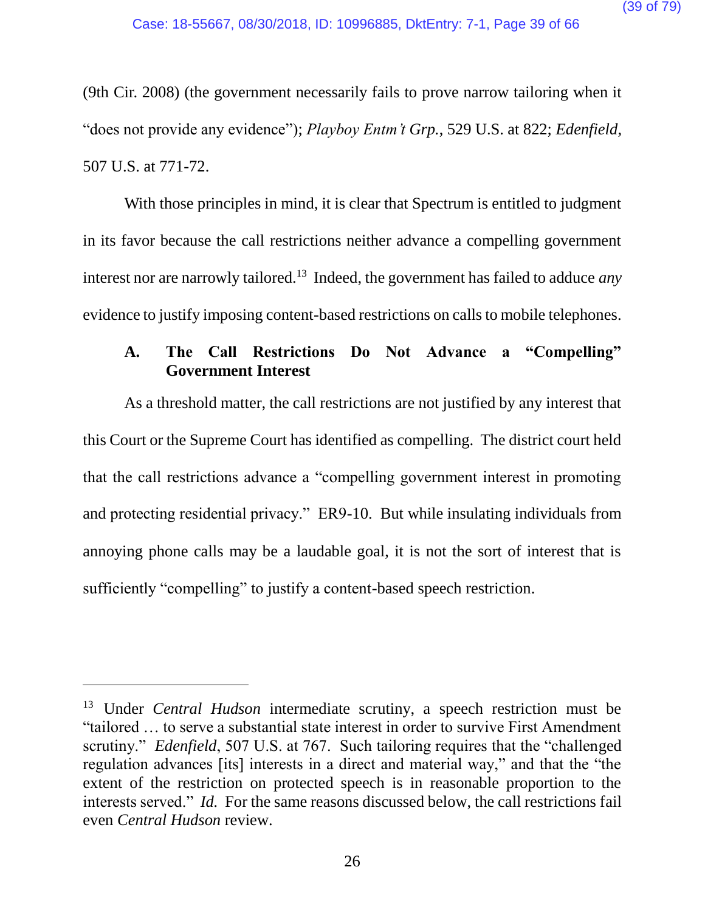(9th Cir. 2008) (the government necessarily fails to prove narrow tailoring when it "does not provide any evidence"); *Playboy Entm't Grp.*, 529 U.S. at 822; *Edenfield*, 507 U.S. at 771-72.

With those principles in mind, it is clear that Spectrum is entitled to judgment in its favor because the call restrictions neither advance a compelling government interest nor are narrowly tailored.[13] Indeed, the government has failed to adduce *any* evidence to justify imposing content-based restrictions on calls to mobile telephones.

### A. The Call Restrictions Do Not Advance a "Compelling" Government Interest

As a threshold matter, the call restrictions are not justified by any interest that this Court or the Supreme Court has identified as compelling. The district court held that the call restrictions advance a "compelling government interest in promoting and protecting residential privacy." ER9-10. But while insulating individuals from annoying phone calls may be a laudable goal, it is not the sort of interest that is sufficiently "compelling" to justify a content-based speech restriction.

---

[13] Under *Central Hudson* intermediate scrutiny, a speech restriction must be "tailored … to serve a substantial state interest in order to survive First Amendment scrutiny." *Edenfield*, 507 U.S. at 767. Such tailoring requires that the "challenged regulation advances [its] interests in a direct and material way," and that the "the extent of the restriction on protected speech is in reasonable proportion to the interests served." *Id.* For the same reasons discussed below, the call restrictions fail even *Central Hudson* review.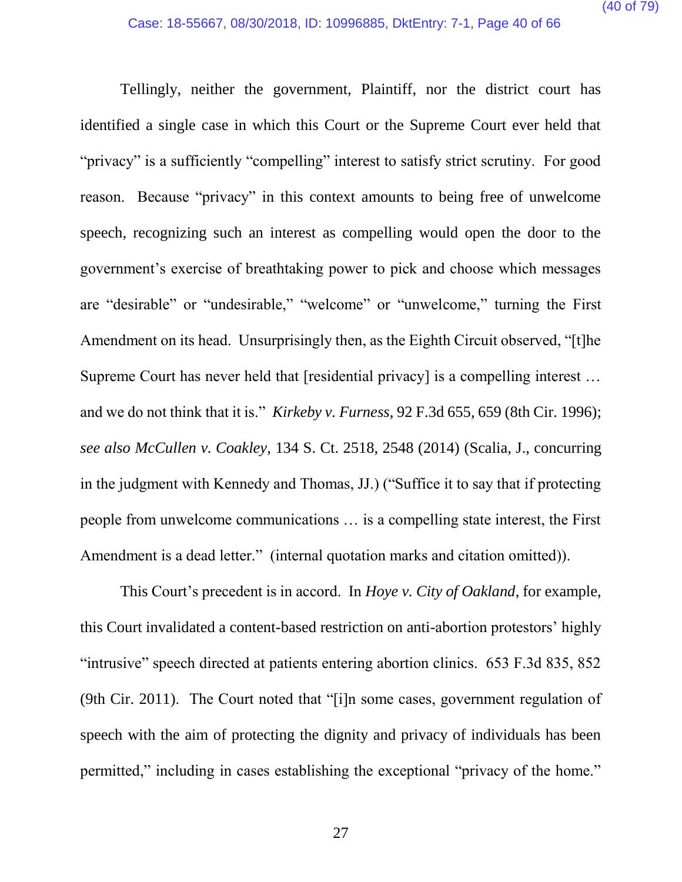Tellingly, neither the government, Plaintiff, nor the district court has identified a single case in which this Court or the Supreme Court ever held that "privacy" is a sufficiently "compelling" interest to satisfy strict scrutiny. For good reason. Because "privacy" in this context amounts to being free of unwelcome speech, recognizing such an interest as compelling would open the door to the government's exercise of breathtaking power to pick and choose which messages are "desirable" or "undesirable," "welcome" or "unwelcome," turning the First Amendment on its head. Unsurprisingly then, as the Eighth Circuit observed, "[t]he Supreme Court has never held that [residential privacy] is a compelling interest … and we do not think that it is." *Kirkeby v. Furness*, 92 F.3d 655, 659 (8th Cir. 1996); *see also McCullen v. Coakley*, 134 S. Ct. 2518, 2548 (2014) (Scalia, J., concurring in the judgment with Kennedy and Thomas, JJ.) ("Suffice it to say that if protecting people from unwelcome communications … is a compelling state interest, the First Amendment is a dead letter." (internal quotation marks and citation omitted)).

This Court's precedent is in accord. In *Hoye v. City of Oakland*, for example, this Court invalidated a content-based restriction on anti-abortion protestors' highly "intrusive" speech directed at patients entering abortion clinics. 653 F.3d 835, 852 (9th Cir. 2011). The Court noted that "[i]n some cases, government regulation of speech with the aim of protecting the dignity and privacy of individuals has been permitted," including in cases establishing the exceptional "privacy of the home."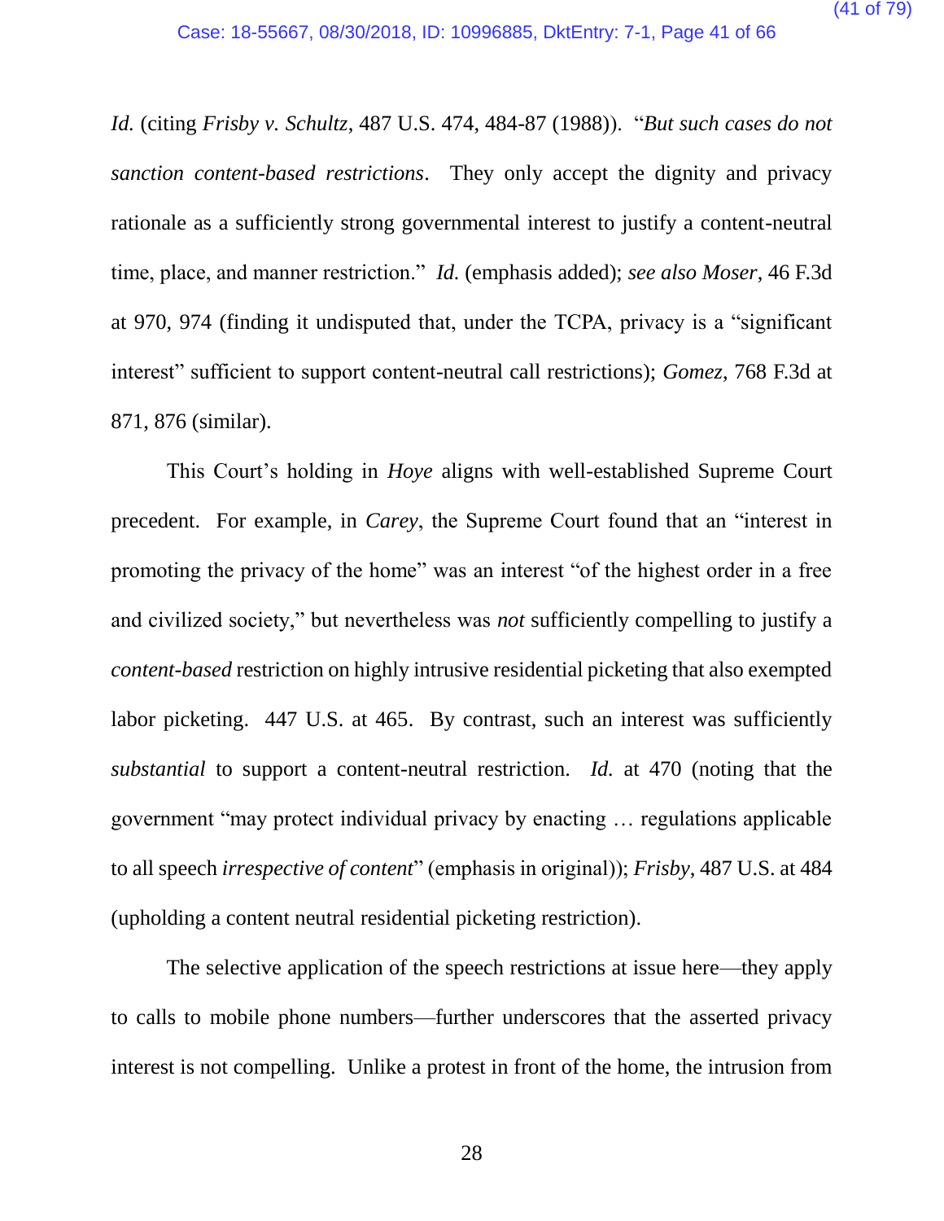*Id.* (citing *Frisby v. Schultz*, 487 U.S. 474, 484-87 (1988)). "*But such cases do not sanction content-based restrictions*. They only accept the dignity and privacy rationale as a sufficiently strong governmental interest to justify a content-neutral time, place, and manner restriction." *Id.* (emphasis added); *see also Moser*, 46 F.3d at 970, 974 (finding it undisputed that, under the TCPA, privacy is a "significant interest" sufficient to support content-neutral call restrictions); *Gomez*, 768 F.3d at 871, 876 (similar).

This Court's holding in *Hoye* aligns with well-established Supreme Court precedent. For example, in *Carey*, the Supreme Court found that an "interest in promoting the privacy of the home" was an interest "of the highest order in a free and civilized society," but nevertheless was *not* sufficiently compelling to justify a *content-based* restriction on highly intrusive residential picketing that also exempted labor picketing. 447 U.S. at 465. By contrast, such an interest was sufficiently *substantial* to support a content-neutral restriction. *Id.* at 470 (noting that the government "may protect individual privacy by enacting … regulations applicable to all speech *irrespective of content*" (emphasis in original)); *Frisby*, 487 U.S. at 484 (upholding a content neutral residential picketing restriction).

The selective application of the speech restrictions at issue here—they apply to calls to mobile phone numbers—further underscores that the asserted privacy interest is not compelling. Unlike a protest in front of the home, the intrusion from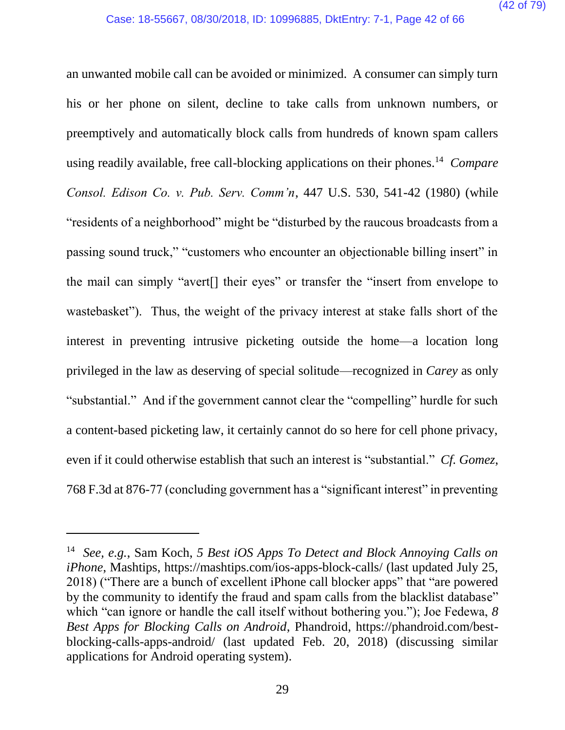an unwanted mobile call can be avoided or minimized. A consumer can simply turn his or her phone on silent, decline to take calls from unknown numbers, or preemptively and automatically block calls from hundreds of known spam callers using readily available, free call-blocking applications on their phones.[14] *Compare Consol. Edison Co. v. Pub. Serv. Comm'n*, 447 U.S. 530, 541-42 (1980) (while "residents of a neighborhood" might be "disturbed by the raucous broadcasts from a passing sound truck," "customers who encounter an objectionable billing insert" in the mail can simply "avert[] their eyes" or transfer the "insert from envelope to wastebasket"). Thus, the weight of the privacy interest at stake falls short of the interest in preventing intrusive picketing outside the home—a location long privileged in the law as deserving of special solitude—recognized in *Carey* as only "substantial." And if the government cannot clear the "compelling" hurdle for such a content-based picketing law, it certainly cannot do so here for cell phone privacy, even if it could otherwise establish that such an interest is "substantial." *Cf. Gomez*, 768 F.3d at 876-77 (concluding government has a "significant interest" in preventing

---

[14] *See, e.g.*, Sam Koch, *5 Best iOS Apps To Detect and Block Annoying Calls on iPhone*, Mashtips, https://mashtips.com/ios-apps-block-calls/ (last updated July 25, 2018) ("There are a bunch of excellent iPhone call blocker apps" that "are powered by the community to identify the fraud and spam calls from the blacklist database" which "can ignore or handle the call itself without bothering you."); Joe Fedewa, *8 Best Apps for Blocking Calls on Android*, Phandroid, https://phandroid.com/best-blocking-calls-apps-android/ (last updated Feb. 20, 2018) (discussing similar applications for Android operating system).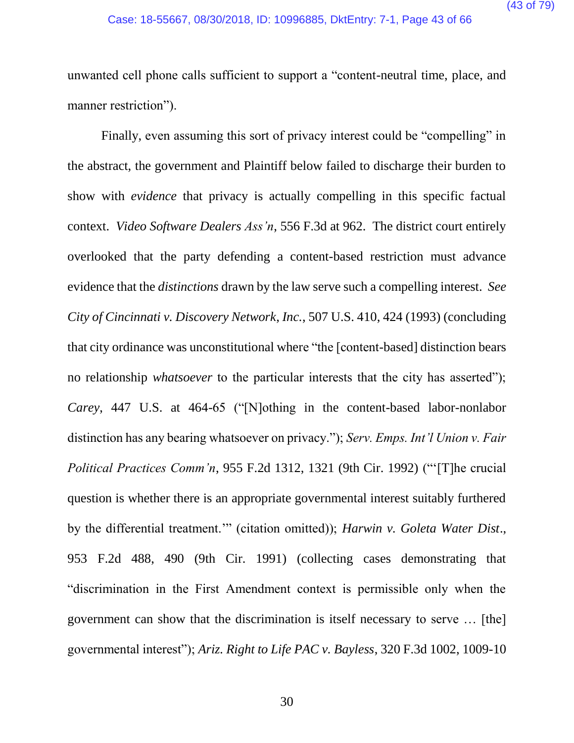unwanted cell phone calls sufficient to support a "content-neutral time, place, and manner restriction").

Finally, even assuming this sort of privacy interest could be "compelling" in the abstract, the government and Plaintiff below failed to discharge their burden to show with *evidence* that privacy is actually compelling in this specific factual context. *Video Software Dealers Ass'n*, 556 F.3d at 962. The district court entirely overlooked that the party defending a content-based restriction must advance evidence that the *distinctions* drawn by the law serve such a compelling interest. *See City of Cincinnati v. Discovery Network, Inc.*, 507 U.S. 410, 424 (1993) (concluding that city ordinance was unconstitutional where "the [content-based] distinction bears no relationship *whatsoever* to the particular interests that the city has asserted"); *Carey*, 447 U.S. at 464-65 ("[N]othing in the content-based labor-nonlabor distinction has any bearing whatsoever on privacy."); *Serv. Emps. Int'l Union v. Fair Political Practices Comm'n*, 955 F.2d 1312, 1321 (9th Cir. 1992) ("'[T]he crucial question is whether there is an appropriate governmental interest suitably furthered by the differential treatment.'" (citation omitted)); *Harwin v. Goleta Water Dist.*, 953 F.2d 488, 490 (9th Cir. 1991) (collecting cases demonstrating that "discrimination in the First Amendment context is permissible only when the government can show that the discrimination is itself necessary to serve … [the] governmental interest"); *Ariz. Right to Life PAC v. Bayless*, 320 F.3d 1002, 1009-10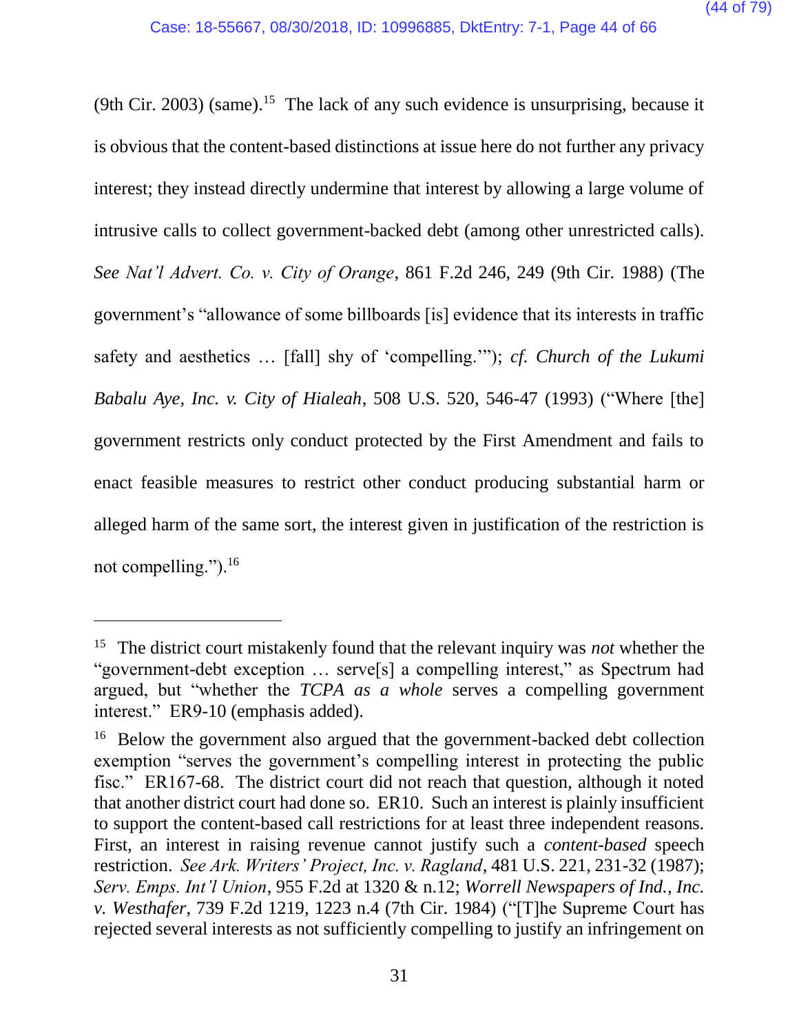(9th Cir. 2003) (same).[15] The lack of any such evidence is unsurprising, because it is obvious that the content-based distinctions at issue here do not further any privacy interest; they instead directly undermine that interest by allowing a large volume of intrusive calls to collect government-backed debt (among other unrestricted calls). *See Nat'l Advert. Co. v. City of Orange*, 861 F.2d 246, 249 (9th Cir. 1988) (The government's "allowance of some billboards [is] evidence that its interests in traffic safety and aesthetics … [fall] shy of 'compelling.'"); *cf. Church of the Lukumi Babalu Aye, Inc. v. City of Hialeah*, 508 U.S. 520, 546-47 (1993) ("Where [the] government restricts only conduct protected by the First Amendment and fails to enact feasible measures to restrict other conduct producing substantial harm or alleged harm of the same sort, the interest given in justification of the restriction is not compelling.").[16]

---

[15] The district court mistakenly found that the relevant inquiry was *not* whether the "government-debt exception … serve[s] a compelling interest," as Spectrum had argued, but "whether the *TCPA as a whole* serves a compelling government interest." ER9-10 (emphasis added).

[16] Below the government also argued that the government-backed debt collection exemption "serves the government's compelling interest in protecting the public fisc." ER167-68. The district court did not reach that question, although it noted that another district court had done so. ER10. Such an interest is plainly insufficient to support the content-based call restrictions for at least three independent reasons. First, an interest in raising revenue cannot justify such a *content-based* speech restriction. *See Ark. Writers' Project, Inc. v. Ragland*, 481 U.S. 221, 231-32 (1987); *Serv. Emps. Int'l Union*, 955 F.2d at 1320 & n.12; *Worrell Newspapers of Ind., Inc. v. Westhafer*, 739 F.2d 1219, 1223 n.4 (7th Cir. 1984) ("[T]he Supreme Court has rejected several interests as not sufficiently compelling to justify an infringement on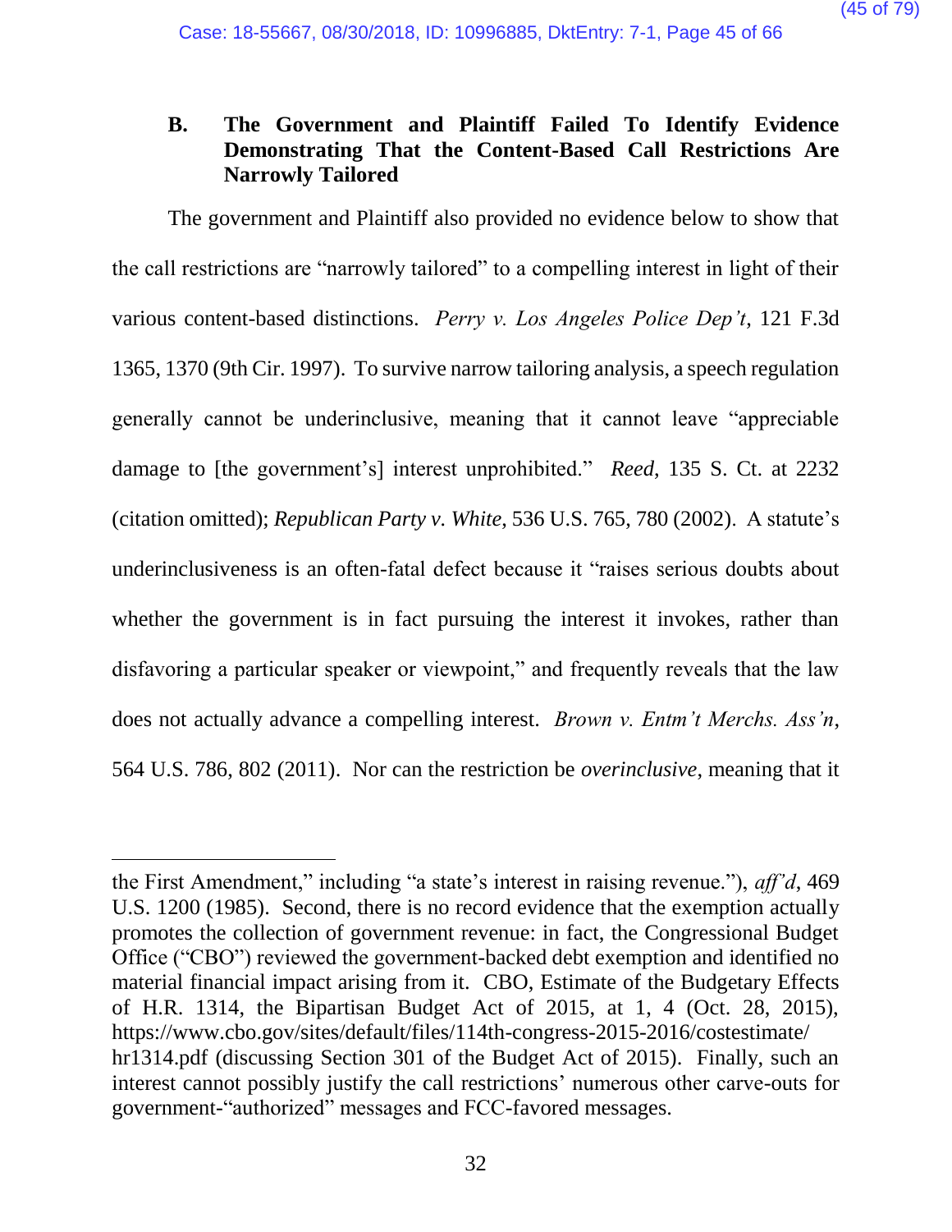### B. The Government and Plaintiff Failed To Identify Evidence Demonstrating That the Content-Based Call Restrictions Are Narrowly Tailored

The government and Plaintiff also provided no evidence below to show that the call restrictions are "narrowly tailored" to a compelling interest in light of their various content-based distinctions. *Perry v. Los Angeles Police Dep't*, 121 F.3d 1365, 1370 (9th Cir. 1997). To survive narrow tailoring analysis, a speech regulation generally cannot be underinclusive, meaning that it cannot leave "appreciable damage to [the government's] interest unprohibited." *Reed*, 135 S. Ct. at 2232 (citation omitted); *Republican Party v. White*, 536 U.S. 765, 780 (2002). A statute's underinclusiveness is an often-fatal defect because it "raises serious doubts about whether the government is in fact pursuing the interest it invokes, rather than disfavoring a particular speaker or viewpoint," and frequently reveals that the law does not actually advance a compelling interest. *Brown v. Entm't Merchs. Ass'n*, 564 U.S. 786, 802 (2011). Nor can the restriction be *overinclusive*, meaning that it

---

the First Amendment," including "a state's interest in raising revenue."), *aff'd*, 469 U.S. 1200 (1985). Second, there is no record evidence that the exemption actually promotes the collection of government revenue: in fact, the Congressional Budget Office ("CBO") reviewed the government-backed debt exemption and identified no material financial impact arising from it. CBO, Estimate of the Budgetary Effects of H.R. 1314, the Bipartisan Budget Act of 2015, at 1, 4 (Oct. 28, 2015), https://www.cbo.gov/sites/default/files/114th-congress-2015-2016/costestimate/hr1314.pdf (discussing Section 301 of the Budget Act of 2015). Finally, such an interest cannot possibly justify the call restrictions' numerous other carve-outs for government-"authorized" messages and FCC-favored messages.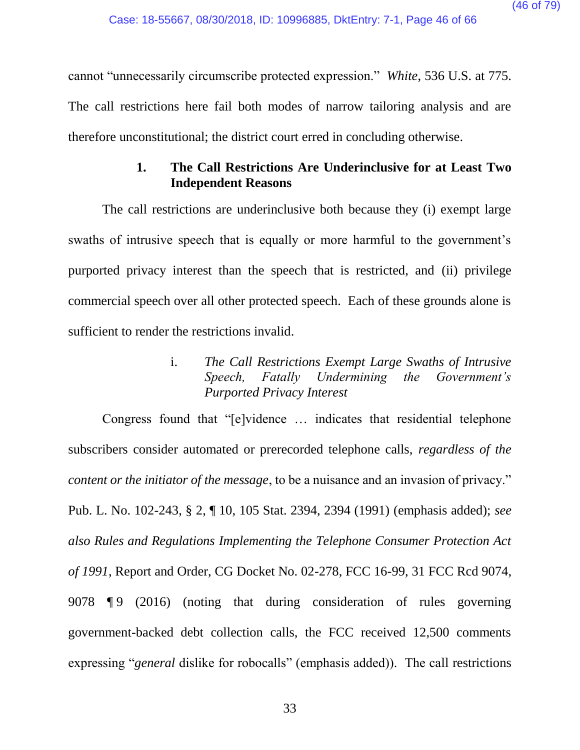cannot "unnecessarily circumscribe protected expression." *White*, 536 U.S. at 775. The call restrictions here fail both modes of narrow tailoring analysis and are therefore unconstitutional; the district court erred in concluding otherwise.

#### 1. The Call Restrictions Are Underinclusive for at Least Two Independent Reasons

The call restrictions are underinclusive both because they (i) exempt large swaths of intrusive speech that is equally or more harmful to the government's purported privacy interest than the speech that is restricted, and (ii) privilege commercial speech over all other protected speech. Each of these grounds alone is sufficient to render the restrictions invalid.

##### i. *The Call Restrictions Exempt Large Swaths of Intrusive Speech, Fatally Undermining the Government's Purported Privacy Interest*

Congress found that "[e]vidence … indicates that residential telephone subscribers consider automated or prerecorded telephone calls, *regardless of the content or the initiator of the message*, to be a nuisance and an invasion of privacy." Pub. L. No. 102-243, § 2, ¶ 10, 105 Stat. 2394, 2394 (1991) (emphasis added); *see also Rules and Regulations Implementing the Telephone Consumer Protection Act of 1991*, Report and Order, CG Docket No. 02-278, FCC 16-99, 31 FCC Rcd 9074, 9078 ¶ 9 (2016) (noting that during consideration of rules governing government-backed debt collection calls, the FCC received 12,500 comments expressing "*general* dislike for robocalls" (emphasis added)). The call restrictions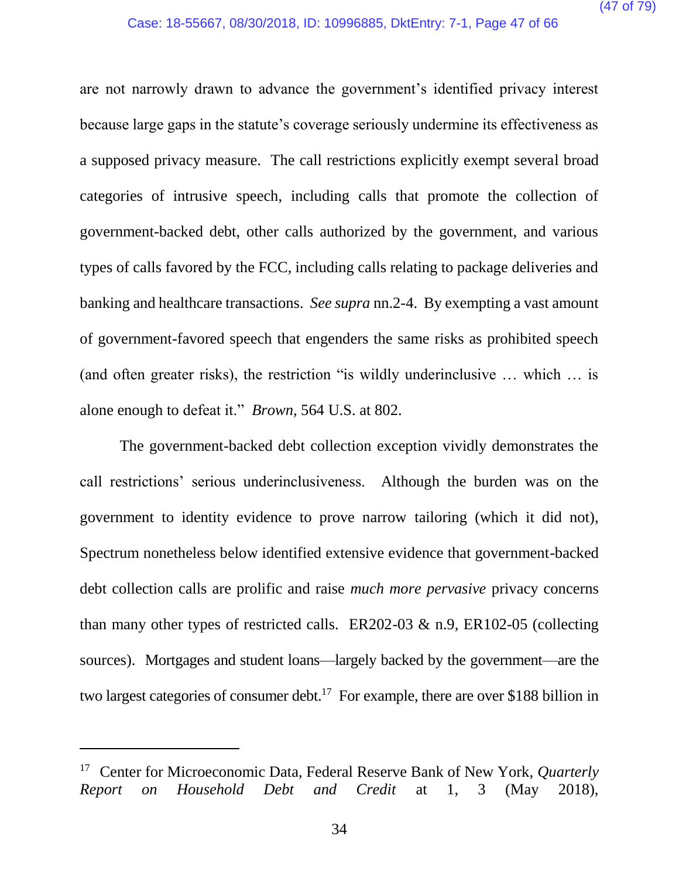are not narrowly drawn to advance the government's identified privacy interest because large gaps in the statute's coverage seriously undermine its effectiveness as a supposed privacy measure. The call restrictions explicitly exempt several broad categories of intrusive speech, including calls that promote the collection of government-backed debt, other calls authorized by the government, and various types of calls favored by the FCC, including calls relating to package deliveries and banking and healthcare transactions. *See supra* nn.2-4. By exempting a vast amount of government-favored speech that engenders the same risks as prohibited speech (and often greater risks), the restriction "is wildly underinclusive … which … is alone enough to defeat it." *Brown,* 564 U.S. at 802.

The government-backed debt collection exception vividly demonstrates the call restrictions' serious underinclusiveness. Although the burden was on the government to identity evidence to prove narrow tailoring (which it did not), Spectrum nonetheless below identified extensive evidence that government-backed debt collection calls are prolific and raise *much more pervasive* privacy concerns than many other types of restricted calls. ER202-03 & n.9, ER102-05 (collecting sources). Mortgages and student loans—largely backed by the government—are the two largest categories of consumer debt.[17] For example, there are over $188 billion in

---

[17] Center for Microeconomic Data, Federal Reserve Bank of New York, *Quarterly Report on Household Debt and Credit* at 1, 3 (May 2018),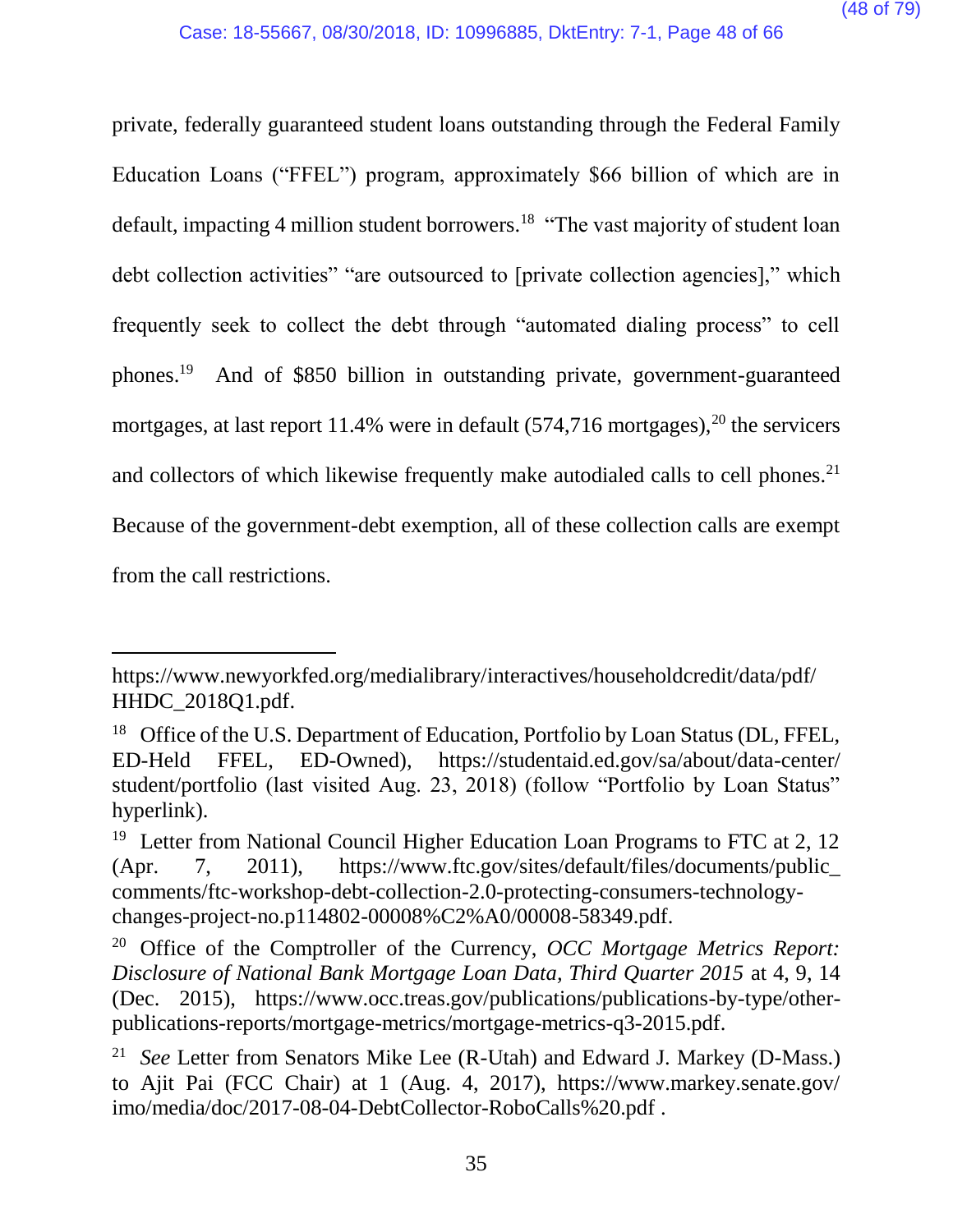private, federally guaranteed student loans outstanding through the Federal Family Education Loans ("FFEL") program, approximately $66 billion of which are in default, impacting 4 million student borrowers.[18] "The vast majority of student loan debt collection activities" "are outsourced to [private collection agencies]," which frequently seek to collect the debt through "automated dialing process" to cell phones.[19] And of $850 billion in outstanding private, government-guaranteed mortgages, at last report 11.4% were in default (574,716 mortgages),[20] the servicers and collectors of which likewise frequently make autodialed calls to cell phones.[21] Because of the government-debt exemption, all of these collection calls are exempt from the call restrictions.

---

https://www.newyorkfed.org/medialibrary/interactives/householdcredit/data/pdf/HHDC_2018Q1.pdf.

[18] Office of the U.S. Department of Education, Portfolio by Loan Status (DL, FFEL, ED-Held FFEL, ED-Owned), https://studentaid.ed.gov/sa/about/data-center/student/portfolio (last visited Aug. 23, 2018) (follow "Portfolio by Loan Status" hyperlink).

[19] Letter from National Council Higher Education Loan Programs to FTC at 2, 12 (Apr. 7, 2011), https://www.ftc.gov/sites/default/files/documents/public_comments/ftc-workshop-debt-collection-2.0-protecting-consumers-technology-changes-project-no.p114802-00008%C2%A0/00008-58349.pdf.

[20] Office of the Comptroller of the Currency, *OCC Mortgage Metrics Report: Disclosure of National Bank Mortgage Loan Data, Third Quarter 2015* at 4, 9, 14 (Dec. 2015), https://www.occ.treas.gov/publications/publications-by-type/other-publications-reports/mortgage-metrics/mortgage-metrics-q3-2015.pdf.

[21] *See* Letter from Senators Mike Lee (R-Utah) and Edward J. Markey (D-Mass.) to Ajit Pai (FCC Chair) at 1 (Aug. 4, 2017), https://www.markey.senate.gov/imo/media/doc/2017-08-04-DebtCollector-RoboCalls%20.pdf .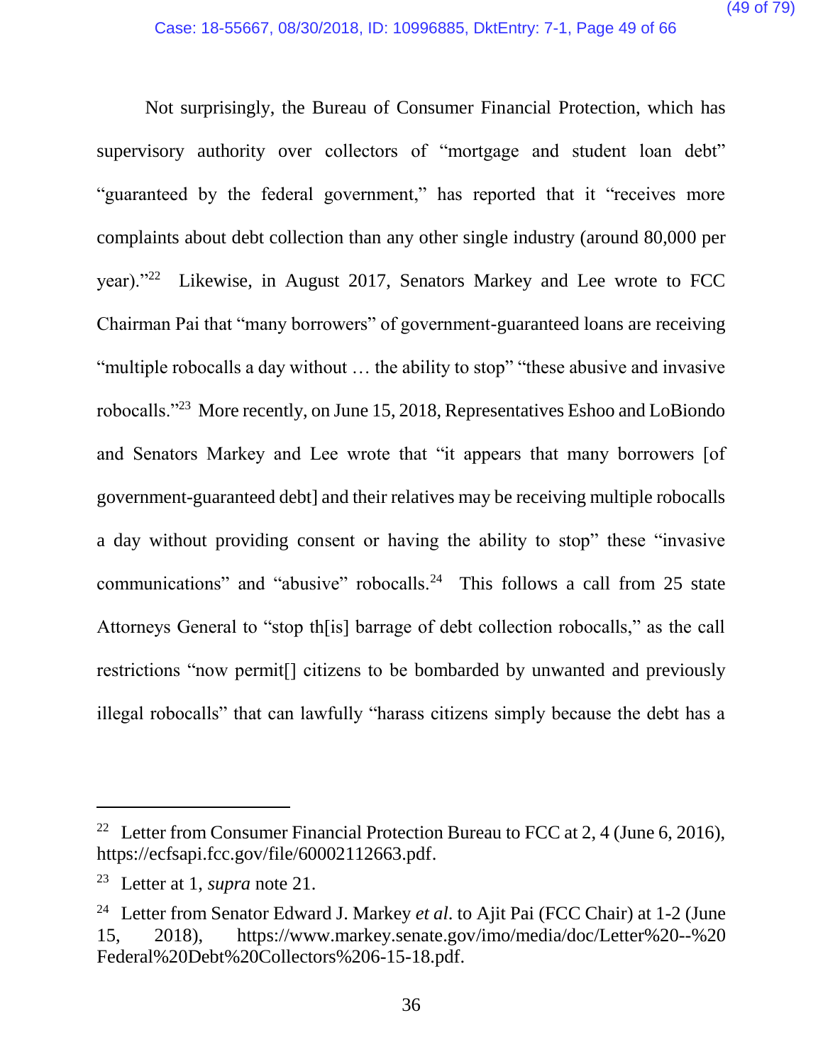Not surprisingly, the Bureau of Consumer Financial Protection, which has supervisory authority over collectors of "mortgage and student loan debt" "guaranteed by the federal government," has reported that it "receives more complaints about debt collection than any other single industry (around 80,000 per year)."[22] Likewise, in August 2017, Senators Markey and Lee wrote to FCC Chairman Pai that "many borrowers" of government-guaranteed loans are receiving "multiple robocalls a day without … the ability to stop" "these abusive and invasive robocalls."[23] More recently, on June 15, 2018, Representatives Eshoo and LoBiondo and Senators Markey and Lee wrote that "it appears that many borrowers [of government-guaranteed debt] and their relatives may be receiving multiple robocalls a day without providing consent or having the ability to stop" these "invasive communications" and "abusive" robocalls.[24] This follows a call from 25 state Attorneys General to "stop th[is] barrage of debt collection robocalls," as the call restrictions "now permit[] citizens to be bombarded by unwanted and previously illegal robocalls" that can lawfully "harass citizens simply because the debt has a

---

[22] Letter from Consumer Financial Protection Bureau to FCC at 2, 4 (June 6, 2016), https://ecfsapi.fcc.gov/file/60002112663.pdf.

[23] Letter at 1, *supra* note 21.

[24] Letter from Senator Edward J. Markey *et al.* to Ajit Pai (FCC Chair) at 1-2 (June 15, 2018), https://www.markey.senate.gov/imo/media/doc/Letter%20--%20Federal%20Debt%20Collectors%206-15-18.pdf.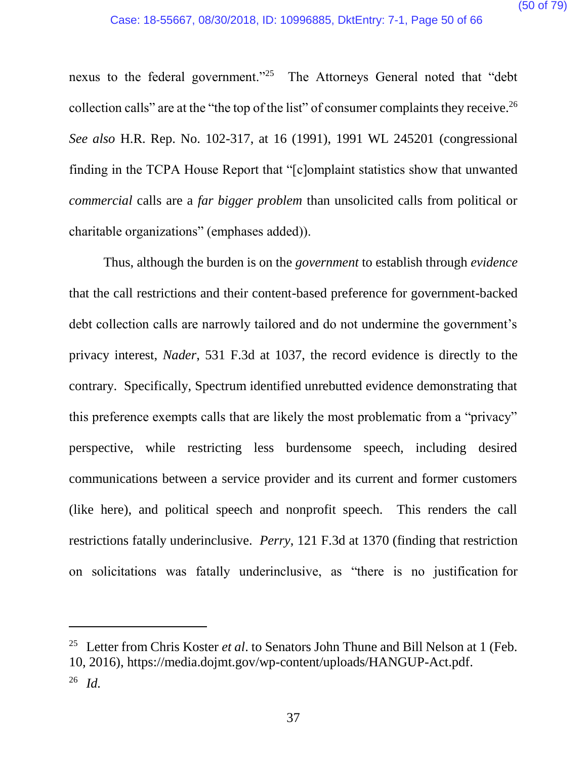nexus to the federal government."[25] The Attorneys General noted that "debt collection calls" are at the "the top of the list" of consumer complaints they receive.[26] *See also* H.R. Rep. No. 102-317, at 16 (1991), 1991 WL 245201 (congressional finding in the TCPA House Report that "[c]omplaint statistics show that unwanted *commercial* calls are a *far bigger problem* than unsolicited calls from political or charitable organizations" (emphases added)).

Thus, although the burden is on the *government* to establish through *evidence* that the call restrictions and their content-based preference for government-backed debt collection calls are narrowly tailored and do not undermine the government's privacy interest, *Nader*, 531 F.3d at 1037, the record evidence is directly to the contrary. Specifically, Spectrum identified unrebutted evidence demonstrating that this preference exempts calls that are likely the most problematic from a "privacy" perspective, while restricting less burdensome speech, including desired communications between a service provider and its current and former customers (like here), and political speech and nonprofit speech. This renders the call restrictions fatally underinclusive. *Perry*, 121 F.3d at 1370 (finding that restriction on solicitations was fatally underinclusive, as "there is no justification for

---

[25] Letter from Chris Koster *et al*. to Senators John Thune and Bill Nelson at 1 (Feb. 10, 2016), https://media.dojmt.gov/wp-content/uploads/HANGUP-Act.pdf.

[26] *Id.*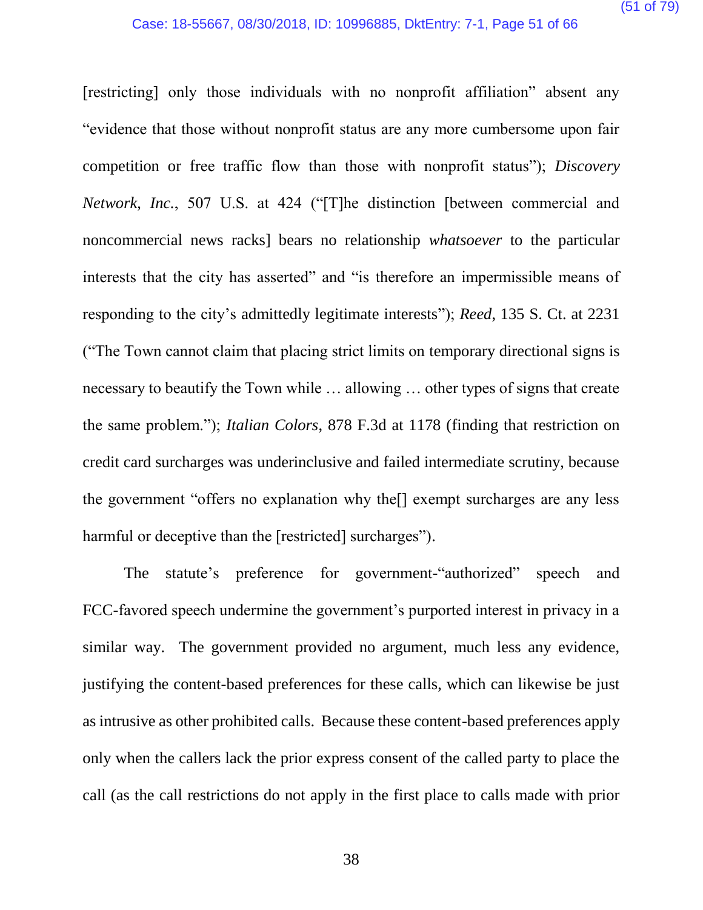[restricting] only those individuals with no nonprofit affiliation" absent any "evidence that those without nonprofit status are any more cumbersome upon fair competition or free traffic flow than those with nonprofit status"); *Discovery Network, Inc.*, 507 U.S. at 424 ("[T]he distinction [between commercial and noncommercial news racks] bears no relationship *whatsoever* to the particular interests that the city has asserted" and "is therefore an impermissible means of responding to the city's admittedly legitimate interests"); *Reed*, 135 S. Ct. at 2231 ("The Town cannot claim that placing strict limits on temporary directional signs is necessary to beautify the Town while … allowing … other types of signs that create the same problem."); *Italian Colors*, 878 F.3d at 1178 (finding that restriction on credit card surcharges was underinclusive and failed intermediate scrutiny, because the government "offers no explanation why the[] exempt surcharges are any less harmful or deceptive than the [restricted] surcharges").

The statute's preference for government-"authorized" speech and FCC-favored speech undermine the government's purported interest in privacy in a similar way. The government provided no argument, much less any evidence, justifying the content-based preferences for these calls, which can likewise be just as intrusive as other prohibited calls. Because these content-based preferences apply only when the callers lack the prior express consent of the called party to place the call (as the call restrictions do not apply in the first place to calls made with prior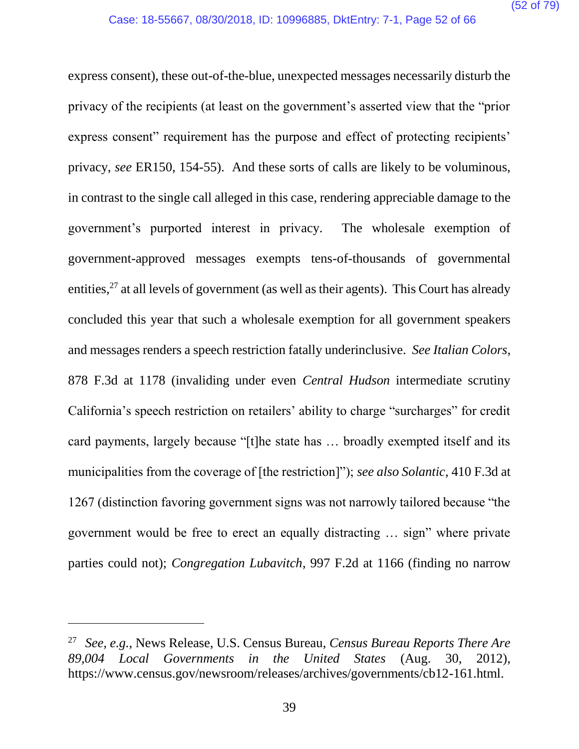express consent), these out-of-the-blue, unexpected messages necessarily disturb the privacy of the recipients (at least on the government's asserted view that the "prior express consent" requirement has the purpose and effect of protecting recipients' privacy, *see* ER150, 154-55). And these sorts of calls are likely to be voluminous, in contrast to the single call alleged in this case, rendering appreciable damage to the government's purported interest in privacy. The wholesale exemption of government-approved messages exempts tens-of-thousands of governmental entities,[27] at all levels of government (as well as their agents). This Court has already concluded this year that such a wholesale exemption for all government speakers and messages renders a speech restriction fatally underinclusive. *See Italian Colors*, 878 F.3d at 1178 (invaliding under even *Central Hudson* intermediate scrutiny California's speech restriction on retailers' ability to charge "surcharges" for credit card payments, largely because "[t]he state has … broadly exempted itself and its municipalities from the coverage of [the restriction]"); *see also Solantic*, 410 F.3d at 1267 (distinction favoring government signs was not narrowly tailored because "the government would be free to erect an equally distracting … sign" where private parties could not); *Congregation Lubavitch*, 997 F.2d at 1166 (finding no narrow

---

[27] *See, e.g.*, News Release, U.S. Census Bureau, *Census Bureau Reports There Are 89,004 Local Governments in the United States* (Aug. 30, 2012), https://www.census.gov/newsroom/releases/archives/governments/cb12-161.html.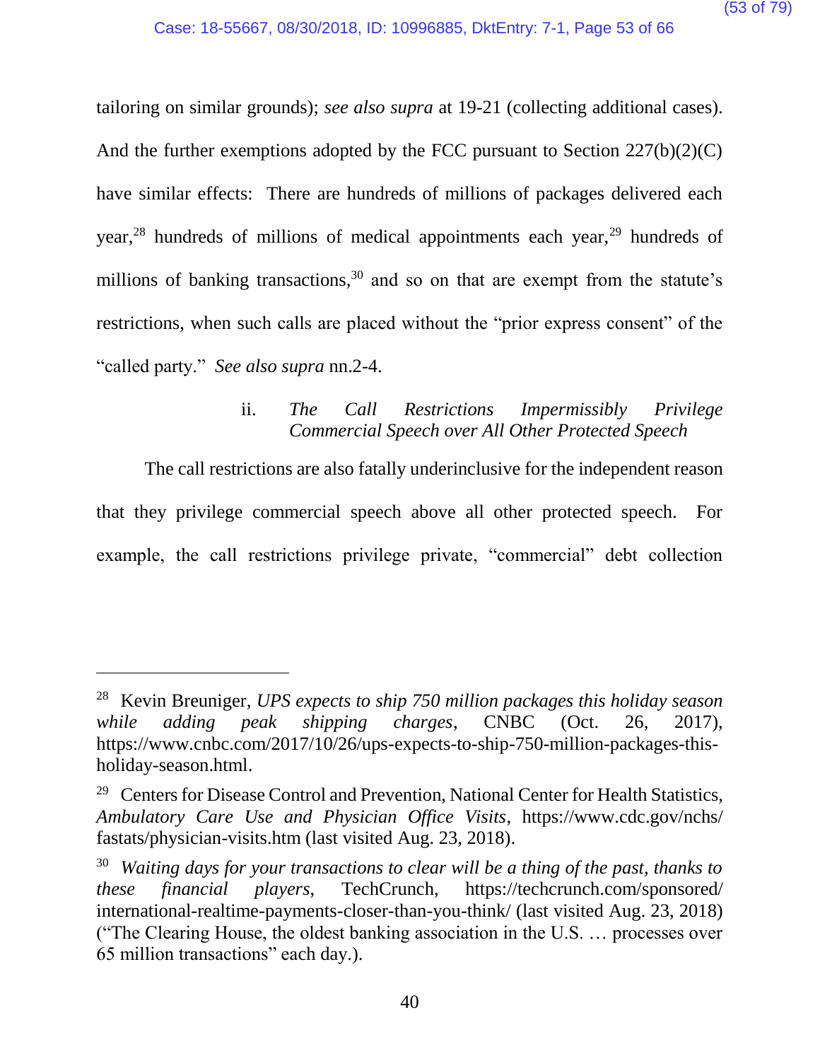tailoring on similar grounds); *see also supra* at 19-21 (collecting additional cases). And the further exemptions adopted by the FCC pursuant to Section 227(b)(2)(C) have similar effects: There are hundreds of millions of packages delivered each year,[28] hundreds of millions of medical appointments each year,[29] hundreds of millions of banking transactions,[30] and so on that are exempt from the statute's restrictions, when such calls are placed without the "prior express consent" of the "called party." *See also supra* nn.2-4.

### ii. *The Call Restrictions Impermissibly Privilege Commercial Speech over All Other Protected Speech*

The call restrictions are also fatally underinclusive for the independent reason that they privilege commercial speech above all other protected speech. For example, the call restrictions privilege private, "commercial" debt collection

---

[28] Kevin Breuniger, *UPS expects to ship 750 million packages this holiday season while adding peak shipping charges*, CNBC (Oct. 26, 2017), https://www.cnbc.com/2017/10/26/ups-expects-to-ship-750-million-packages-this-holiday-season.html.

[29] Centers for Disease Control and Prevention, National Center for Health Statistics, *Ambulatory Care Use and Physician Office Visits*, https://www.cdc.gov/nchs/fastats/physician-visits.htm (last visited Aug. 23, 2018).

[30] *Waiting days for your transactions to clear will be a thing of the past, thanks to these financial players*, TechCrunch, https://techcrunch.com/sponsored/international-realtime-payments-closer-than-you-think/ (last visited Aug. 23, 2018) ("The Clearing House, the oldest banking association in the U.S. … processes over 65 million transactions" each day.).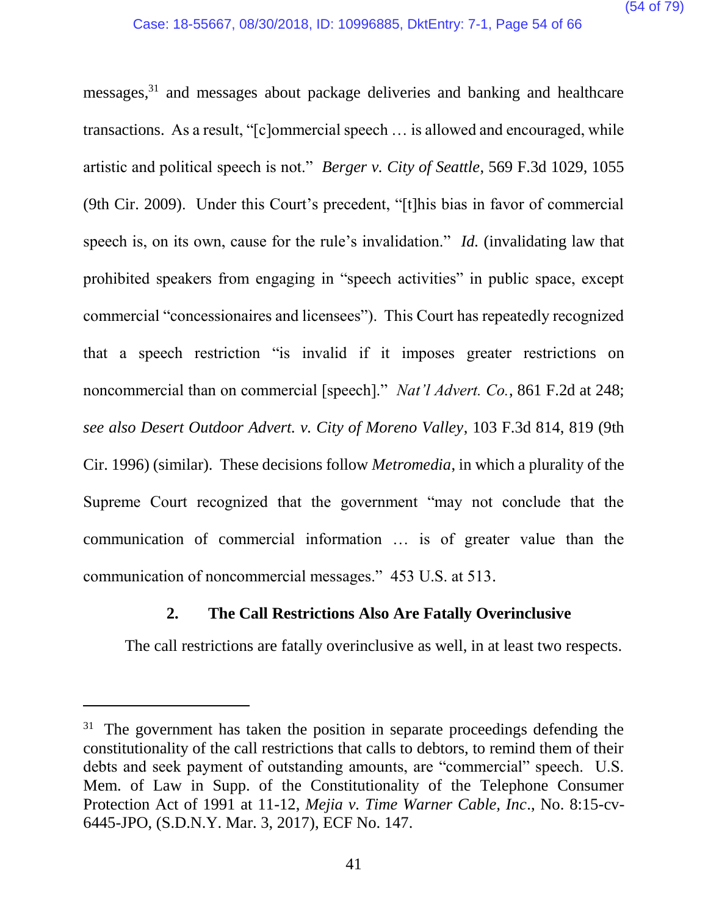messages,[31] and messages about package deliveries and banking and healthcare transactions. As a result, "[c]ommercial speech … is allowed and encouraged, while artistic and political speech is not." *Berger v. City of Seattle*, 569 F.3d 1029, 1055 (9th Cir. 2009). Under this Court's precedent, "[t]his bias in favor of commercial speech is, on its own, cause for the rule's invalidation." *Id.* (invalidating law that prohibited speakers from engaging in "speech activities" in public space, except commercial "concessionaires and licensees"). This Court has repeatedly recognized that a speech restriction "is invalid if it imposes greater restrictions on noncommercial than on commercial [speech]." *Nat'l Advert. Co.*, 861 F.2d at 248; *see also Desert Outdoor Advert. v. City of Moreno Valley*, 103 F.3d 814, 819 (9th Cir. 1996) (similar). These decisions follow *Metromedia*, in which a plurality of the Supreme Court recognized that the government "may not conclude that the communication of commercial information … is of greater value than the communication of noncommercial messages." 453 U.S. at 513.

### 2. The Call Restrictions Also Are Fatally Overinclusive

The call restrictions are fatally overinclusive as well, in at least two respects.

---

[31] The government has taken the position in separate proceedings defending the constitutionality of the call restrictions that calls to debtors, to remind them of their debts and seek payment of outstanding amounts, are "commercial" speech. U.S. Mem. of Law in Supp. of the Constitutionality of the Telephone Consumer Protection Act of 1991 at 11-12, *Mejia v. Time Warner Cable, Inc.*, No. 8:15-cv-6445-JPO, (S.D.N.Y. Mar. 3, 2017), ECF No. 147.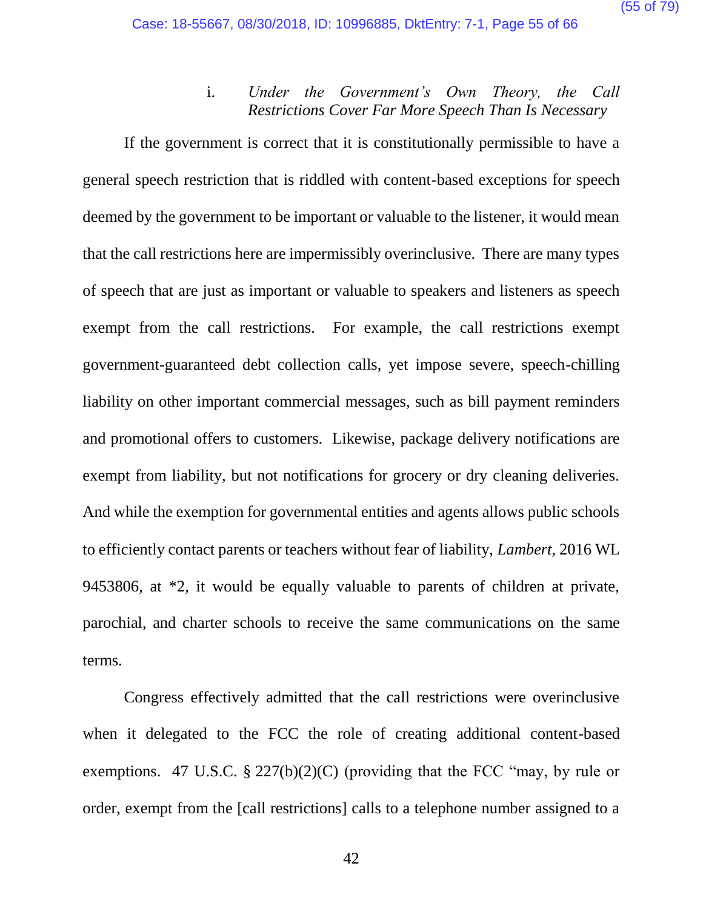#### i. *Under the Government's Own Theory, the Call Restrictions Cover Far More Speech Than Is Necessary*

If the government is correct that it is constitutionally permissible to have a general speech restriction that is riddled with content-based exceptions for speech deemed by the government to be important or valuable to the listener, it would mean that the call restrictions here are impermissibly overinclusive. There are many types of speech that are just as important or valuable to speakers and listeners as speech exempt from the call restrictions. For example, the call restrictions exempt government-guaranteed debt collection calls, yet impose severe, speech-chilling liability on other important commercial messages, such as bill payment reminders and promotional offers to customers. Likewise, package delivery notifications are exempt from liability, but not notifications for grocery or dry cleaning deliveries. And while the exemption for governmental entities and agents allows public schools to efficiently contact parents or teachers without fear of liability, *Lambert*, 2016 WL 9453806, at *2, it would be equally valuable to parents of children at private, parochial, and charter schools to receive the same communications on the same terms.

Congress effectively admitted that the call restrictions were overinclusive when it delegated to the FCC the role of creating additional content-based exemptions. 47 U.S.C. § 227(b)(2)(C) (providing that the FCC "may, by rule or order, exempt from the [call restrictions] calls to a telephone number assigned to a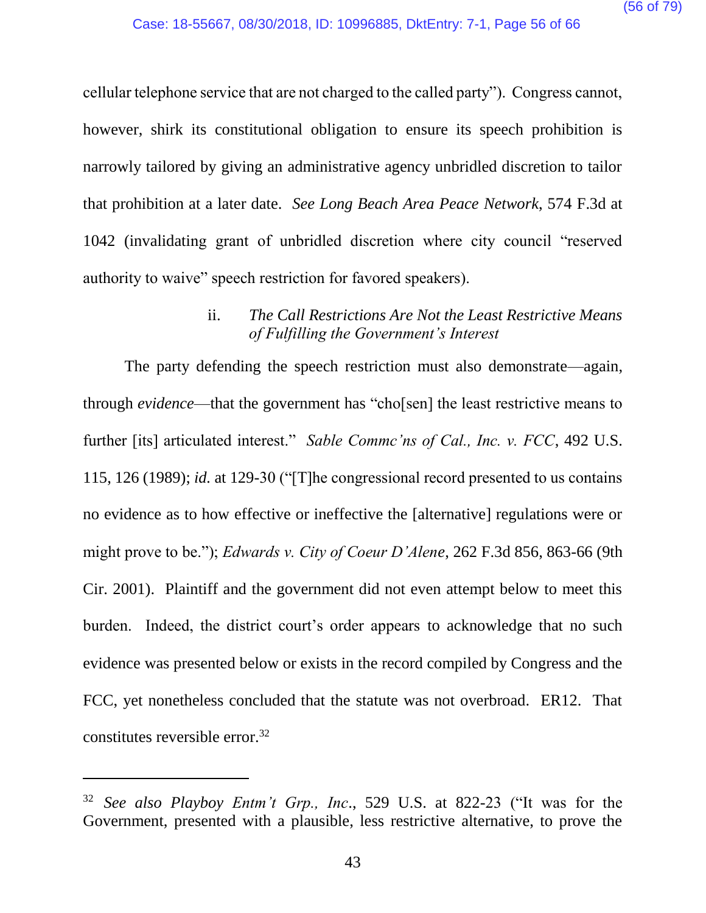cellular telephone service that are not charged to the called party"). Congress cannot, however, shirk its constitutional obligation to ensure its speech prohibition is narrowly tailored by giving an administrative agency unbridled discretion to tailor that prohibition at a later date. *See Long Beach Area Peace Network*, 574 F.3d at 1042 (invalidating grant of unbridled discretion where city council "reserved authority to waive" speech restriction for favored speakers).

#### ii. *The Call Restrictions Are Not the Least Restrictive Means of Fulfilling the Government's Interest*

The party defending the speech restriction must also demonstrate—again, through *evidence*—that the government has "cho[sen] the least restrictive means to further [its] articulated interest." *Sable Commc'ns of Cal., Inc. v. FCC*, 492 U.S. 115, 126 (1989); *id.* at 129-30 ("[T]he congressional record presented to us contains no evidence as to how effective or ineffective the [alternative] regulations were or might prove to be."); *Edwards v. City of Coeur D'Alene*, 262 F.3d 856, 863-66 (9th Cir. 2001). Plaintiff and the government did not even attempt below to meet this burden. Indeed, the district court's order appears to acknowledge that no such evidence was presented below or exists in the record compiled by Congress and the FCC, yet nonetheless concluded that the statute was not overbroad. ER12. That constitutes reversible error.[32]

---

[32] *See also Playboy Entm't Grp., Inc.*, 529 U.S. at 822-23 ("It was for the Government, presented with a plausible, less restrictive alternative, to prove the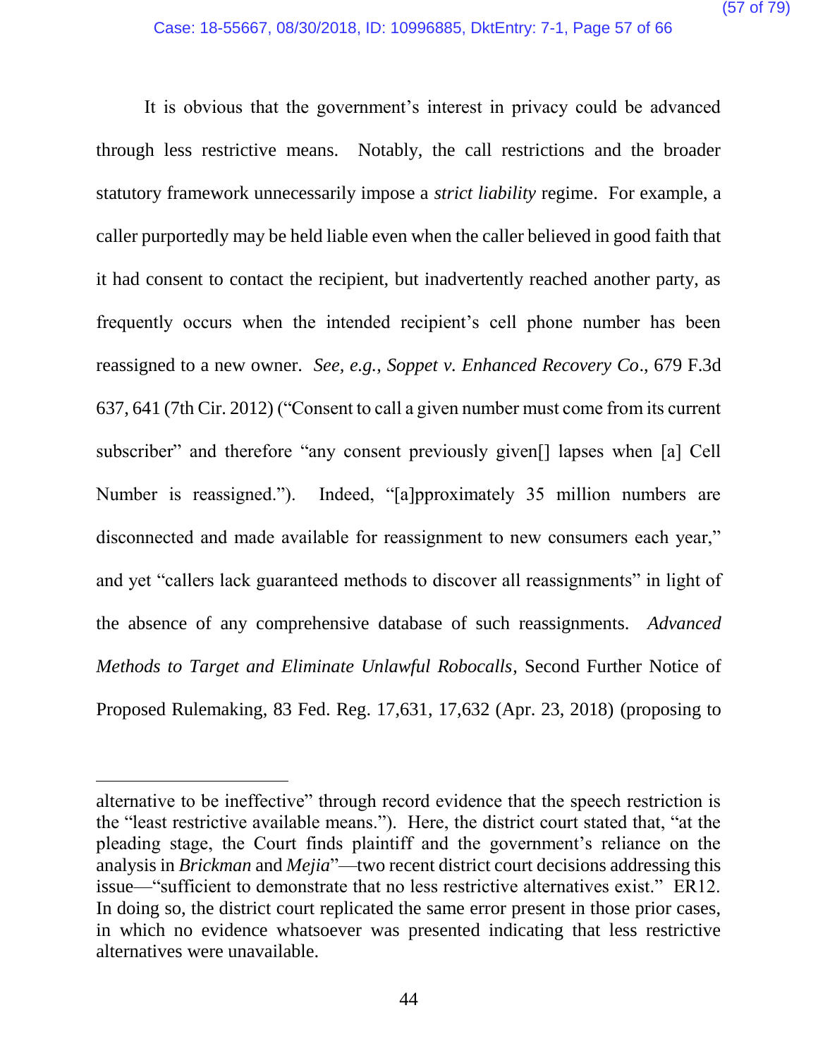It is obvious that the government's interest in privacy could be advanced through less restrictive means. Notably, the call restrictions and the broader statutory framework unnecessarily impose a *strict liability* regime. For example, a caller purportedly may be held liable even when the caller believed in good faith that it had consent to contact the recipient, but inadvertently reached another party, as frequently occurs when the intended recipient's cell phone number has been reassigned to a new owner. *See, e.g.*, *Soppet v. Enhanced Recovery Co*., 679 F.3d 637, 641 (7th Cir. 2012) ("Consent to call a given number must come from its current subscriber" and therefore "any consent previously given[] lapses when [a] Cell Number is reassigned."). Indeed, "[a]pproximately 35 million numbers are disconnected and made available for reassignment to new consumers each year," and yet "callers lack guaranteed methods to discover all reassignments" in light of the absence of any comprehensive database of such reassignments. *Advanced Methods to Target and Eliminate Unlawful Robocalls*, Second Further Notice of Proposed Rulemaking, 83 Fed. Reg. 17,631, 17,632 (Apr. 23, 2018) (proposing to

---

alternative to be ineffective" through record evidence that the speech restriction is the "least restrictive available means."). Here, the district court stated that, "at the pleading stage, the Court finds plaintiff and the government's reliance on the analysis in *Brickman* and *Mejia*"—two recent district court decisions addressing this issue—"sufficient to demonstrate that no less restrictive alternatives exist." ER12. In doing so, the district court replicated the same error present in those prior cases, in which no evidence whatsoever was presented indicating that less restrictive alternatives were unavailable.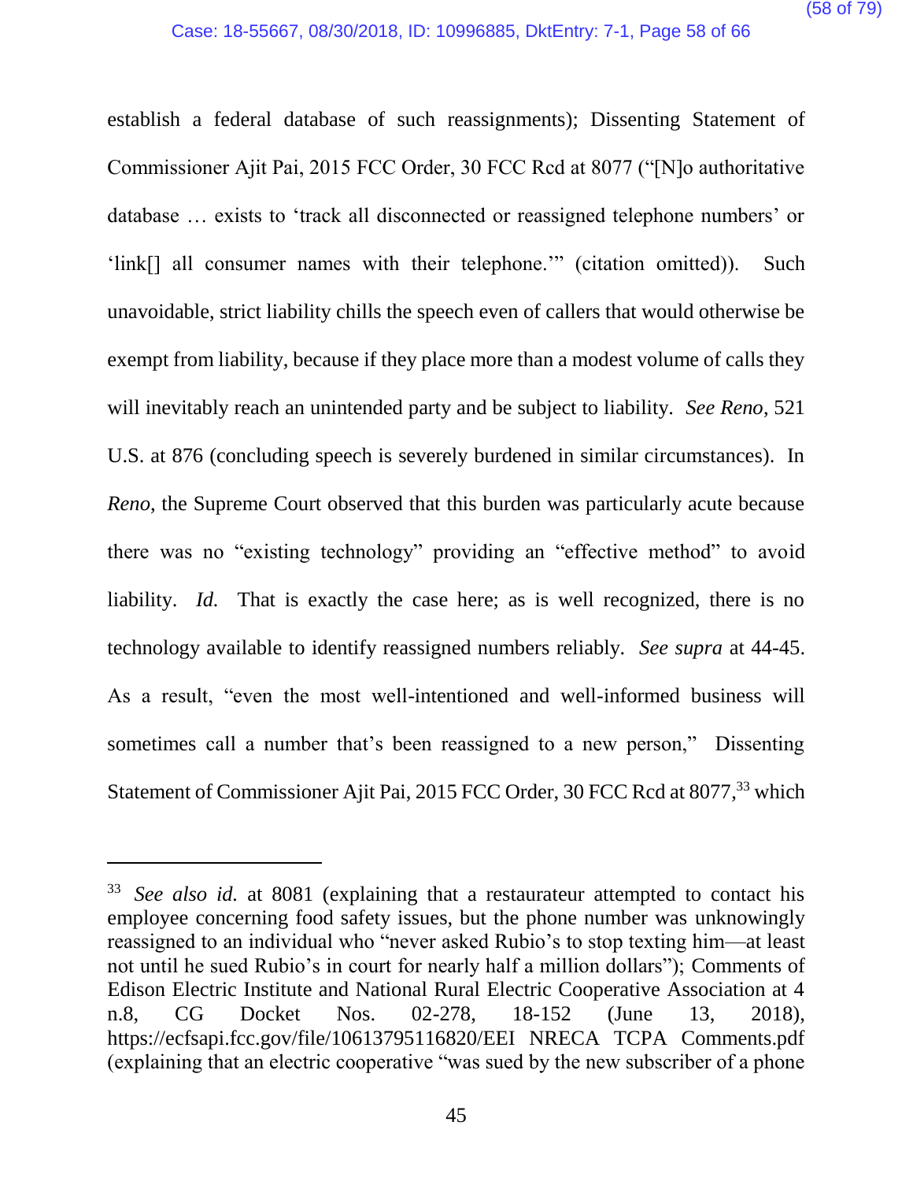establish a federal database of such reassignments); Dissenting Statement of Commissioner Ajit Pai, 2015 FCC Order, 30 FCC Rcd at 8077 ("[N]o authoritative database … exists to 'track all disconnected or reassigned telephone numbers' or 'link[] all consumer names with their telephone.'" (citation omitted)). Such unavoidable, strict liability chills the speech even of callers that would otherwise be exempt from liability, because if they place more than a modest volume of calls they will inevitably reach an unintended party and be subject to liability. *See Reno*, 521 U.S. at 876 (concluding speech is severely burdened in similar circumstances). In *Reno*, the Supreme Court observed that this burden was particularly acute because there was no "existing technology" providing an "effective method" to avoid liability. *Id.* That is exactly the case here; as is well recognized, there is no technology available to identify reassigned numbers reliably. *See supra* at 44-45. As a result, "even the most well-intentioned and well-informed business will sometimes call a number that's been reassigned to a new person," Dissenting Statement of Commissioner Ajit Pai, 2015 FCC Order, 30 FCC Rcd at 8077,[33] which

---

[33] *See also id.* at 8081 (explaining that a restaurateur attempted to contact his employee concerning food safety issues, but the phone number was unknowingly reassigned to an individual who "never asked Rubio's to stop texting him—at least not until he sued Rubio's in court for nearly half a million dollars"); Comments of Edison Electric Institute and National Rural Electric Cooperative Association at 4 n.8, CG Docket Nos. 02-278, 18-152 (June 13, 2018), https://ecfsapi.fcc.gov/file/10613795116820/EEI NRECA TCPA Comments.pdf (explaining that an electric cooperative "was sued by the new subscriber of a phone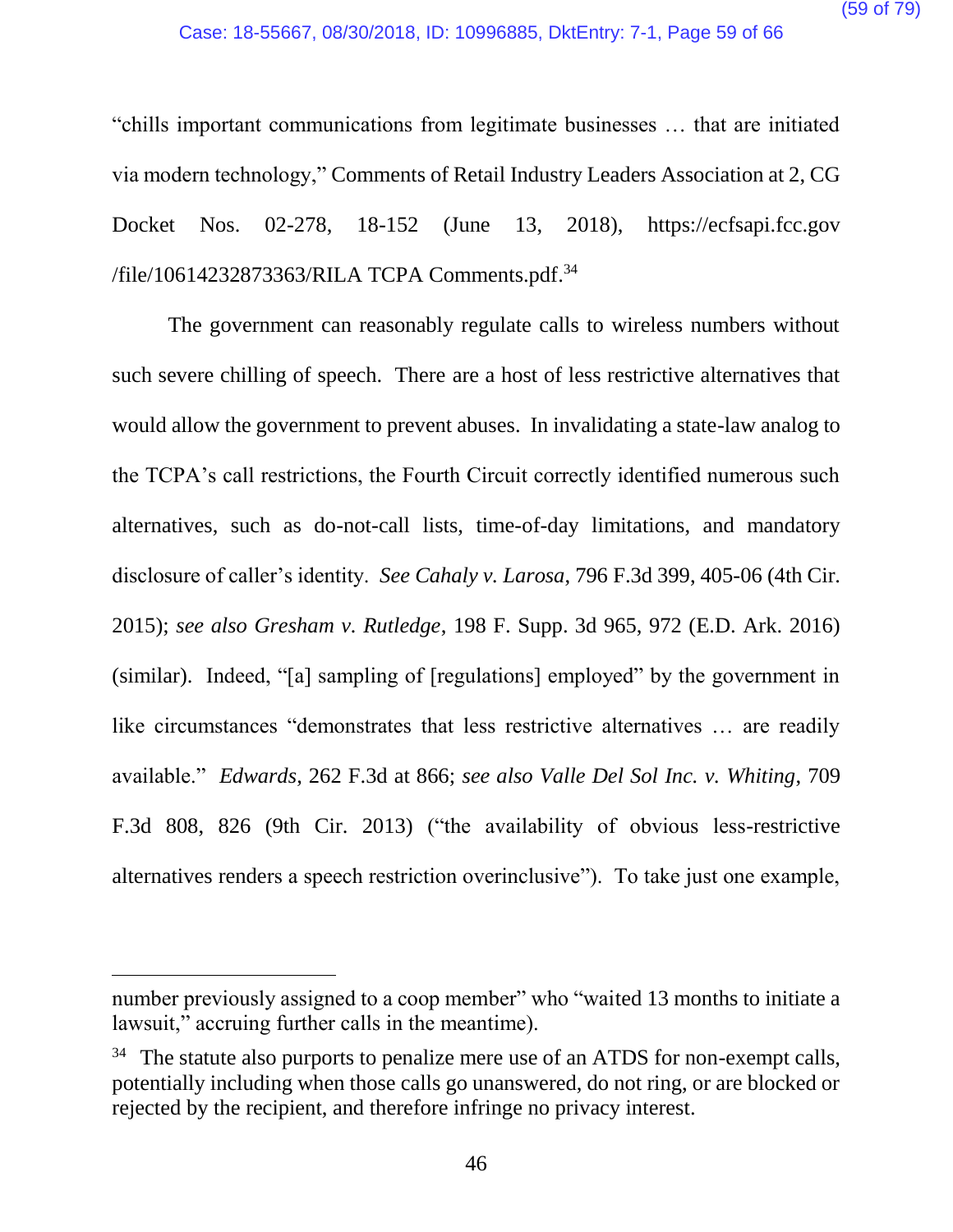"chills important communications from legitimate businesses … that are initiated via modern technology," Comments of Retail Industry Leaders Association at 2, CG Docket Nos. 02-278, 18-152 (June 13, 2018), https://ecfsapi.fcc.gov /file/10614232873363/RILA TCPA Comments.pdf.[34]

The government can reasonably regulate calls to wireless numbers without such severe chilling of speech. There are a host of less restrictive alternatives that would allow the government to prevent abuses. In invalidating a state-law analog to the TCPA's call restrictions, the Fourth Circuit correctly identified numerous such alternatives, such as do-not-call lists, time-of-day limitations, and mandatory disclosure of caller's identity. *See Cahaly v. Larosa*, 796 F.3d 399, 405-06 (4th Cir. 2015); *see also Gresham v. Rutledge*, 198 F. Supp. 3d 965, 972 (E.D. Ark. 2016) (similar). Indeed, "[a] sampling of [regulations] employed" by the government in like circumstances "demonstrates that less restrictive alternatives … are readily available." *Edwards*, 262 F.3d at 866; *see also Valle Del Sol Inc. v. Whiting*, 709 F.3d 808, 826 (9th Cir. 2013) ("the availability of obvious less-restrictive alternatives renders a speech restriction overinclusive"). To take just one example,

---

number previously assigned to a coop member" who "waited 13 months to initiate a lawsuit," accruing further calls in the meantime).

[34] The statute also purports to penalize mere use of an ATDS for non-exempt calls, potentially including when those calls go unanswered, do not ring, or are blocked or rejected by the recipient, and therefore infringe no privacy interest.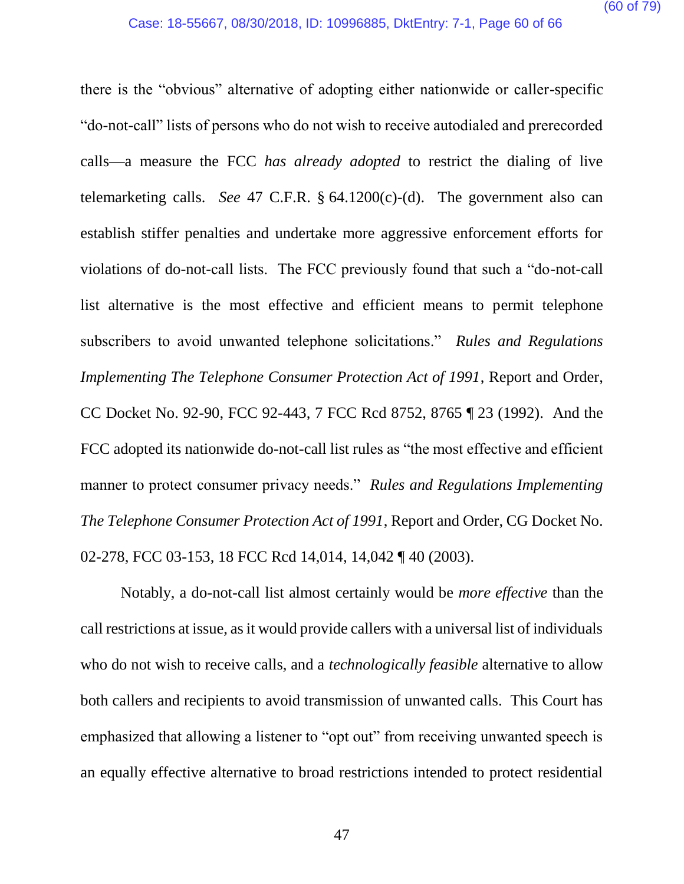there is the "obvious" alternative of adopting either nationwide or caller-specific "do-not-call" lists of persons who do not wish to receive autodialed and prerecorded calls—a measure the FCC *has already adopted* to restrict the dialing of live telemarketing calls. *See* 47 C.F.R. § 64.1200(c)-(d). The government also can establish stiffer penalties and undertake more aggressive enforcement efforts for violations of do-not-call lists. The FCC previously found that such a "do-not-call list alternative is the most effective and efficient means to permit telephone subscribers to avoid unwanted telephone solicitations." *Rules and Regulations Implementing The Telephone Consumer Protection Act of 1991*, Report and Order, CC Docket No. 92-90, FCC 92-443, 7 FCC Rcd 8752, 8765 ¶ 23 (1992). And the FCC adopted its nationwide do-not-call list rules as "the most effective and efficient manner to protect consumer privacy needs." *Rules and Regulations Implementing The Telephone Consumer Protection Act of 1991*, Report and Order, CG Docket No. 02-278, FCC 03-153, 18 FCC Rcd 14,014, 14,042 ¶ 40 (2003).

Notably, a do-not-call list almost certainly would be *more effective* than the call restrictions at issue, as it would provide callers with a universal list of individuals who do not wish to receive calls, and a *technologically feasible* alternative to allow both callers and recipients to avoid transmission of unwanted calls. This Court has emphasized that allowing a listener to "opt out" from receiving unwanted speech is an equally effective alternative to broad restrictions intended to protect residential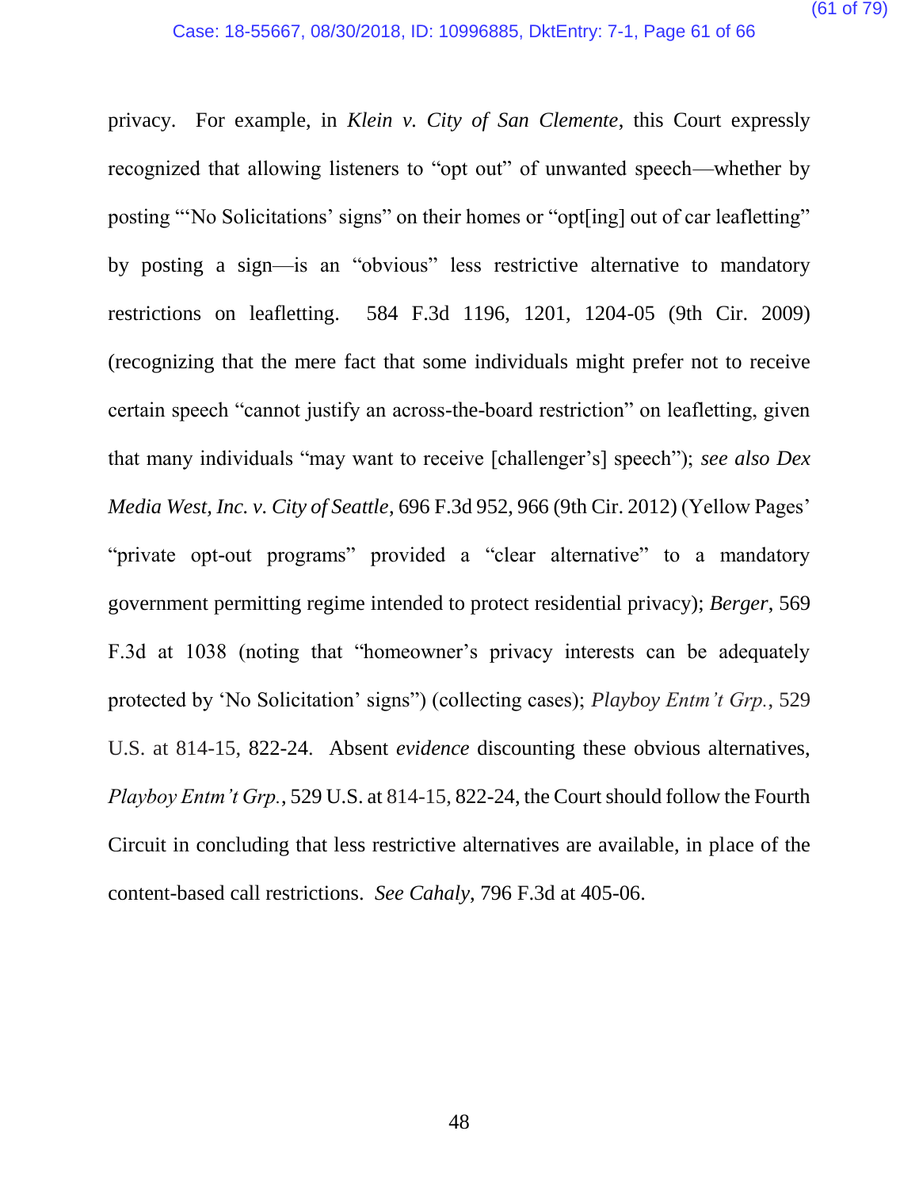privacy. For example, in *Klein v. City of San Clemente*, this Court expressly recognized that allowing listeners to "opt out" of unwanted speech—whether by posting "'No Solicitations' signs" on their homes or "opt[ing] out of car leafletting" by posting a sign—is an "obvious" less restrictive alternative to mandatory restrictions on leafletting. 584 F.3d 1196, 1201, 1204-05 (9th Cir. 2009) (recognizing that the mere fact that some individuals might prefer not to receive certain speech "cannot justify an across-the-board restriction" on leafletting, given that many individuals "may want to receive [challenger's] speech"); *see also Dex Media West, Inc. v. City of Seattle*, 696 F.3d 952, 966 (9th Cir. 2012) (Yellow Pages' "private opt-out programs" provided a "clear alternative" to a mandatory government permitting regime intended to protect residential privacy); *Berger*, 569 F.3d at 1038 (noting that "homeowner's privacy interests can be adequately protected by 'No Solicitation' signs") (collecting cases); *Playboy Entm't Grp.*, 529 U.S. at 814-15, 822-24. Absent *evidence* discounting these obvious alternatives, *Playboy Entm't Grp.*, 529 U.S. at 814-15, 822-24, the Court should follow the Fourth Circuit in concluding that less restrictive alternatives are available, in place of the content-based call restrictions. *See Cahaly*, 796 F.3d at 405-06.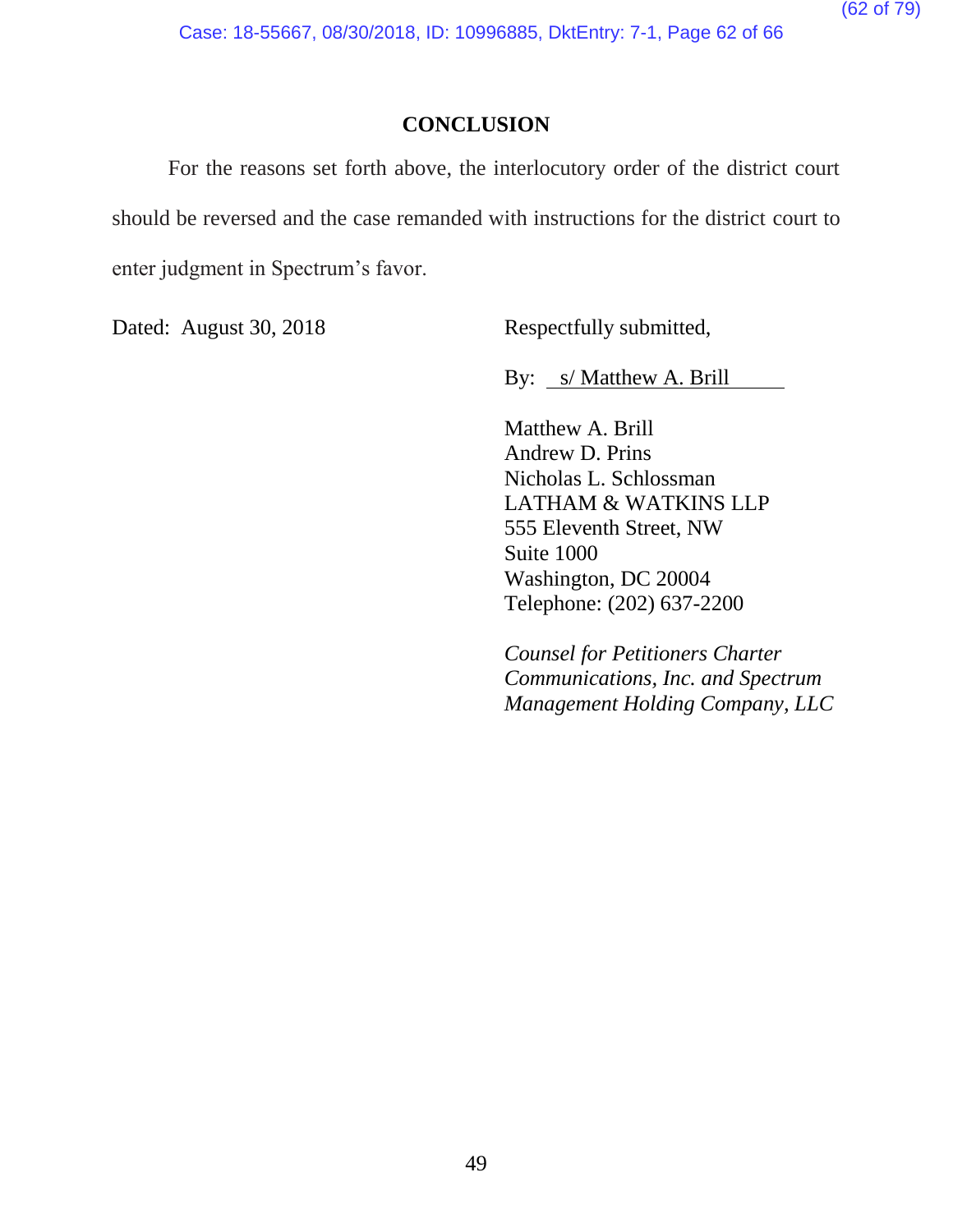## CONCLUSION

For the reasons set forth above, the interlocutory order of the district court should be reversed and the case remanded with instructions for the district court to enter judgment in Spectrum's favor.

Dated: August 30, 2018

Respectfully submitted,

By: s/ Matthew A. Brill

Matthew A. Brill
Andrew D. Prins
Nicholas L. Schlossman
LATHAM & WATKINS LLP
555 Eleventh Street, NW
Suite 1000
Washington, DC 20004
Telephone: (202) 637-2200

*Counsel for Petitioners Charter Communications, Inc. and Spectrum Management Holding Company, LLC*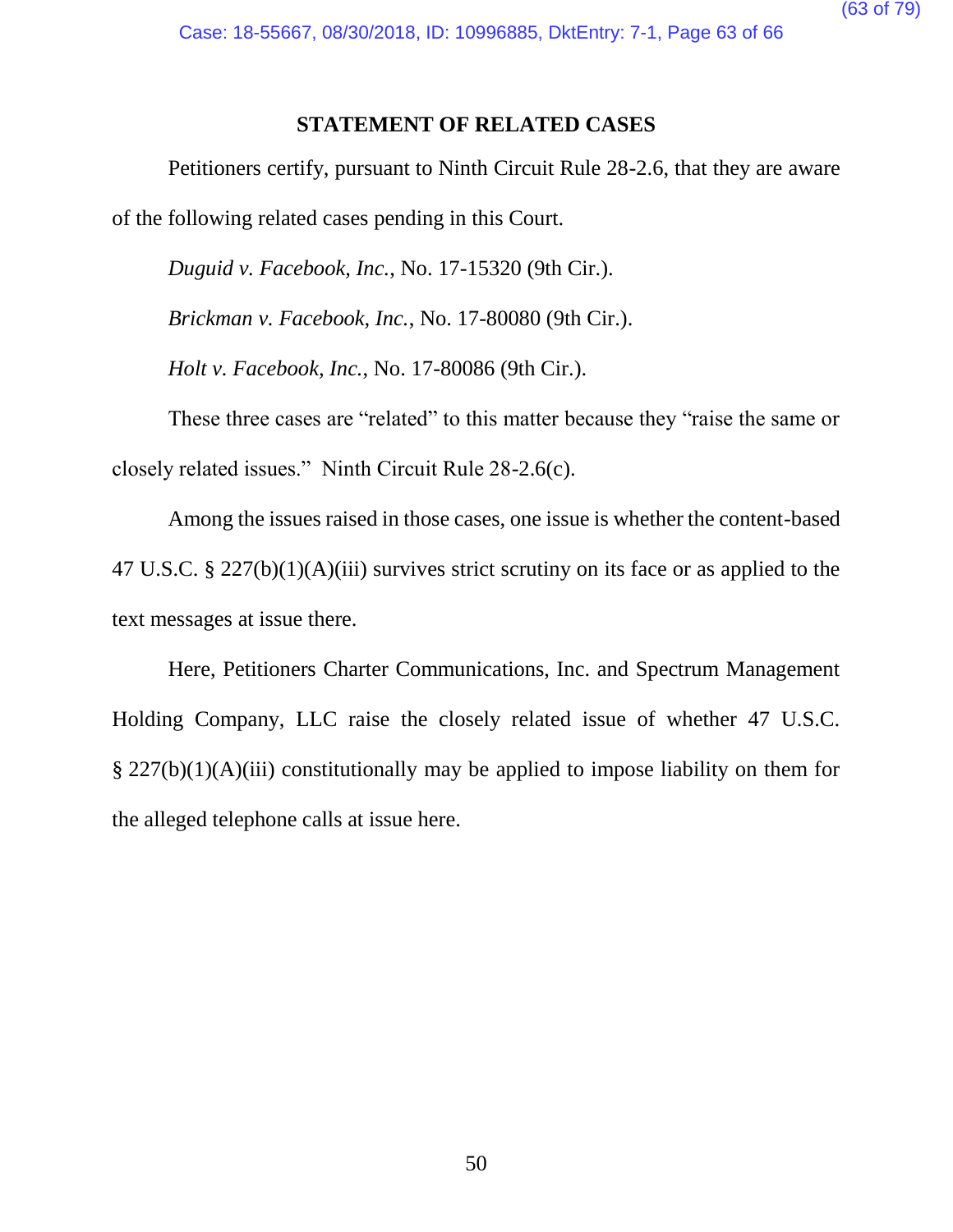## STATEMENT OF RELATED CASES

Petitioners certify, pursuant to Ninth Circuit Rule 28-2.6, that they are aware of the following related cases pending in this Court.

*Duguid v. Facebook, Inc.*, No. 17-15320 (9th Cir.).

*Brickman v. Facebook, Inc.*, No. 17-80080 (9th Cir.).

*Holt v. Facebook, Inc.*, No. 17-80086 (9th Cir.).

These three cases are "related" to this matter because they "raise the same or closely related issues." Ninth Circuit Rule 28-2.6(c).

Among the issues raised in those cases, one issue is whether the content-based 47 U.S.C. § 227(b)(1)(A)(iii) survives strict scrutiny on its face or as applied to the text messages at issue there.

Here, Petitioners Charter Communications, Inc. and Spectrum Management Holding Company, LLC raise the closely related issue of whether 47 U.S.C. § 227(b)(1)(A)(iii) constitutionally may be applied to impose liability on them for the alleged telephone calls at issue here.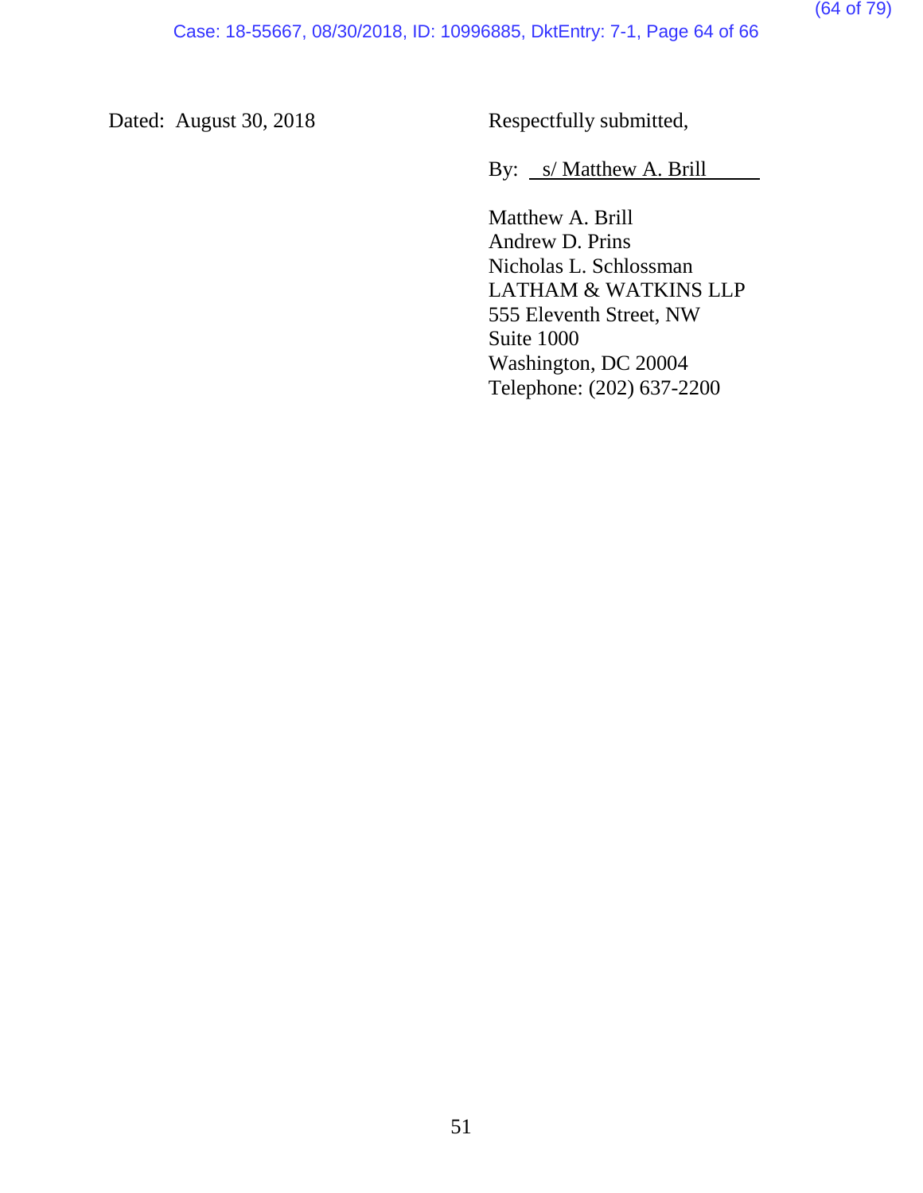Dated: August 30, 2018

Respectfully submitted,

By: s/ Matthew A. Brill

Matthew A. Brill
Andrew D. Prins
Nicholas L. Schlossman
LATHAM & WATKINS LLP
555 Eleventh Street, NW
Suite 1000
Washington, DC 20004
Telephone: (202) 637-2200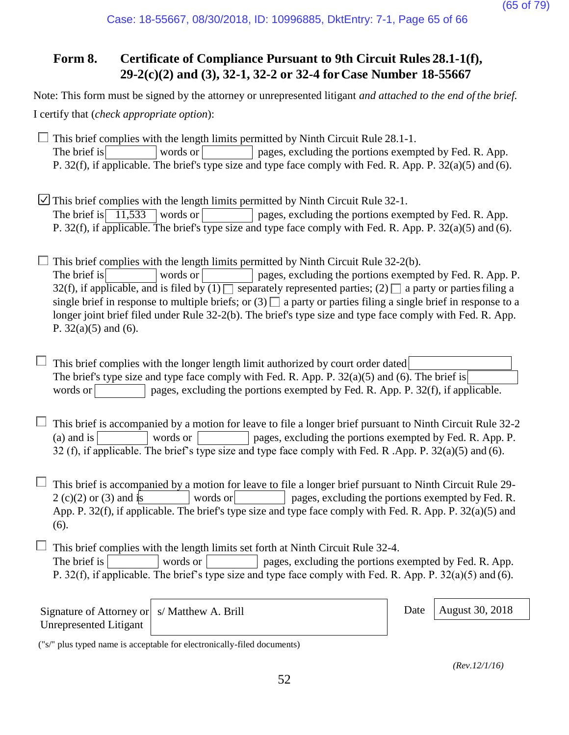## Form 8. Certificate of Compliance Pursuant to 9th Circuit Rules 28.1-1(f), 29-2(c)(2) and (3), 32-1, 32-2 or 32-4 for Case Number 18-55667

Note: This form must be signed by the attorney or unrepresented litigant *and attached to the end of the brief.*

I certify that (*check appropriate option*):

☐ This brief complies with the length limits permitted by Ninth Circuit Rule 28.1-1.
The brief is ________ words or ________ pages, excluding the portions exempted by Fed. R. App. P. 32(f), if applicable. The brief's type size and type face comply with Fed. R. App. P. 32(a)(5) and (6).

☑ This brief complies with the length limits permitted by Ninth Circuit Rule 32-1.
The brief is 11,533 words or ________ pages, excluding the portions exempted by Fed. R. App. P. 32(f), if applicable. The brief's type size and type face comply with Fed. R. App. P. 32(a)(5) and (6).

☐ This brief complies with the length limits permitted by Ninth Circuit Rule 32-2(b).
The brief is ________ words or ________ pages, excluding the portions exempted by Fed. R. App. P. 32(f), if applicable, and is filed by (1) ☐ separately represented parties; (2) ☐ a party or parties filing a single brief in response to multiple briefs; or (3) ☐ a party or parties filing a single brief in response to a longer joint brief filed under Rule 32-2(b). The brief's type size and type face comply with Fed. R. App. P. 32(a)(5) and (6).

☐ This brief complies with the longer length limit authorized by court order dated ________.
The brief's type size and type face comply with Fed. R. App. P. 32(a)(5) and (6). The brief is ________ words or ________ pages, excluding the portions exempted by Fed. R. App. P. 32(f), if applicable.

☐ This brief is accompanied by a motion for leave to file a longer brief pursuant to Ninth Circuit Rule 32-2 (a) and is ________ words or ________ pages, excluding the portions exempted by Fed. R. App. P. 32 (f), if applicable. The brief's type size and type face comply with Fed. R .App. P. 32(a)(5) and (6).

☐ This brief is accompanied by a motion for leave to file a longer brief pursuant to Ninth Circuit Rule 29-2 (c)(2) or (3) and is ________ words or ________ pages, excluding the portions exempted by Fed. R. App. P. 32(f), if applicable. The brief's type size and type face comply with Fed. R. App. P. 32(a)(5) and (6).

☐ This brief complies with the length limits set forth at Ninth Circuit Rule 32-4.
The brief is ________ words or ________ pages, excluding the portions exempted by Fed. R. App. P. 32(f), if applicable. The brief's type size and type face comply with Fed. R. App. P. 32(a)(5) and (6).

| Signature of Attorney or Unrepresented Litigant | s/ Matthew A. Brill | Date | August 30, 2018 |
|---|---|---|---|

("s/" plus typed name is acceptable for electronically-filed documents)

*(Rev.12/1/16)*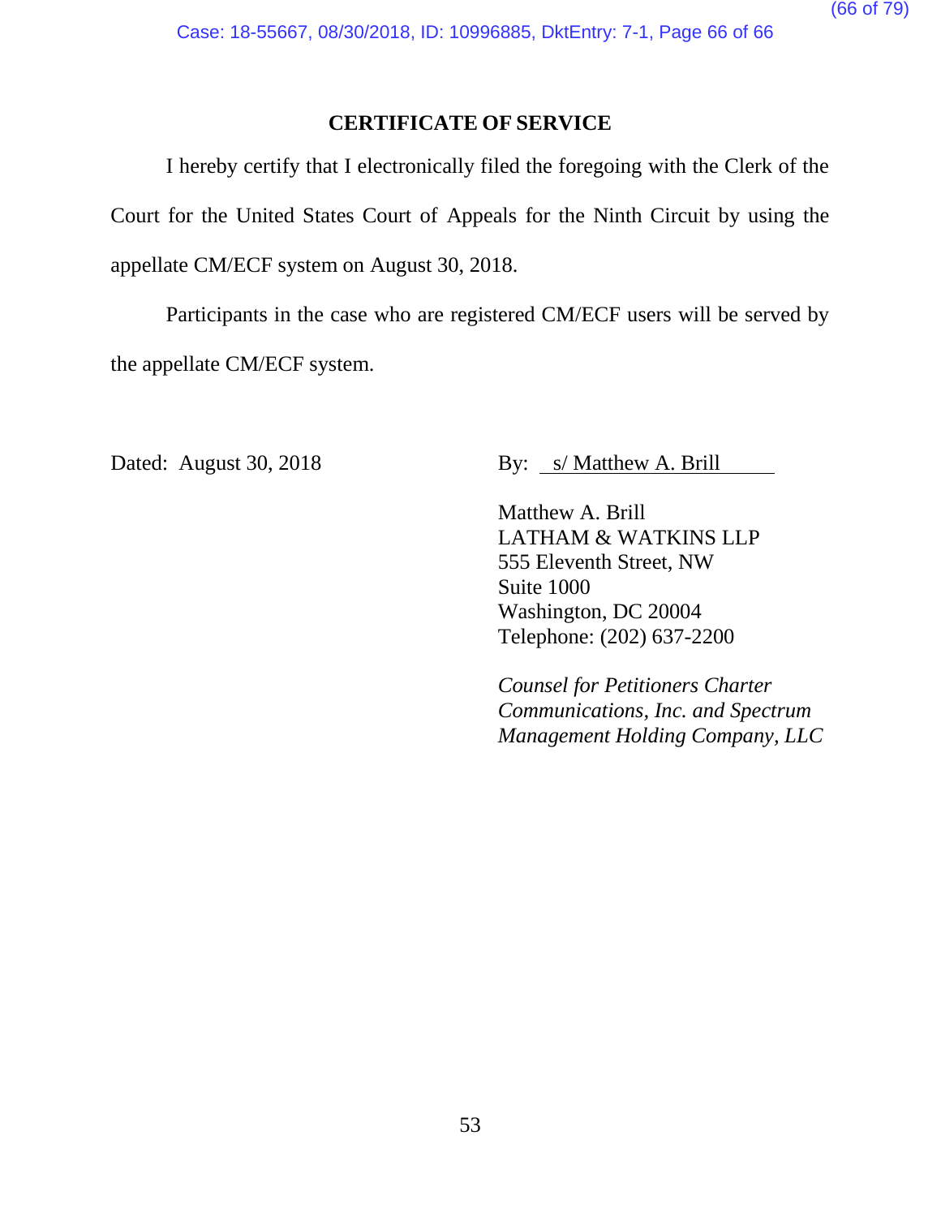## CERTIFICATE OF SERVICE

I hereby certify that I electronically filed the foregoing with the Clerk of the Court for the United States Court of Appeals for the Ninth Circuit by using the appellate CM/ECF system on August 30, 2018.

Participants in the case who are registered CM/ECF users will be served by the appellate CM/ECF system.

Dated: August 30, 2018

By: s/ Matthew A. Brill

Matthew A. Brill
LATHAM & WATKINS LLP
555 Eleventh Street, NW
Suite 1000
Washington, DC 20004
Telephone: (202) 637-2200

*Counsel for Petitioners Charter Communications, Inc. and Spectrum Management Holding Company, LLC*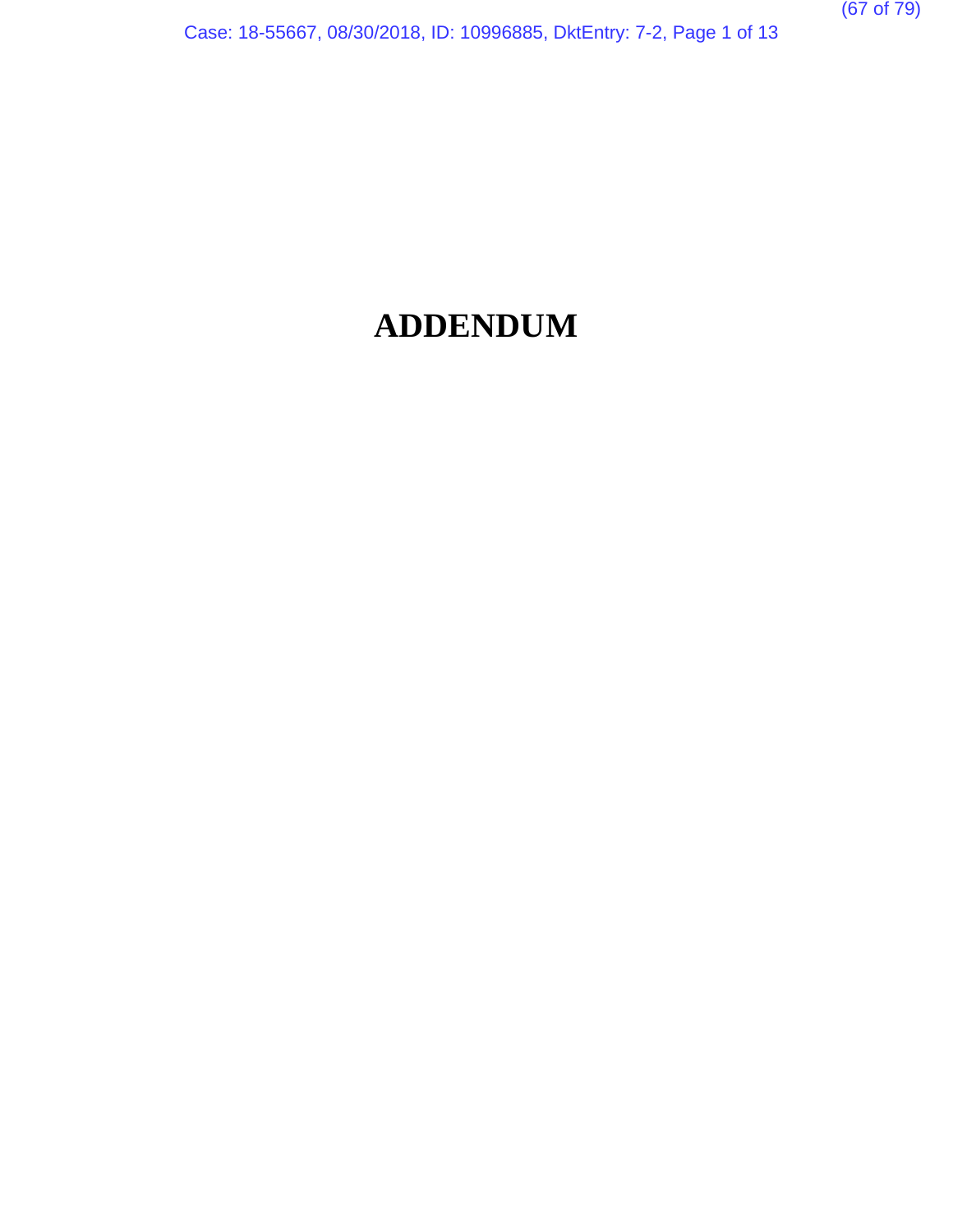# ADDENDUM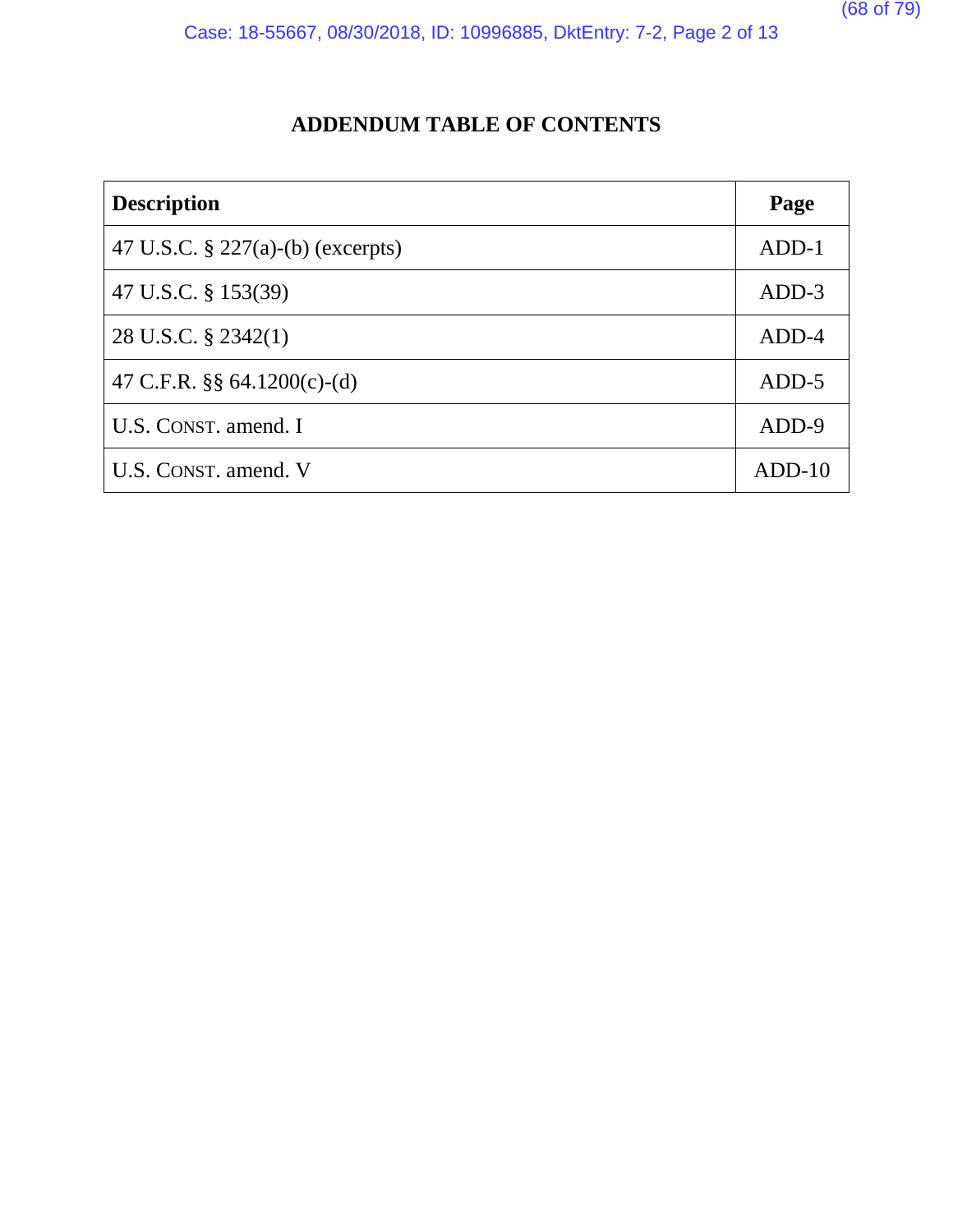## ADDENDUM TABLE OF CONTENTS

| Description | Page |
|---|---|
| 47 U.S.C. § 227(a)-(b) (excerpts) | ADD-1 |
| 47 U.S.C. § 153(39) | ADD-3 |
| 28 U.S.C. § 2342(1) | ADD-4 |
| 47 C.F.R. §§ 64.1200(c)-(d) | ADD-5 |
| U.S. CONST. amend. I | ADD-9 |
| U.S. CONST. amend. V | ADD-10 |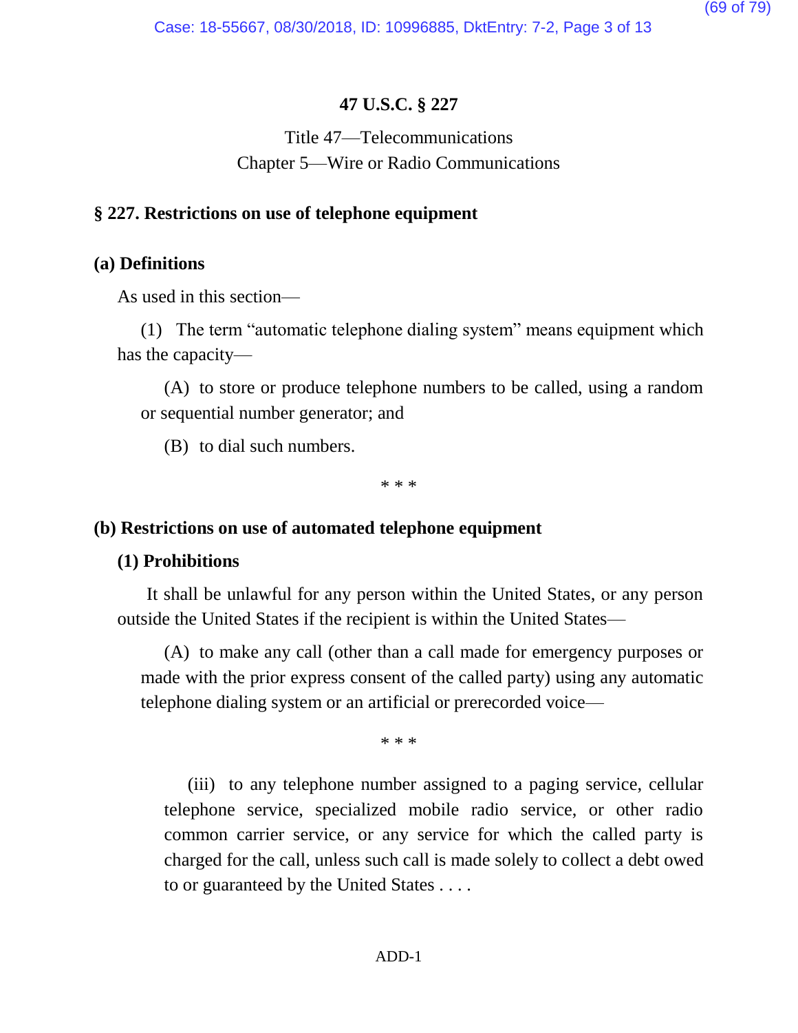# 47 U.S.C. § 227

Title 47—Telecommunications
Chapter 5—Wire or Radio Communications

## § 227. Restrictions on use of telephone equipment

### (a) Definitions

As used in this section—

(1) The term "automatic telephone dialing system" means equipment which has the capacity—

(A) to store or produce telephone numbers to be called, using a random or sequential number generator; and

(B) to dial such numbers.

\* \* \*

### (b) Restrictions on use of automated telephone equipment

#### (1) Prohibitions

It shall be unlawful for any person within the United States, or any person outside the United States if the recipient is within the United States—

(A) to make any call (other than a call made for emergency purposes or made with the prior express consent of the called party) using any automatic telephone dialing system or an artificial or prerecorded voice—

\* \* \*

(iii) to any telephone number assigned to a paging service, cellular telephone service, specialized mobile radio service, or other radio common carrier service, or any service for which the called party is charged for the call, unless such call is made solely to collect a debt owed to or guaranteed by the United States . . . .

ADD-1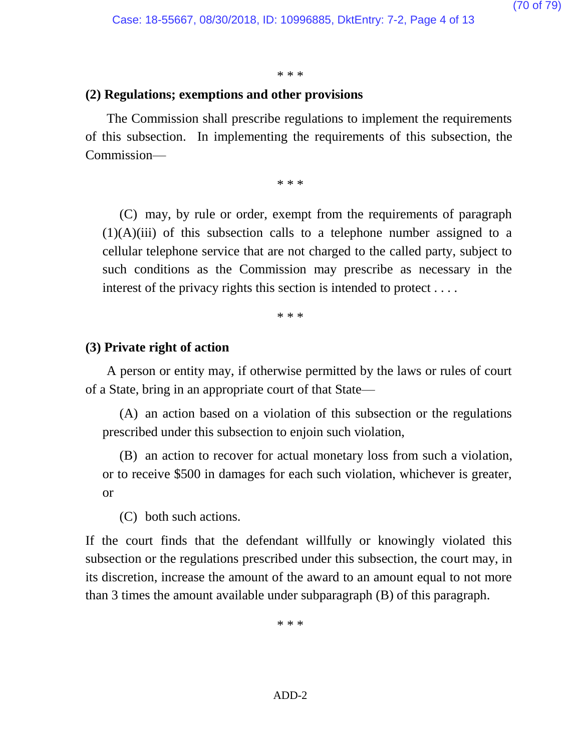\* \* \*

**(2) Regulations; exemptions and other provisions**

The Commission shall prescribe regulations to implement the requirements of this subsection. In implementing the requirements of this subsection, the Commission—

\* \* \*

> (C) may, by rule or order, exempt from the requirements of paragraph (1)(A)(iii) of this subsection calls to a telephone number assigned to a cellular telephone service that are not charged to the called party, subject to such conditions as the Commission may prescribe as necessary in the interest of the privacy rights this section is intended to protect . . . .

\* \* \*

**(3) Private right of action**

A person or entity may, if otherwise permitted by the laws or rules of court of a State, bring in an appropriate court of that State—

> (A) an action based on a violation of this subsection or the regulations prescribed under this subsection to enjoin such violation,
>
> (B) an action to recover for actual monetary loss from such a violation, or to receive $500 in damages for each such violation, whichever is greater, or
>
> (C) both such actions.

If the court finds that the defendant willfully or knowingly violated this subsection or the regulations prescribed under this subsection, the court may, in its discretion, increase the amount of the award to an amount equal to not more than 3 times the amount available under subparagraph (B) of this paragraph.

\* \* \*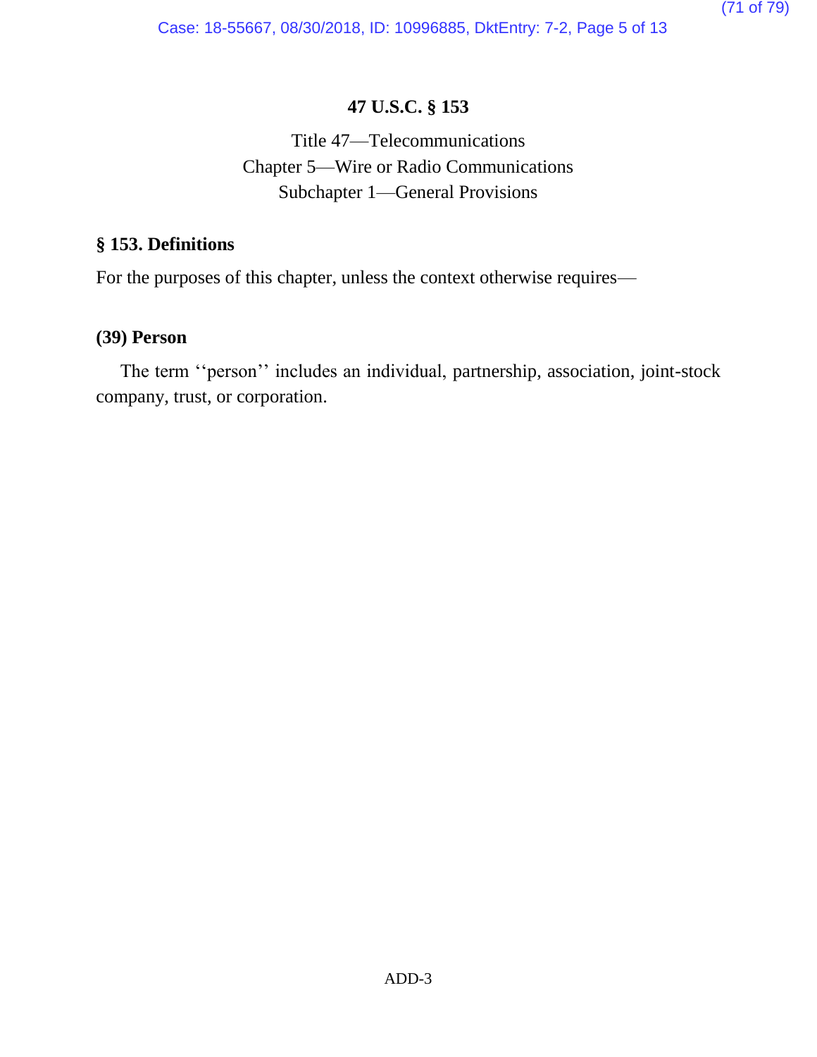# 47 U.S.C. § 153

Title 47—Telecommunications
Chapter 5—Wire or Radio Communications
Subchapter 1—General Provisions

## § 153. Definitions

For the purposes of this chapter, unless the context otherwise requires—

### (39) Person

The term ''person'' includes an individual, partnership, association, joint-stock company, trust, or corporation.

ADD-3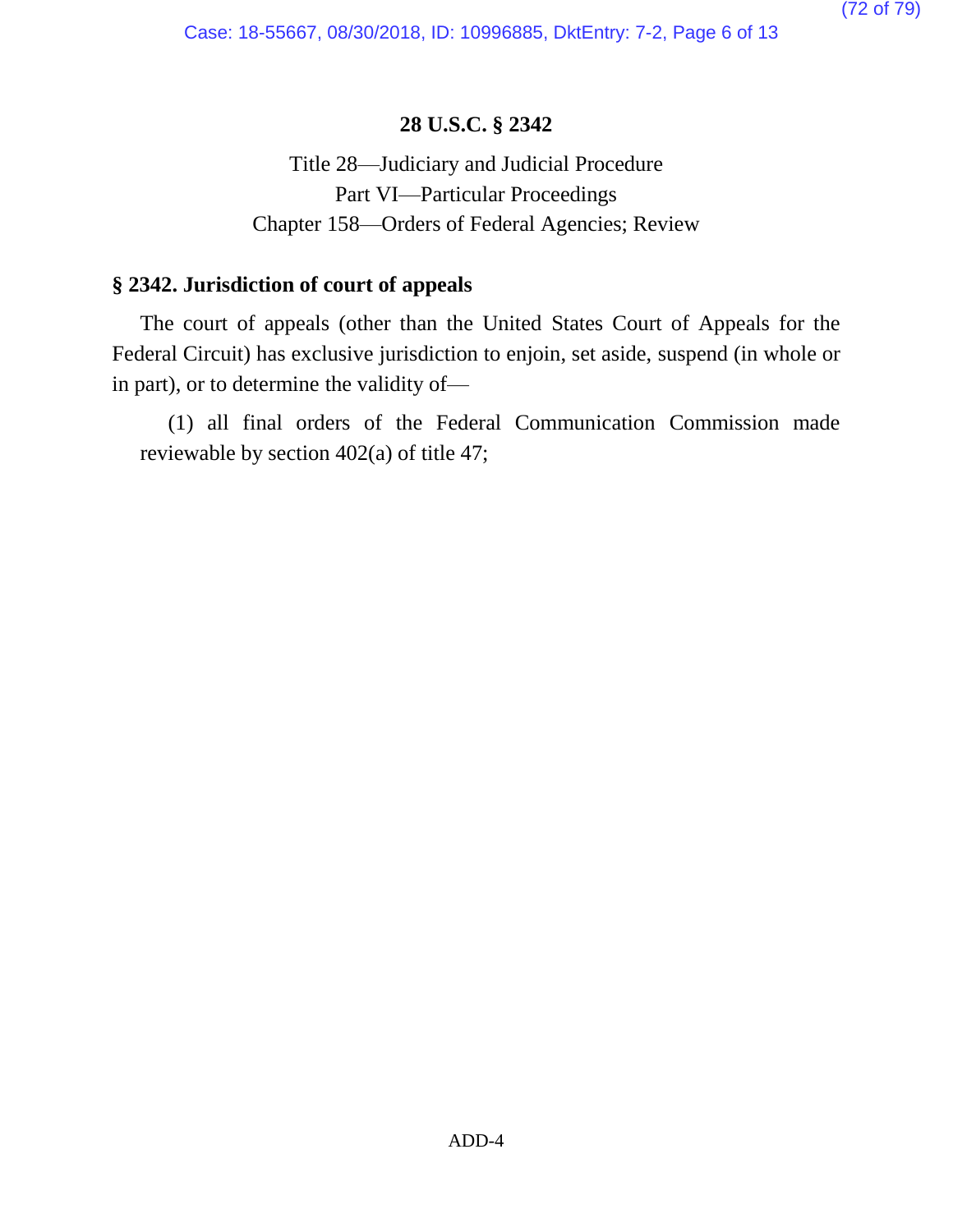## 28 U.S.C. § 2342

Title 28—Judiciary and Judicial Procedure
Part VI—Particular Proceedings
Chapter 158—Orders of Federal Agencies; Review

### § 2342. Jurisdiction of court of appeals

The court of appeals (other than the United States Court of Appeals for the Federal Circuit) has exclusive jurisdiction to enjoin, set aside, suspend (in whole or in part), or to determine the validity of—

(1) all final orders of the Federal Communication Commission made reviewable by section 402(a) of title 47;

ADD-4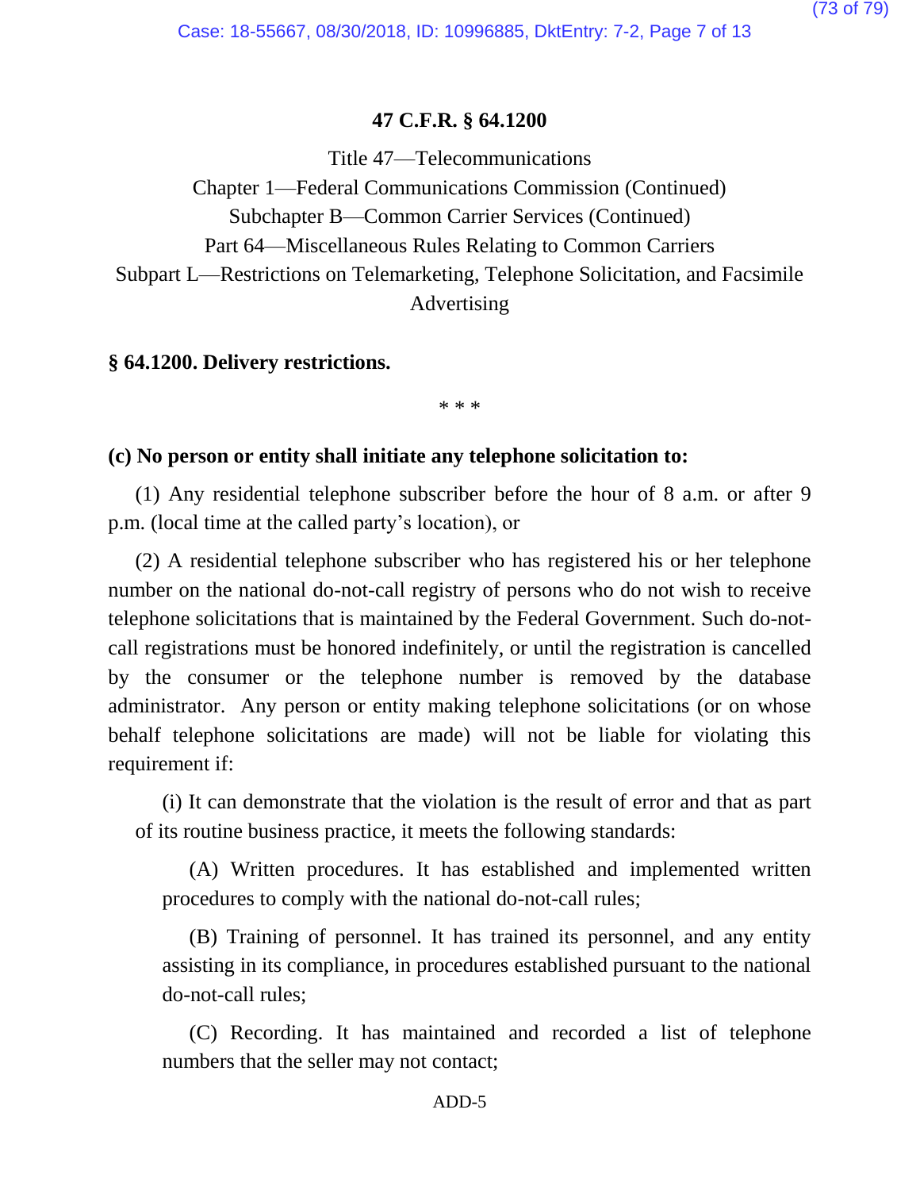# 47 C.F.R. § 64.1200

Title 47—Telecommunications
Chapter 1—Federal Communications Commission (Continued)
Subchapter B—Common Carrier Services (Continued)
Part 64—Miscellaneous Rules Relating to Common Carriers
Subpart L—Restrictions on Telemarketing, Telephone Solicitation, and Facsimile Advertising

## § 64.1200. Delivery restrictions.

* * *

**(c) No person or entity shall initiate any telephone solicitation to:**

(1) Any residential telephone subscriber before the hour of 8 a.m. or after 9 p.m. (local time at the called party's location), or

(2) A residential telephone subscriber who has registered his or her telephone number on the national do-not-call registry of persons who do not wish to receive telephone solicitations that is maintained by the Federal Government. Such do-not-call registrations must be honored indefinitely, or until the registration is cancelled by the consumer or the telephone number is removed by the database administrator. Any person or entity making telephone solicitations (or on whose behalf telephone solicitations are made) will not be liable for violating this requirement if:

(i) It can demonstrate that the violation is the result of error and that as part of its routine business practice, it meets the following standards:

(A) Written procedures. It has established and implemented written procedures to comply with the national do-not-call rules;

(B) Training of personnel. It has trained its personnel, and any entity assisting in its compliance, in procedures established pursuant to the national do-not-call rules;

(C) Recording. It has maintained and recorded a list of telephone numbers that the seller may not contact;

ADD-5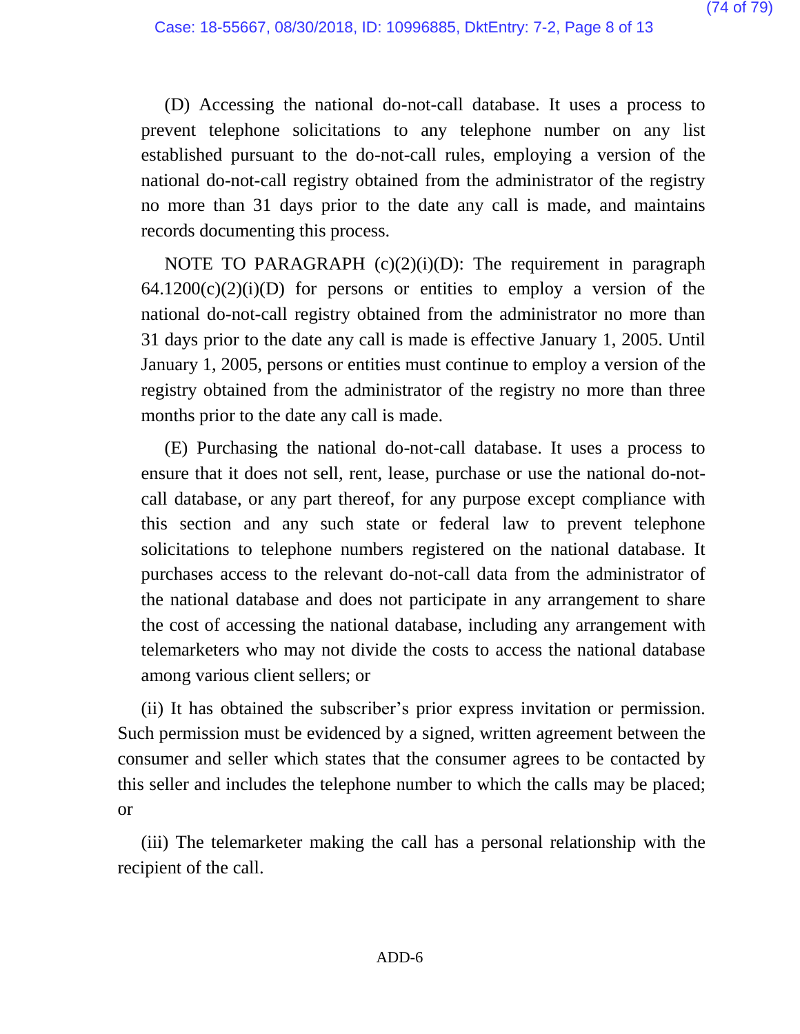(D) Accessing the national do-not-call database. It uses a process to prevent telephone solicitations to any telephone number on any list established pursuant to the do-not-call rules, employing a version of the national do-not-call registry obtained from the administrator of the registry no more than 31 days prior to the date any call is made, and maintains records documenting this process.

NOTE TO PARAGRAPH (c)(2)(i)(D): The requirement in paragraph 64.1200(c)(2)(i)(D) for persons or entities to employ a version of the national do-not-call registry obtained from the administrator no more than 31 days prior to the date any call is made is effective January 1, 2005. Until January 1, 2005, persons or entities must continue to employ a version of the registry obtained from the administrator of the registry no more than three months prior to the date any call is made.

(E) Purchasing the national do-not-call database. It uses a process to ensure that it does not sell, rent, lease, purchase or use the national do-not-call database, or any part thereof, for any purpose except compliance with this section and any such state or federal law to prevent telephone solicitations to telephone numbers registered on the national database. It purchases access to the relevant do-not-call data from the administrator of the national database and does not participate in any arrangement to share the cost of accessing the national database, including any arrangement with telemarketers who may not divide the costs to access the national database among various client sellers; or

(ii) It has obtained the subscriber's prior express invitation or permission. Such permission must be evidenced by a signed, written agreement between the consumer and seller which states that the consumer agrees to be contacted by this seller and includes the telephone number to which the calls may be placed; or

(iii) The telemarketer making the call has a personal relationship with the recipient of the call.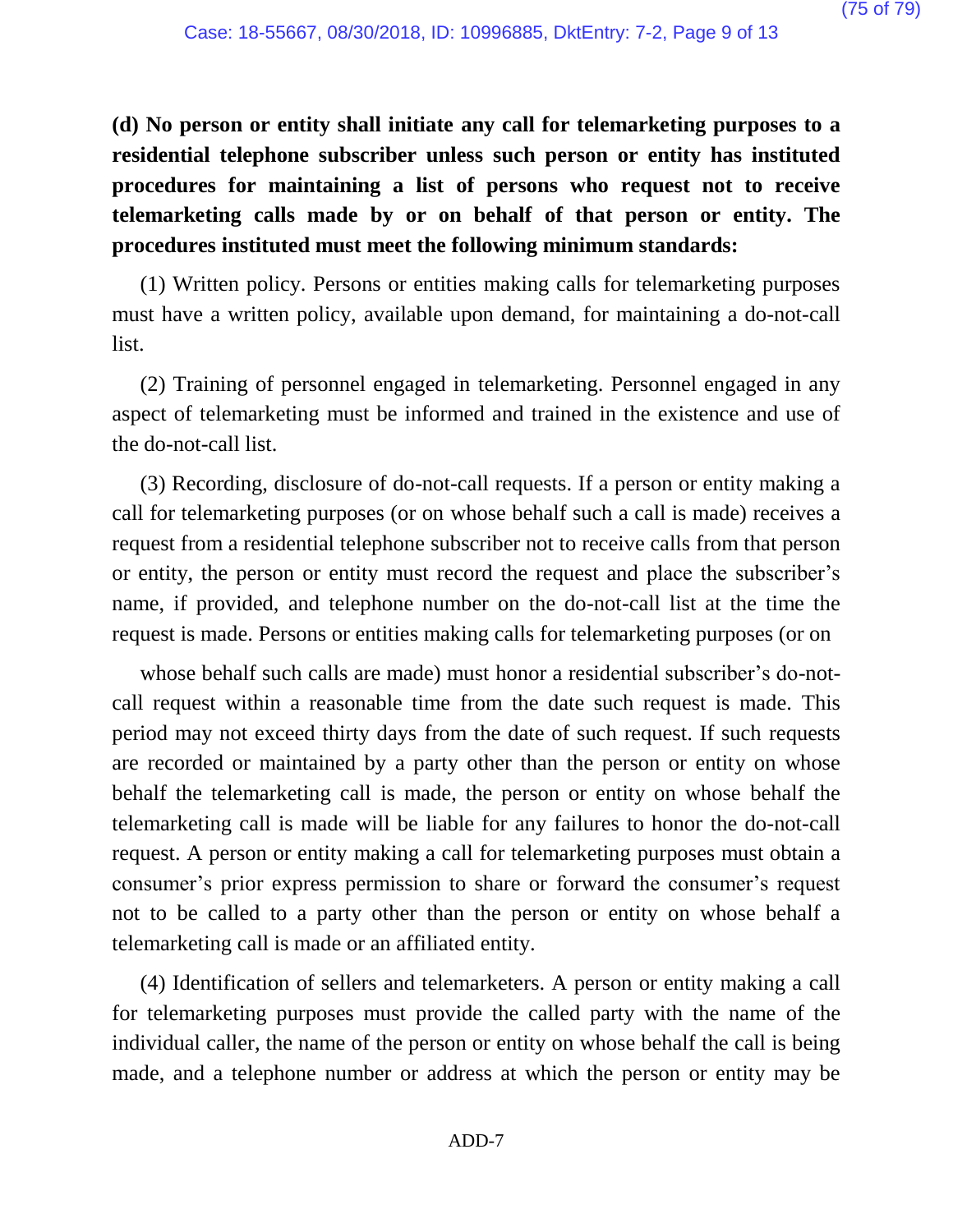**(d) No person or entity shall initiate any call for telemarketing purposes to a residential telephone subscriber unless such person or entity has instituted procedures for maintaining a list of persons who request not to receive telemarketing calls made by or on behalf of that person or entity. The procedures instituted must meet the following minimum standards:**

(1) Written policy. Persons or entities making calls for telemarketing purposes must have a written policy, available upon demand, for maintaining a do-not-call list.

(2) Training of personnel engaged in telemarketing. Personnel engaged in any aspect of telemarketing must be informed and trained in the existence and use of the do-not-call list.

(3) Recording, disclosure of do-not-call requests. If a person or entity making a call for telemarketing purposes (or on whose behalf such a call is made) receives a request from a residential telephone subscriber not to receive calls from that person or entity, the person or entity must record the request and place the subscriber's name, if provided, and telephone number on the do-not-call list at the time the request is made. Persons or entities making calls for telemarketing purposes (or on whose behalf such calls are made) must honor a residential subscriber's do-not-call request within a reasonable time from the date such request is made. This period may not exceed thirty days from the date of such request. If such requests are recorded or maintained by a party other than the person or entity on whose behalf the telemarketing call is made, the person or entity on whose behalf the telemarketing call is made will be liable for any failures to honor the do-not-call request. A person or entity making a call for telemarketing purposes must obtain a consumer's prior express permission to share or forward the consumer's request not to be called to a party other than the person or entity on whose behalf a telemarketing call is made or an affiliated entity.

(4) Identification of sellers and telemarketers. A person or entity making a call for telemarketing purposes must provide the called party with the name of the individual caller, the name of the person or entity on whose behalf the call is being made, and a telephone number or address at which the person or entity may be

ADD-7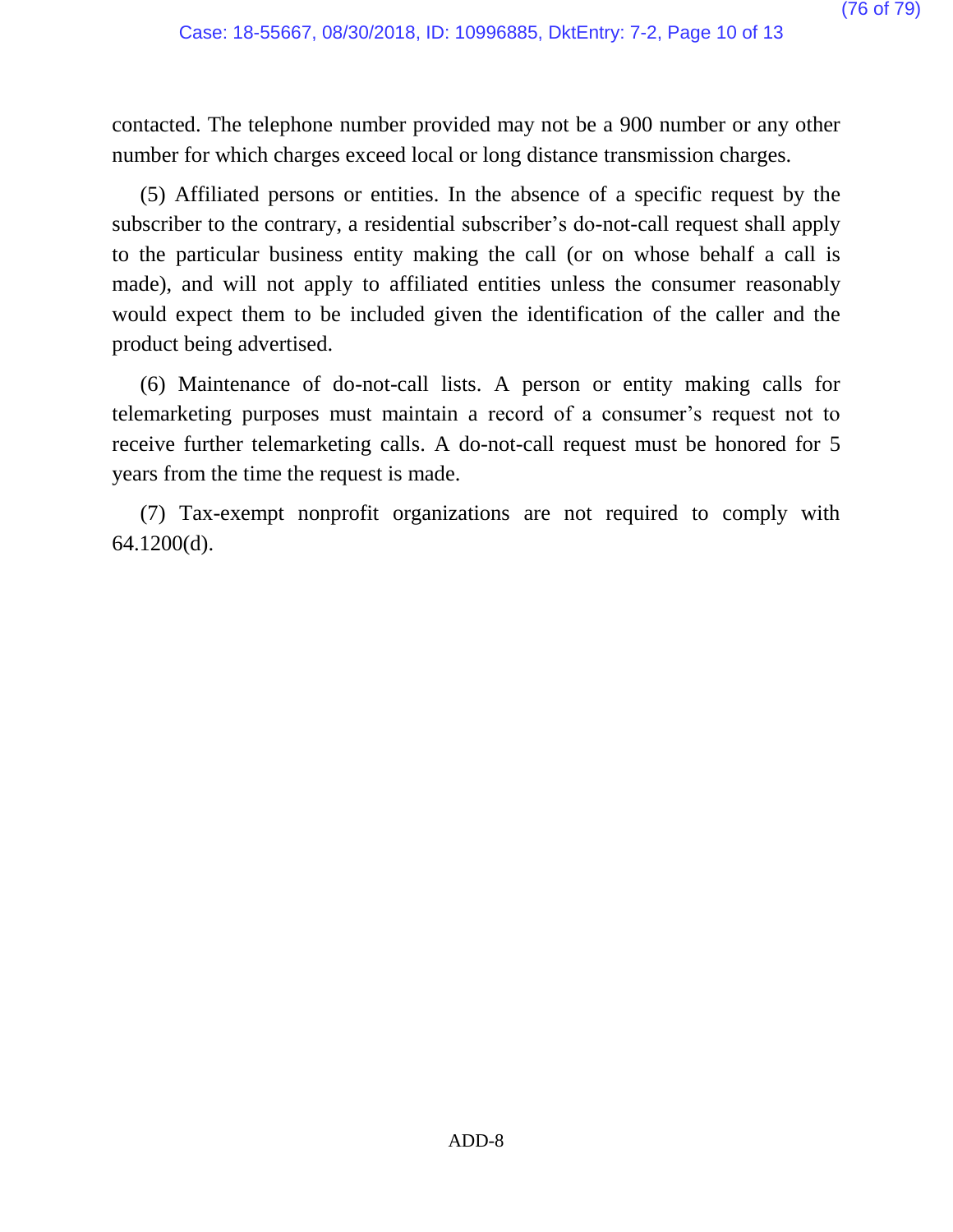contacted. The telephone number provided may not be a 900 number or any other number for which charges exceed local or long distance transmission charges.

(5) Affiliated persons or entities. In the absence of a specific request by the subscriber to the contrary, a residential subscriber's do-not-call request shall apply to the particular business entity making the call (or on whose behalf a call is made), and will not apply to affiliated entities unless the consumer reasonably would expect them to be included given the identification of the caller and the product being advertised.

(6) Maintenance of do-not-call lists. A person or entity making calls for telemarketing purposes must maintain a record of a consumer's request not to receive further telemarketing calls. A do-not-call request must be honored for 5 years from the time the request is made.

(7) Tax-exempt nonprofit organizations are not required to comply with 64.1200(d).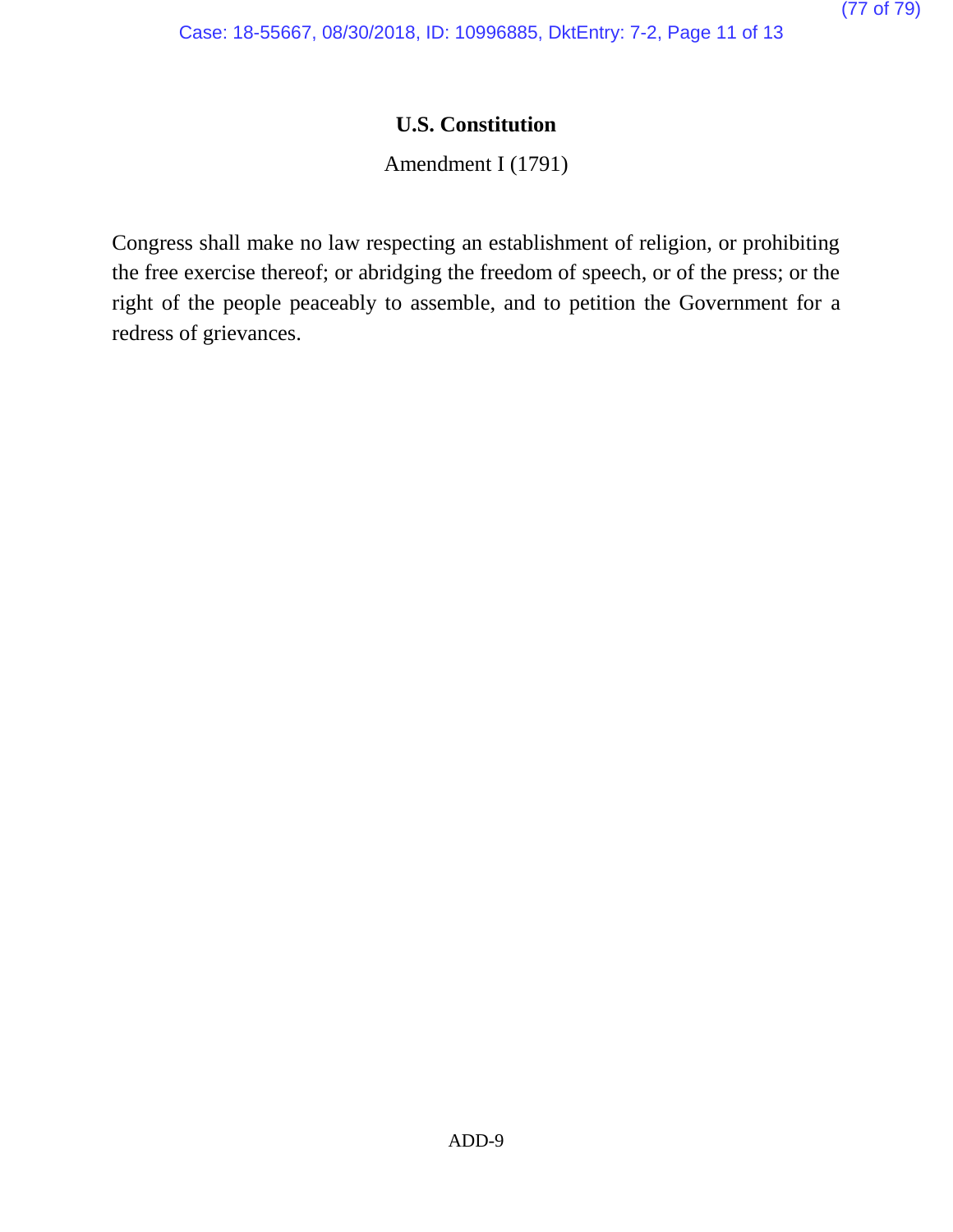**U.S. Constitution**

Amendment I (1791)

Congress shall make no law respecting an establishment of religion, or prohibiting the free exercise thereof; or abridging the freedom of speech, or of the press; or the right of the people peaceably to assemble, and to petition the Government for a redress of grievances.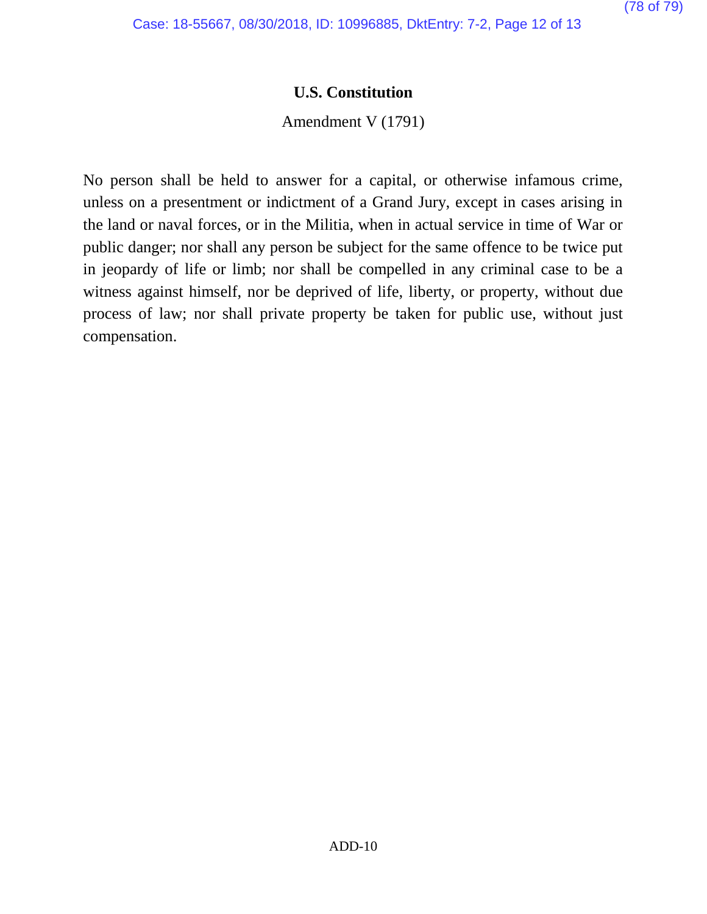**U.S. Constitution**

Amendment V (1791)

No person shall be held to answer for a capital, or otherwise infamous crime, unless on a presentment or indictment of a Grand Jury, except in cases arising in the land or naval forces, or in the Militia, when in actual service in time of War or public danger; nor shall any person be subject for the same offence to be twice put in jeopardy of life or limb; nor shall be compelled in any criminal case to be a witness against himself, nor be deprived of life, liberty, or property, without due process of law; nor shall private property be taken for public use, without just compensation.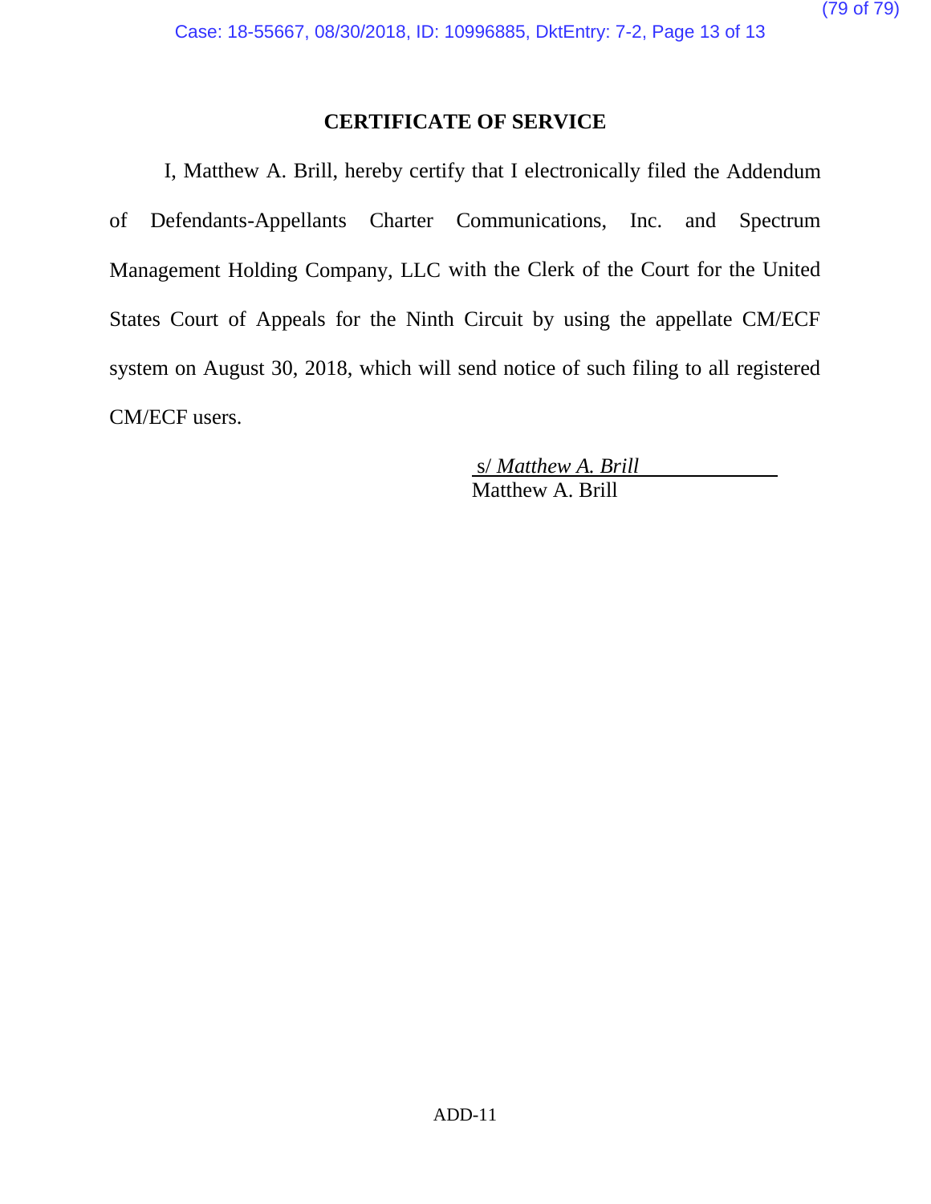## CERTIFICATE OF SERVICE

I, Matthew A. Brill, hereby certify that I electronically filed the Addendum of Defendants-Appellants Charter Communications, Inc. and Spectrum Management Holding Company, LLC with the Clerk of the Court for the United States Court of Appeals for the Ninth Circuit by using the appellate CM/ECF system on August 30, 2018, which will send notice of such filing to all registered CM/ECF users.

s/ *Matthew A. Brill*
Matthew A. Brill

ADD-11